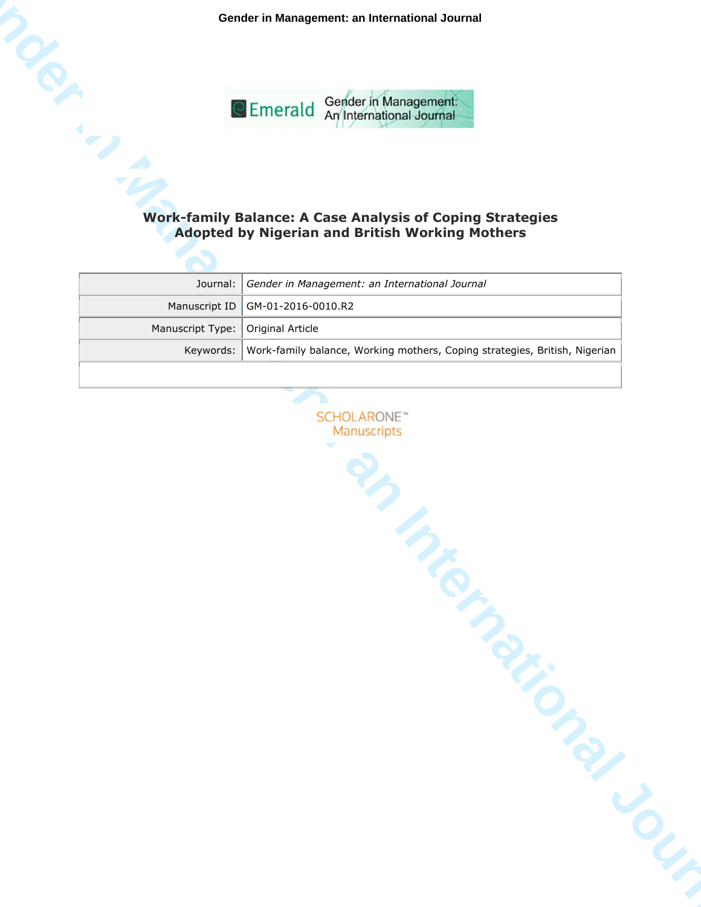# Work-family Balance: A Case Analysis of Coping Strategies Adopted by Nigerian and British Working Mothers

| | |
|---|---|
| Journal: | *Gender in Management: an International Journal* |
| Manuscript ID | GM-01-2016-0010.R2 |
| Manuscript Type: | Original Article |
| Keywords: | Work-family balance, Working mothers, Coping strategies, British, Nigerian |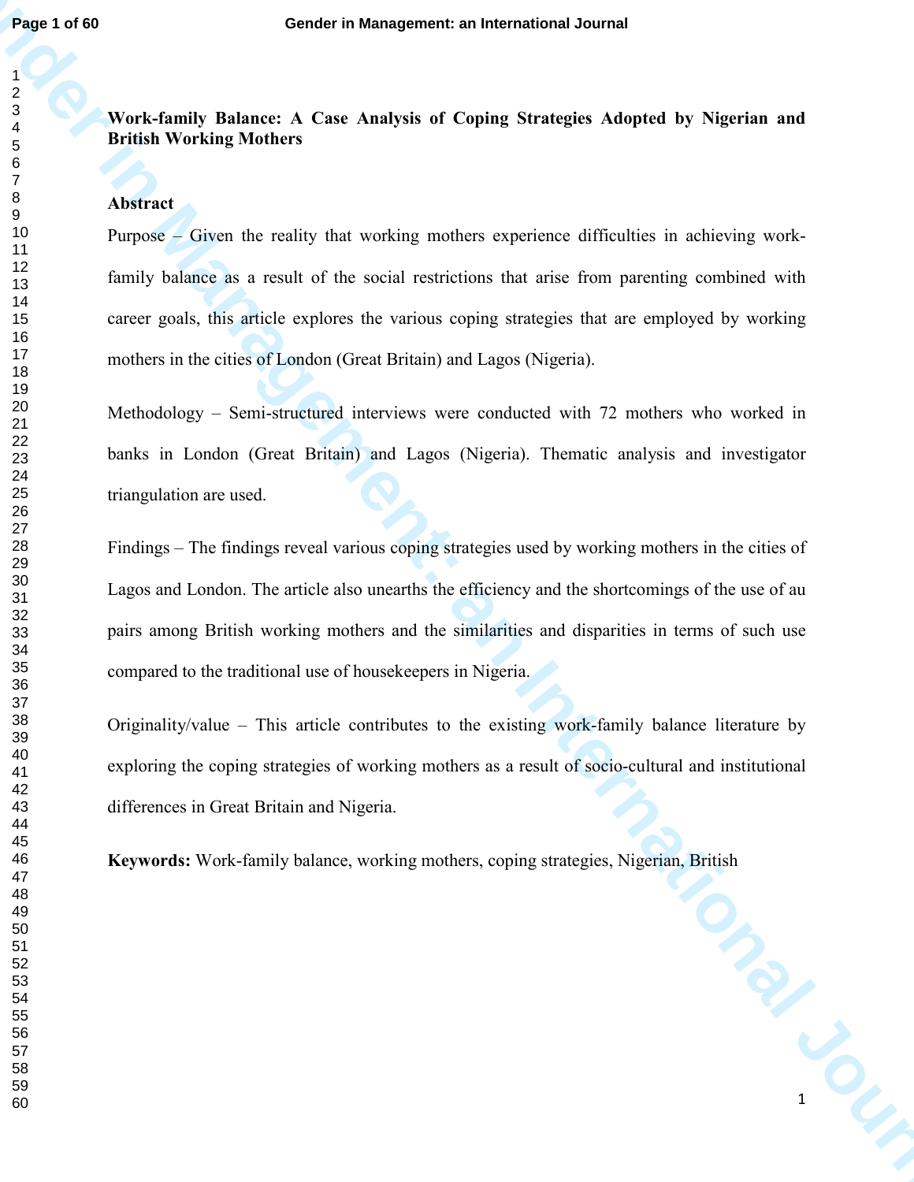**Work-family Balance: A Case Analysis of Coping Strategies Adopted by Nigerian and British Working Mothers**

**Abstract**

Purpose – Given the reality that working mothers experience difficulties in achieving work-family balance as a result of the social restrictions that arise from parenting combined with career goals, this article explores the various coping strategies that are employed by working mothers in the cities of London (Great Britain) and Lagos (Nigeria).

Methodology – Semi-structured interviews were conducted with 72 mothers who worked in banks in London (Great Britain) and Lagos (Nigeria). Thematic analysis and investigator triangulation are used.

Findings – The findings reveal various coping strategies used by working mothers in the cities of Lagos and London. The article also unearths the efficiency and the shortcomings of the use of au pairs among British working mothers and the similarities and disparities in terms of such use compared to the traditional use of housekeepers in Nigeria.

Originality/value – This article contributes to the existing work-family balance literature by exploring the coping strategies of working mothers as a result of socio-cultural and institutional differences in Great Britain and Nigeria.

**Keywords:** Work-family balance, working mothers, coping strategies, Nigerian, British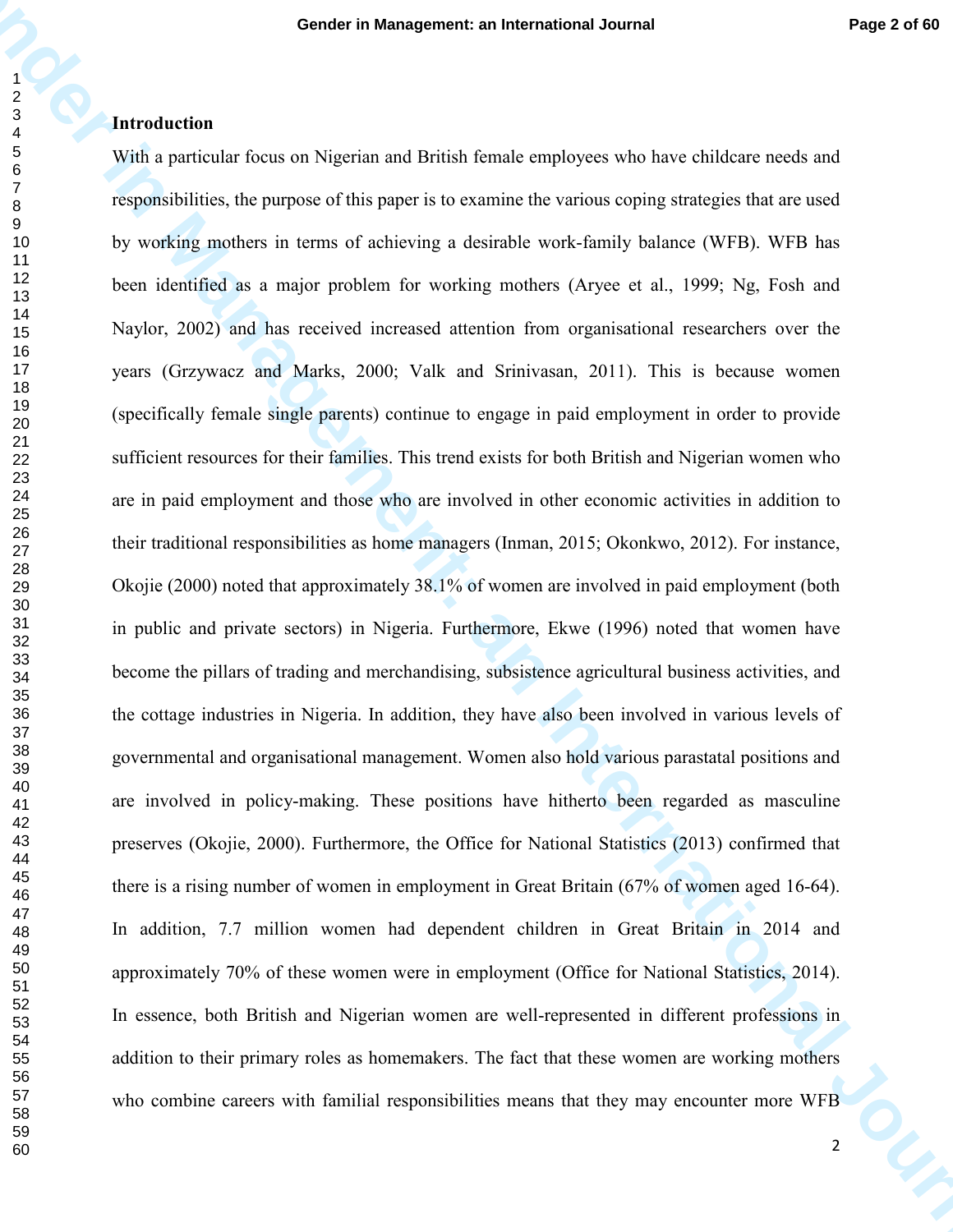## Introduction

With a particular focus on Nigerian and British female employees who have childcare needs and responsibilities, the purpose of this paper is to examine the various coping strategies that are used by working mothers in terms of achieving a desirable work-family balance (WFB). WFB has been identified as a major problem for working mothers (Aryee et al., 1999; Ng, Fosh and Naylor, 2002) and has received increased attention from organisational researchers over the years (Grzywacz and Marks, 2000; Valk and Srinivasan, 2011). This is because women (specifically female single parents) continue to engage in paid employment in order to provide sufficient resources for their families. This trend exists for both British and Nigerian women who are in paid employment and those who are involved in other economic activities in addition to their traditional responsibilities as home managers (Inman, 2015; Okonkwo, 2012). For instance, Okojie (2000) noted that approximately 38.1% of women are involved in paid employment (both in public and private sectors) in Nigeria. Furthermore, Ekwe (1996) noted that women have become the pillars of trading and merchandising, subsistence agricultural business activities, and the cottage industries in Nigeria. In addition, they have also been involved in various levels of governmental and organisational management. Women also hold various parastatal positions and are involved in policy-making. These positions have hitherto been regarded as masculine preserves (Okojie, 2000). Furthermore, the Office for National Statistics (2013) confirmed that there is a rising number of women in employment in Great Britain (67% of women aged 16-64). In addition, 7.7 million women had dependent children in Great Britain in 2014 and approximately 70% of these women were in employment (Office for National Statistics, 2014). In essence, both British and Nigerian women are well-represented in different professions in addition to their primary roles as homemakers. The fact that these women are working mothers who combine careers with familial responsibilities means that they may encounter more WFB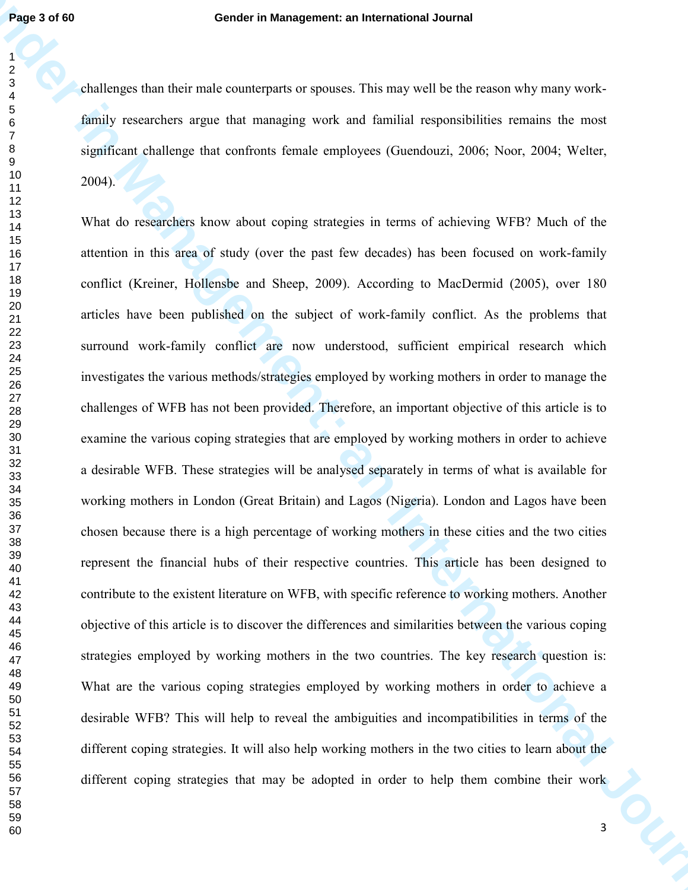challenges than their male counterparts or spouses. This may well be the reason why many work-family researchers argue that managing work and familial responsibilities remains the most significant challenge that confronts female employees (Guendouzi, 2006; Noor, 2004; Welter, 2004).

What do researchers know about coping strategies in terms of achieving WFB? Much of the attention in this area of study (over the past few decades) has been focused on work-family conflict (Kreiner, Hollensbe and Sheep, 2009). According to MacDermid (2005), over 180 articles have been published on the subject of work-family conflict. As the problems that surround work-family conflict are now understood, sufficient empirical research which investigates the various methods/strategies employed by working mothers in order to manage the challenges of WFB has not been provided. Therefore, an important objective of this article is to examine the various coping strategies that are employed by working mothers in order to achieve a desirable WFB. These strategies will be analysed separately in terms of what is available for working mothers in London (Great Britain) and Lagos (Nigeria). London and Lagos have been chosen because there is a high percentage of working mothers in these cities and the two cities represent the financial hubs of their respective countries. This article has been designed to contribute to the existent literature on WFB, with specific reference to working mothers. Another objective of this article is to discover the differences and similarities between the various coping strategies employed by working mothers in the two countries. The key research question is: What are the various coping strategies employed by working mothers in order to achieve a desirable WFB? This will help to reveal the ambiguities and incompatibilities in terms of the different coping strategies. It will also help working mothers in the two cities to learn about the different coping strategies that may be adopted in order to help them combine their work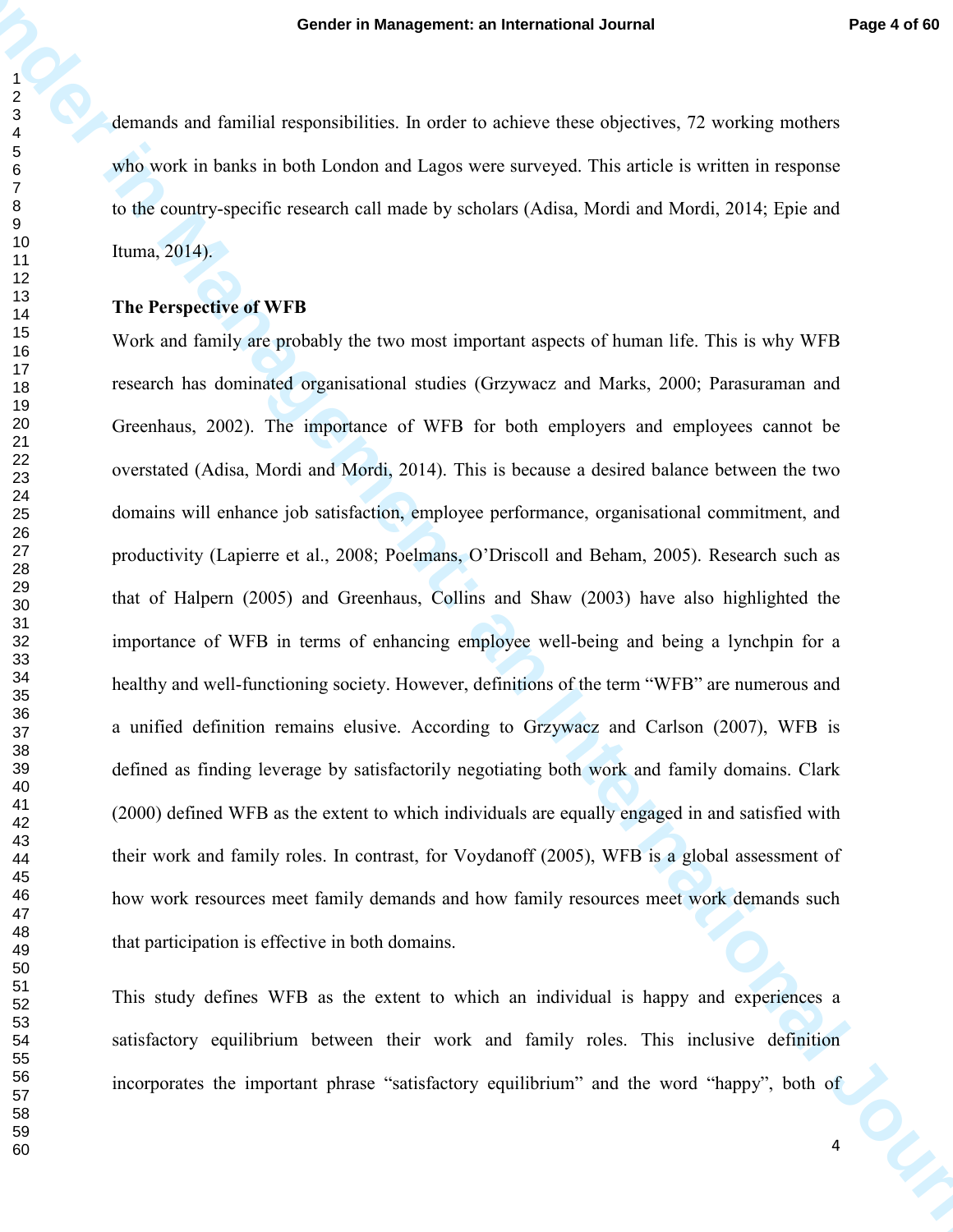demands and familial responsibilities. In order to achieve these objectives, 72 working mothers who work in banks in both London and Lagos were surveyed. This article is written in response to the country-specific research call made by scholars (Adisa, Mordi and Mordi, 2014; Epie and Ituma, 2014).

### The Perspective of WFB

Work and family are probably the two most important aspects of human life. This is why WFB research has dominated organisational studies (Grzywacz and Marks, 2000; Parasuraman and Greenhaus, 2002). The importance of WFB for both employers and employees cannot be overstated (Adisa, Mordi and Mordi, 2014). This is because a desired balance between the two domains will enhance job satisfaction, employee performance, organisational commitment, and productivity (Lapierre et al., 2008; Poelmans, O'Driscoll and Beham, 2005). Research such as that of Halpern (2005) and Greenhaus, Collins and Shaw (2003) have also highlighted the importance of WFB in terms of enhancing employee well-being and being a lynchpin for a healthy and well-functioning society. However, definitions of the term "WFB" are numerous and a unified definition remains elusive. According to Grzywacz and Carlson (2007), WFB is defined as finding leverage by satisfactorily negotiating both work and family domains. Clark (2000) defined WFB as the extent to which individuals are equally engaged in and satisfied with their work and family roles. In contrast, for Voydanoff (2005), WFB is a global assessment of how work resources meet family demands and how family resources meet work demands such that participation is effective in both domains.

This study defines WFB as the extent to which an individual is happy and experiences a satisfactory equilibrium between their work and family roles. This inclusive definition incorporates the important phrase "satisfactory equilibrium" and the word "happy", both of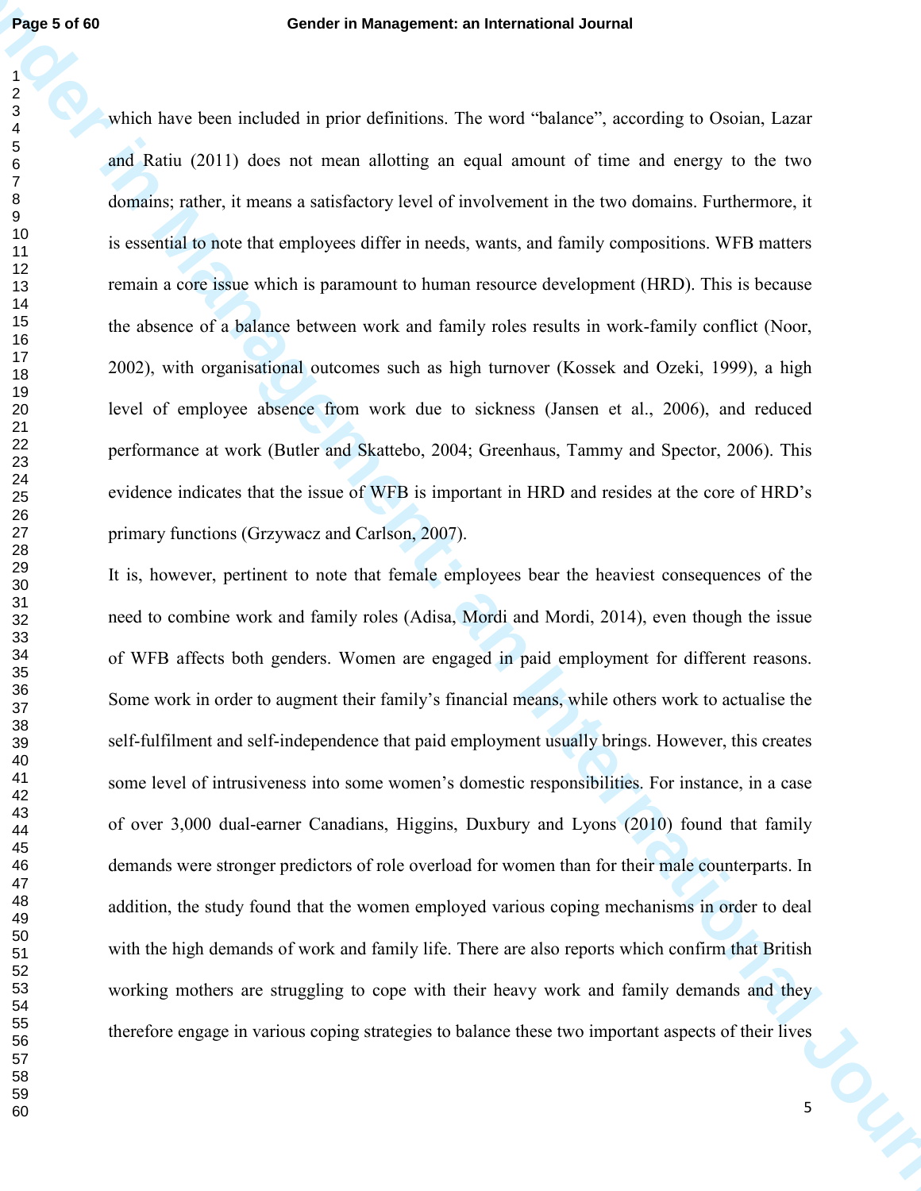which have been included in prior definitions. The word "balance", according to Osoian, Lazar and Ratiu (2011) does not mean allotting an equal amount of time and energy to the two domains; rather, it means a satisfactory level of involvement in the two domains. Furthermore, it is essential to note that employees differ in needs, wants, and family compositions. WFB matters remain a core issue which is paramount to human resource development (HRD). This is because the absence of a balance between work and family roles results in work-family conflict (Noor, 2002), with organisational outcomes such as high turnover (Kossek and Ozeki, 1999), a high level of employee absence from work due to sickness (Jansen et al., 2006), and reduced performance at work (Butler and Skattebo, 2004; Greenhaus, Tammy and Spector, 2006). This evidence indicates that the issue of WFB is important in HRD and resides at the core of HRD's primary functions (Grzywacz and Carlson, 2007).

It is, however, pertinent to note that female employees bear the heaviest consequences of the need to combine work and family roles (Adisa, Mordi and Mordi, 2014), even though the issue of WFB affects both genders. Women are engaged in paid employment for different reasons. Some work in order to augment their family's financial means, while others work to actualise the self-fulfilment and self-independence that paid employment usually brings. However, this creates some level of intrusiveness into some women's domestic responsibilities. For instance, in a case of over 3,000 dual-earner Canadians, Higgins, Duxbury and Lyons (2010) found that family demands were stronger predictors of role overload for women than for their male counterparts. In addition, the study found that the women employed various coping mechanisms in order to deal with the high demands of work and family life. There are also reports which confirm that British working mothers are struggling to cope with their heavy work and family demands and they therefore engage in various coping strategies to balance these two important aspects of their lives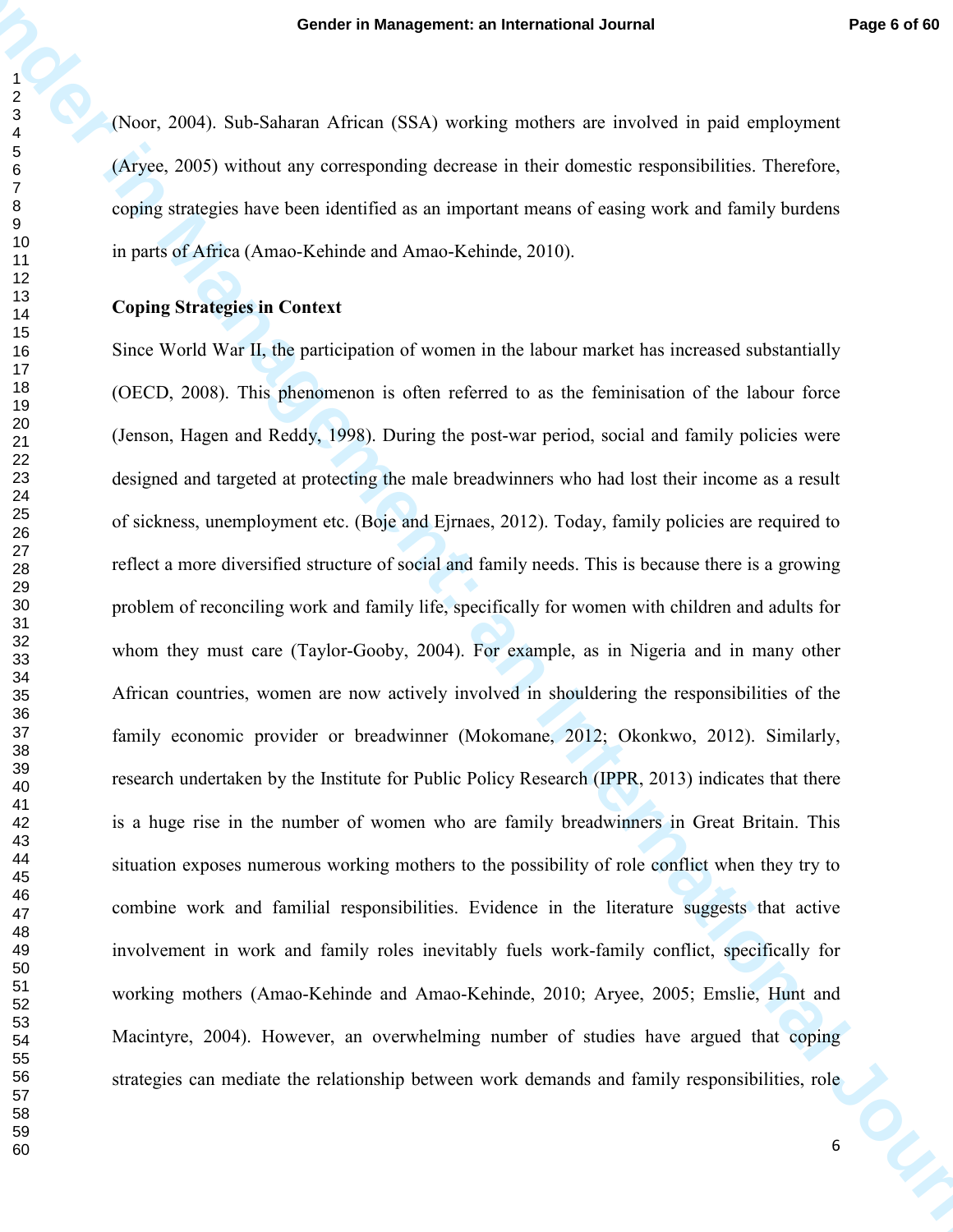(Noor, 2004). Sub-Saharan African (SSA) working mothers are involved in paid employment (Aryee, 2005) without any corresponding decrease in their domestic responsibilities. Therefore, coping strategies have been identified as an important means of easing work and family burdens in parts of Africa (Amao-Kehinde and Amao-Kehinde, 2010).

**Coping Strategies in Context**

Since World War II, the participation of women in the labour market has increased substantially (OECD, 2008). This phenomenon is often referred to as the feminisation of the labour force (Jenson, Hagen and Reddy, 1998). During the post-war period, social and family policies were designed and targeted at protecting the male breadwinners who had lost their income as a result of sickness, unemployment etc. (Boje and Ejrnaes, 2012). Today, family policies are required to reflect a more diversified structure of social and family needs. This is because there is a growing problem of reconciling work and family life, specifically for women with children and adults for whom they must care (Taylor-Gooby, 2004). For example, as in Nigeria and in many other African countries, women are now actively involved in shouldering the responsibilities of the family economic provider or breadwinner (Mokomane, 2012; Okonkwo, 2012). Similarly, research undertaken by the Institute for Public Policy Research (IPPR, 2013) indicates that there is a huge rise in the number of women who are family breadwinners in Great Britain. This situation exposes numerous working mothers to the possibility of role conflict when they try to combine work and familial responsibilities. Evidence in the literature suggests that active involvement in work and family roles inevitably fuels work-family conflict, specifically for working mothers (Amao-Kehinde and Amao-Kehinde, 2010; Aryee, 2005; Emslie, Hunt and Macintyre, 2004). However, an overwhelming number of studies have argued that coping strategies can mediate the relationship between work demands and family responsibilities, role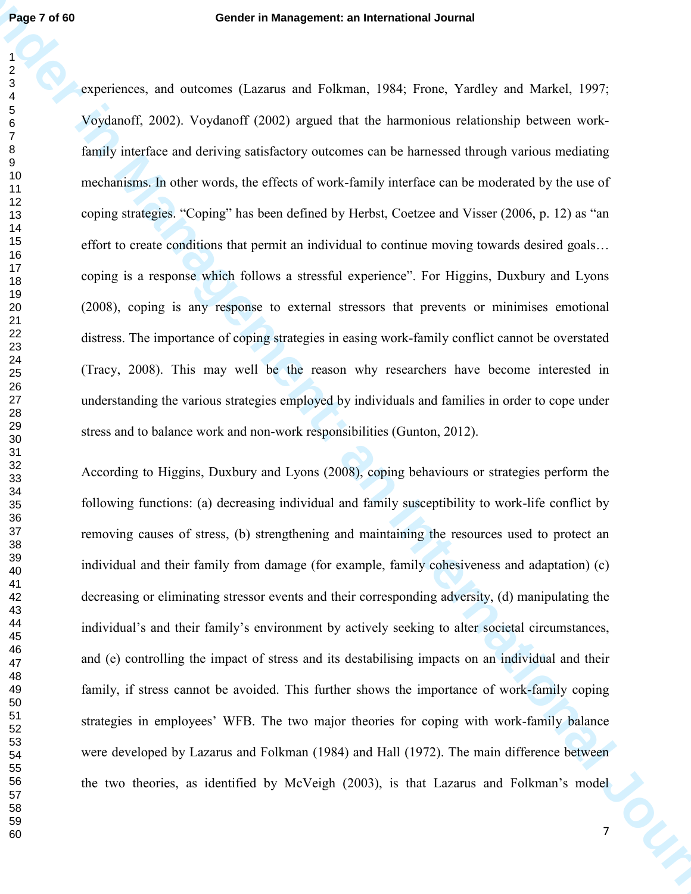experiences, and outcomes (Lazarus and Folkman, 1984; Frone, Yardley and Markel, 1997; Voydanoff, 2002). Voydanoff (2002) argued that the harmonious relationship between work-family interface and deriving satisfactory outcomes can be harnessed through various mediating mechanisms. In other words, the effects of work-family interface can be moderated by the use of coping strategies. "Coping" has been defined by Herbst, Coetzee and Visser (2006, p. 12) as "an effort to create conditions that permit an individual to continue moving towards desired goals… coping is a response which follows a stressful experience". For Higgins, Duxbury and Lyons (2008), coping is any response to external stressors that prevents or minimises emotional distress. The importance of coping strategies in easing work-family conflict cannot be overstated (Tracy, 2008). This may well be the reason why researchers have become interested in understanding the various strategies employed by individuals and families in order to cope under stress and to balance work and non-work responsibilities (Gunton, 2012).

According to Higgins, Duxbury and Lyons (2008), coping behaviours or strategies perform the following functions: (a) decreasing individual and family susceptibility to work-life conflict by removing causes of stress, (b) strengthening and maintaining the resources used to protect an individual and their family from damage (for example, family cohesiveness and adaptation) (c) decreasing or eliminating stressor events and their corresponding adversity, (d) manipulating the individual's and their family's environment by actively seeking to alter societal circumstances, and (e) controlling the impact of stress and its destabilising impacts on an individual and their family, if stress cannot be avoided. This further shows the importance of work-family coping strategies in employees' WFB. The two major theories for coping with work-family balance were developed by Lazarus and Folkman (1984) and Hall (1972). The main difference between the two theories, as identified by McVeigh (2003), is that Lazarus and Folkman's model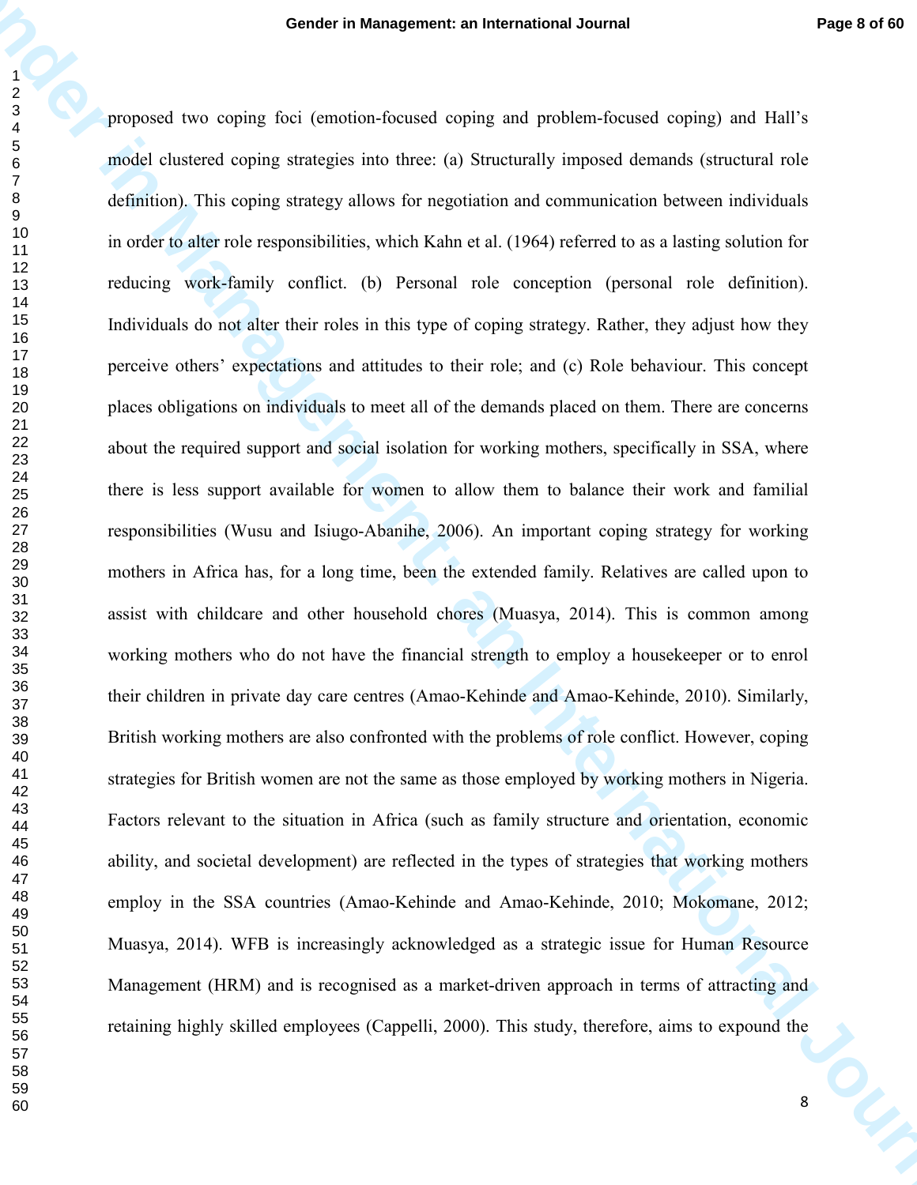proposed two coping foci (emotion-focused coping and problem-focused coping) and Hall's model clustered coping strategies into three: (a) Structurally imposed demands (structural role definition). This coping strategy allows for negotiation and communication between individuals in order to alter role responsibilities, which Kahn et al. (1964) referred to as a lasting solution for reducing work-family conflict. (b) Personal role conception (personal role definition). Individuals do not alter their roles in this type of coping strategy. Rather, they adjust how they perceive others' expectations and attitudes to their role; and (c) Role behaviour. This concept places obligations on individuals to meet all of the demands placed on them. There are concerns about the required support and social isolation for working mothers, specifically in SSA, where there is less support available for women to allow them to balance their work and familial responsibilities (Wusu and Isiugo-Abanihe, 2006). An important coping strategy for working mothers in Africa has, for a long time, been the extended family. Relatives are called upon to assist with childcare and other household chores (Muasya, 2014). This is common among working mothers who do not have the financial strength to employ a housekeeper or to enrol their children in private day care centres (Amao-Kehinde and Amao-Kehinde, 2010). Similarly, British working mothers are also confronted with the problems of role conflict. However, coping strategies for British women are not the same as those employed by working mothers in Nigeria. Factors relevant to the situation in Africa (such as family structure and orientation, economic ability, and societal development) are reflected in the types of strategies that working mothers employ in the SSA countries (Amao-Kehinde and Amao-Kehinde, 2010; Mokomane, 2012; Muasya, 2014). WFB is increasingly acknowledged as a strategic issue for Human Resource Management (HRM) and is recognised as a market-driven approach in terms of attracting and retaining highly skilled employees (Cappelli, 2000). This study, therefore, aims to expound the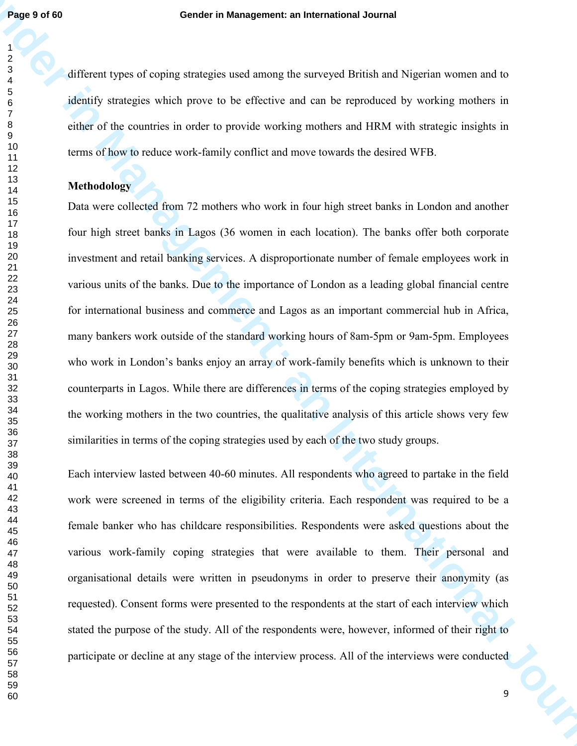different types of coping strategies used among the surveyed British and Nigerian women and to identify strategies which prove to be effective and can be reproduced by working mothers in either of the countries in order to provide working mothers and HRM with strategic insights in terms of how to reduce work-family conflict and move towards the desired WFB.

**Methodology**

Data were collected from 72 mothers who work in four high street banks in London and another four high street banks in Lagos (36 women in each location). The banks offer both corporate investment and retail banking services. A disproportionate number of female employees work in various units of the banks. Due to the importance of London as a leading global financial centre for international business and commerce and Lagos as an important commercial hub in Africa, many bankers work outside of the standard working hours of 8am-5pm or 9am-5pm. Employees who work in London's banks enjoy an array of work-family benefits which is unknown to their counterparts in Lagos. While there are differences in terms of the coping strategies employed by the working mothers in the two countries, the qualitative analysis of this article shows very few similarities in terms of the coping strategies used by each of the two study groups.

Each interview lasted between 40-60 minutes. All respondents who agreed to partake in the field work were screened in terms of the eligibility criteria. Each respondent was required to be a female banker who has childcare responsibilities. Respondents were asked questions about the various work-family coping strategies that were available to them. Their personal and organisational details were written in pseudonyms in order to preserve their anonymity (as requested). Consent forms were presented to the respondents at the start of each interview which stated the purpose of the study. All of the respondents were, however, informed of their right to participate or decline at any stage of the interview process. All of the interviews were conducted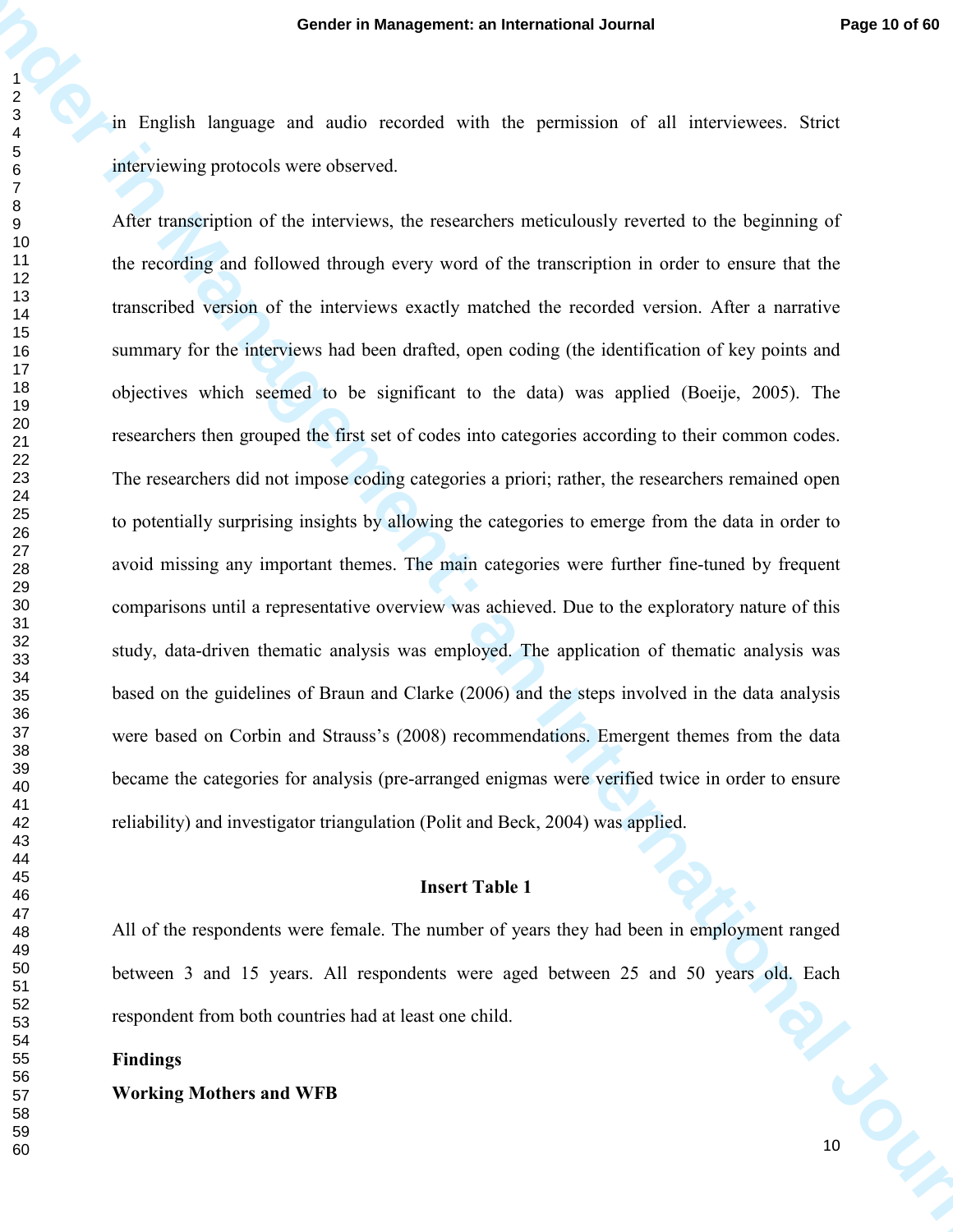in English language and audio recorded with the permission of all interviewees. Strict interviewing protocols were observed.

After transcription of the interviews, the researchers meticulously reverted to the beginning of the recording and followed through every word of the transcription in order to ensure that the transcribed version of the interviews exactly matched the recorded version. After a narrative summary for the interviews had been drafted, open coding (the identification of key points and objectives which seemed to be significant to the data) was applied (Boeije, 2005). The researchers then grouped the first set of codes into categories according to their common codes. The researchers did not impose coding categories a priori; rather, the researchers remained open to potentially surprising insights by allowing the categories to emerge from the data in order to avoid missing any important themes. The main categories were further fine-tuned by frequent comparisons until a representative overview was achieved. Due to the exploratory nature of this study, data-driven thematic analysis was employed. The application of thematic analysis was based on the guidelines of Braun and Clarke (2006) and the steps involved in the data analysis were based on Corbin and Strauss's (2008) recommendations. Emergent themes from the data became the categories for analysis (pre-arranged enigmas were verified twice in order to ensure reliability) and investigator triangulation (Polit and Beck, 2004) was applied.

**Insert Table 1**

All of the respondents were female. The number of years they had been in employment ranged between 3 and 15 years. All respondents were aged between 25 and 50 years old. Each respondent from both countries had at least one child.

## Findings

### Working Mothers and WFB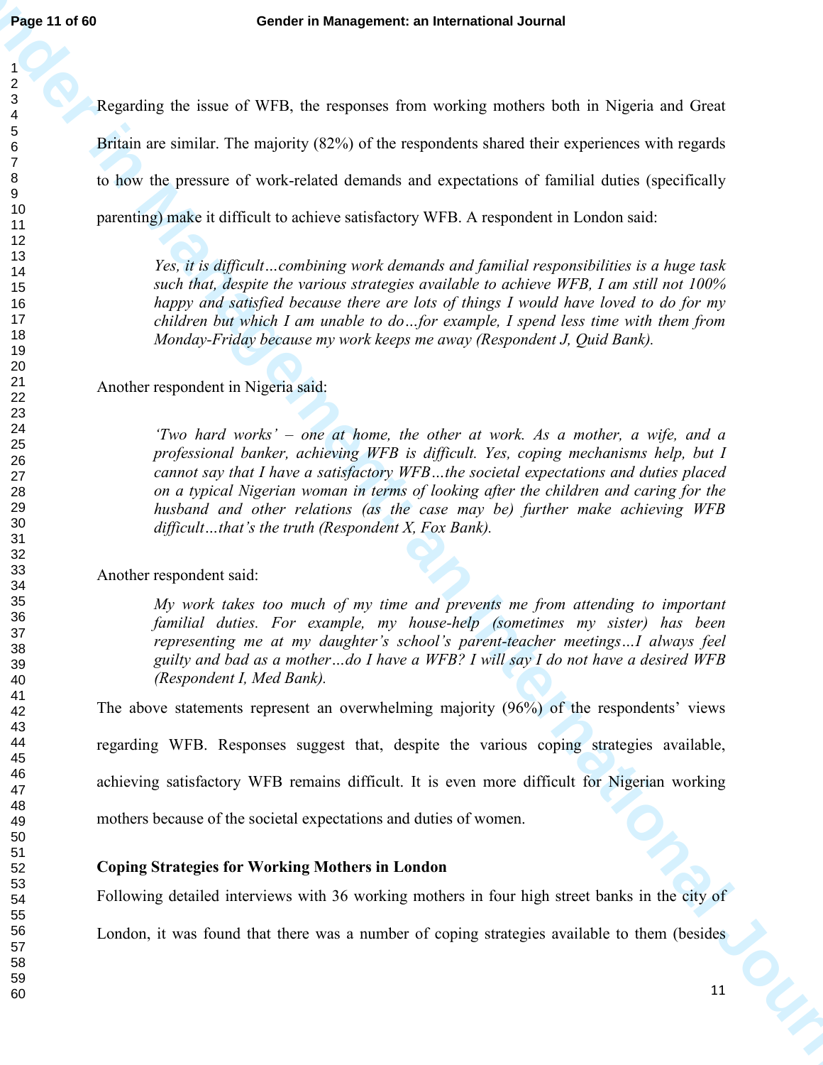Regarding the issue of WFB, the responses from working mothers both in Nigeria and Great Britain are similar. The majority (82%) of the respondents shared their experiences with regards to how the pressure of work-related demands and expectations of familial duties (specifically parenting) make it difficult to achieve satisfactory WFB. A respondent in London said:

> *Yes, it is difficult…combining work demands and familial responsibilities is a huge task such that, despite the various strategies available to achieve WFB, I am still not 100% happy and satisfied because there are lots of things I would have loved to do for my children but which I am unable to do…for example, I spend less time with them from Monday-Friday because my work keeps me away (Respondent J, Quid Bank).*

Another respondent in Nigeria said:

> *'Two hard works' – one at home, the other at work. As a mother, a wife, and a professional banker, achieving WFB is difficult. Yes, coping mechanisms help, but I cannot say that I have a satisfactory WFB…the societal expectations and duties placed on a typical Nigerian woman in terms of looking after the children and caring for the husband and other relations (as the case may be) further make achieving WFB difficult…that's the truth (Respondent X, Fox Bank).*

Another respondent said:

> *My work takes too much of my time and prevents me from attending to important familial duties. For example, my house-help (sometimes my sister) has been representing me at my daughter's school's parent-teacher meetings…I always feel guilty and bad as a mother…do I have a WFB? I will say I do not have a desired WFB (Respondent I, Med Bank).*

The above statements represent an overwhelming majority (96%) of the respondents' views regarding WFB. Responses suggest that, despite the various coping strategies available, achieving satisfactory WFB remains difficult. It is even more difficult for Nigerian working mothers because of the societal expectations and duties of women.

**Coping Strategies for Working Mothers in London**

Following detailed interviews with 36 working mothers in four high street banks in the city of London, it was found that there was a number of coping strategies available to them (besides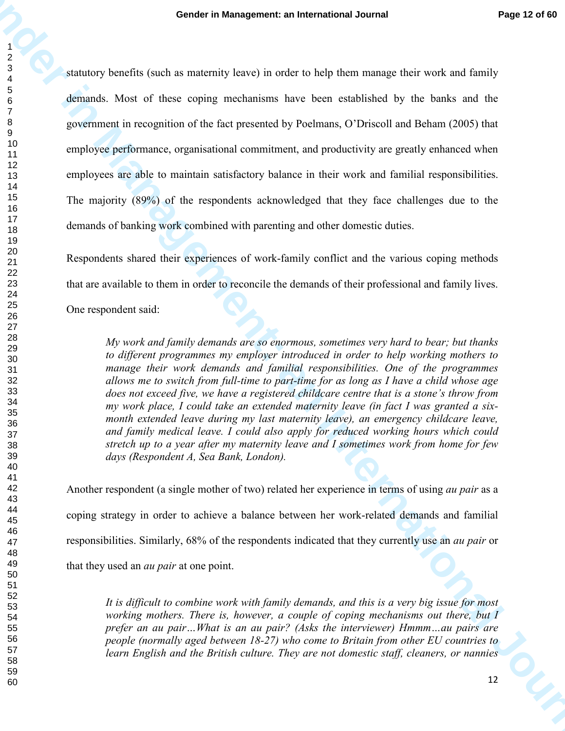statutory benefits (such as maternity leave) in order to help them manage their work and family demands. Most of these coping mechanisms have been established by the banks and the government in recognition of the fact presented by Poelmans, O'Driscoll and Beham (2005) that employee performance, organisational commitment, and productivity are greatly enhanced when employees are able to maintain satisfactory balance in their work and familial responsibilities. The majority (89%) of the respondents acknowledged that they face challenges due to the demands of banking work combined with parenting and other domestic duties.

Respondents shared their experiences of work-family conflict and the various coping methods that are available to them in order to reconcile the demands of their professional and family lives. One respondent said:

> *My work and family demands are so enormous, sometimes very hard to bear; but thanks to different programmes my employer introduced in order to help working mothers to manage their work demands and familial responsibilities. One of the programmes allows me to switch from full-time to part-time for as long as I have a child whose age does not exceed five, we have a registered childcare centre that is a stone's throw from my work place, I could take an extended maternity leave (in fact I was granted a six-month extended leave during my last maternity leave), an emergency childcare leave, and family medical leave. I could also apply for reduced working hours which could stretch up to a year after my maternity leave and I sometimes work from home for few days (Respondent A, Sea Bank, London).*

Another respondent (a single mother of two) related her experience in terms of using *au pair* as a coping strategy in order to achieve a balance between her work-related demands and familial responsibilities. Similarly, 68% of the respondents indicated that they currently use an *au pair* or that they used an *au pair* at one point.

> *It is difficult to combine work with family demands, and this is a very big issue for most working mothers. There is, however, a couple of coping mechanisms out there, but I prefer an au pair…What is an au pair? (Asks the interviewer) Hmmm…au pairs are people (normally aged between 18-27) who come to Britain from other EU countries to learn English and the British culture. They are not domestic staff, cleaners, or nannies*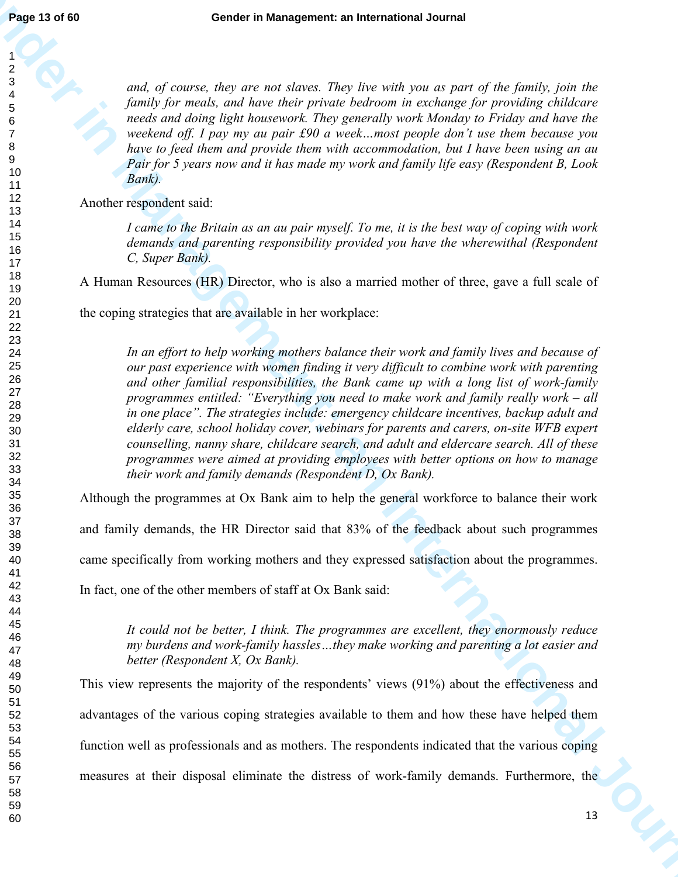*and, of course, they are not slaves. They live with you as part of the family, join the family for meals, and have their private bedroom in exchange for providing childcare needs and doing light housework. They generally work Monday to Friday and have the weekend off. I pay my au pair £90 a week…most people don't use them because you have to feed them and provide them with accommodation, but I have been using an au Pair for 5 years now and it has made my work and family life easy (Respondent B, Look Bank).*

Another respondent said:

> *I came to the Britain as an au pair myself. To me, it is the best way of coping with work demands and parenting responsibility provided you have the wherewithal (Respondent C, Super Bank).*

A Human Resources (HR) Director, who is also a married mother of three, gave a full scale of the coping strategies that are available in her workplace:

> *In an effort to help working mothers balance their work and family lives and because of our past experience with women finding it very difficult to combine work with parenting and other familial responsibilities, the Bank came up with a long list of work-family programmes entitled: "Everything you need to make work and family really work – all in one place". The strategies include: emergency childcare incentives, backup adult and elderly care, school holiday cover, webinars for parents and carers, on-site WFB expert counselling, nanny share, childcare search, and adult and eldercare search. All of these programmes were aimed at providing employees with better options on how to manage their work and family demands (Respondent D, Ox Bank).*

Although the programmes at Ox Bank aim to help the general workforce to balance their work and family demands, the HR Director said that 83% of the feedback about such programmes came specifically from working mothers and they expressed satisfaction about the programmes. In fact, one of the other members of staff at Ox Bank said:

> *It could not be better, I think. The programmes are excellent, they enormously reduce my burdens and work-family hassles…they make working and parenting a lot easier and better (Respondent X, Ox Bank).*

This view represents the majority of the respondents' views (91%) about the effectiveness and advantages of the various coping strategies available to them and how these have helped them function well as professionals and as mothers. The respondents indicated that the various coping measures at their disposal eliminate the distress of work-family demands. Furthermore, the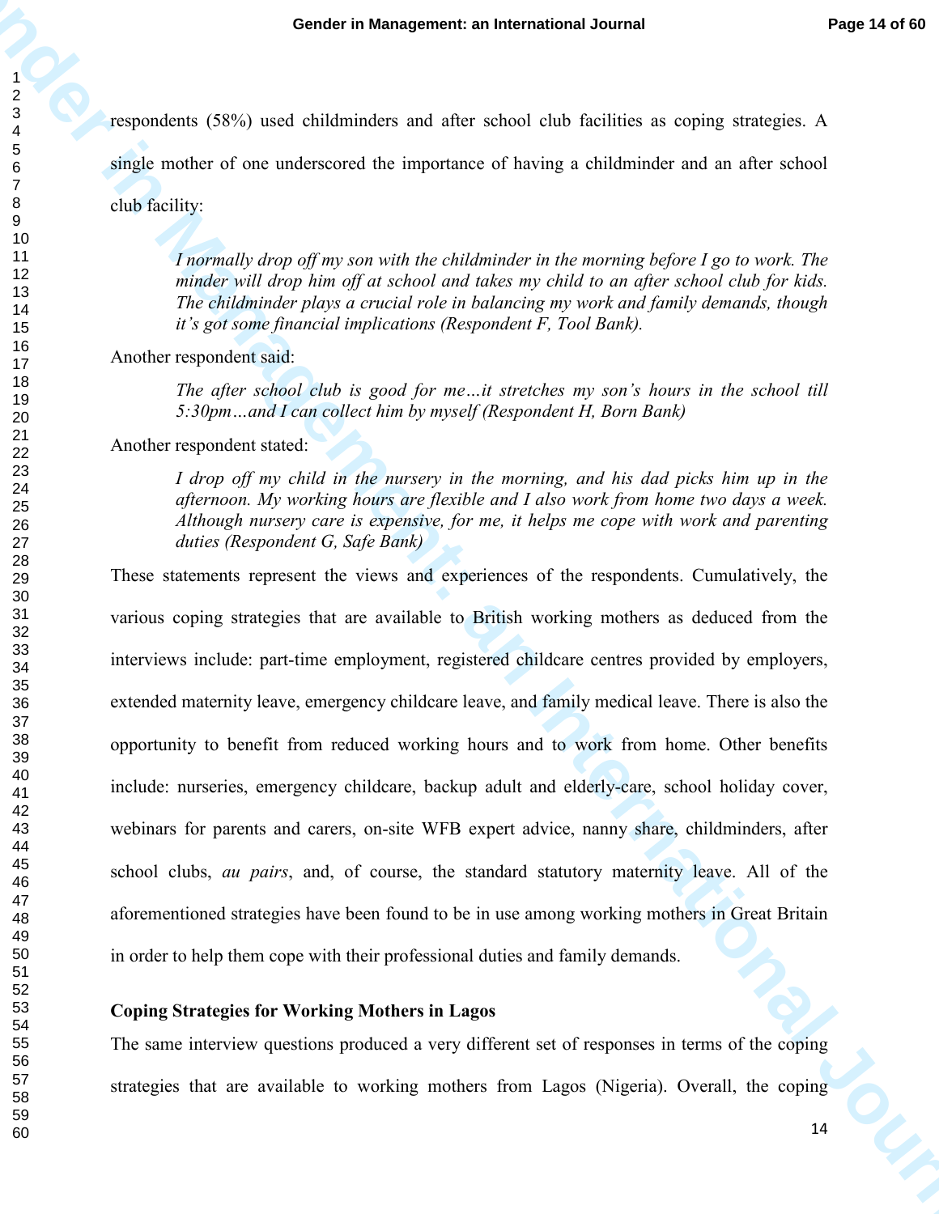respondents (58%) used childminders and after school club facilities as coping strategies. A single mother of one underscored the importance of having a childminder and an after school club facility:

> *I normally drop off my son with the childminder in the morning before I go to work. The minder will drop him off at school and takes my child to an after school club for kids. The childminder plays a crucial role in balancing my work and family demands, though it's got some financial implications (Respondent F, Tool Bank).*

Another respondent said:

> *The after school club is good for me…it stretches my son's hours in the school till 5:30pm…and I can collect him by myself (Respondent H, Born Bank)*

Another respondent stated:

> *I drop off my child in the nursery in the morning, and his dad picks him up in the afternoon. My working hours are flexible and I also work from home two days a week. Although nursery care is expensive, for me, it helps me cope with work and parenting duties (Respondent G, Safe Bank)*

These statements represent the views and experiences of the respondents. Cumulatively, the various coping strategies that are available to British working mothers as deduced from the interviews include: part-time employment, registered childcare centres provided by employers, extended maternity leave, emergency childcare leave, and family medical leave. There is also the opportunity to benefit from reduced working hours and to work from home. Other benefits include: nurseries, emergency childcare, backup adult and elderly-care, school holiday cover, webinars for parents and carers, on-site WFB expert advice, nanny share, childminders, after school clubs, *au pairs*, and, of course, the standard statutory maternity leave. All of the aforementioned strategies have been found to be in use among working mothers in Great Britain in order to help them cope with their professional duties and family demands.

**Coping Strategies for Working Mothers in Lagos**

The same interview questions produced a very different set of responses in terms of the coping strategies that are available to working mothers from Lagos (Nigeria). Overall, the coping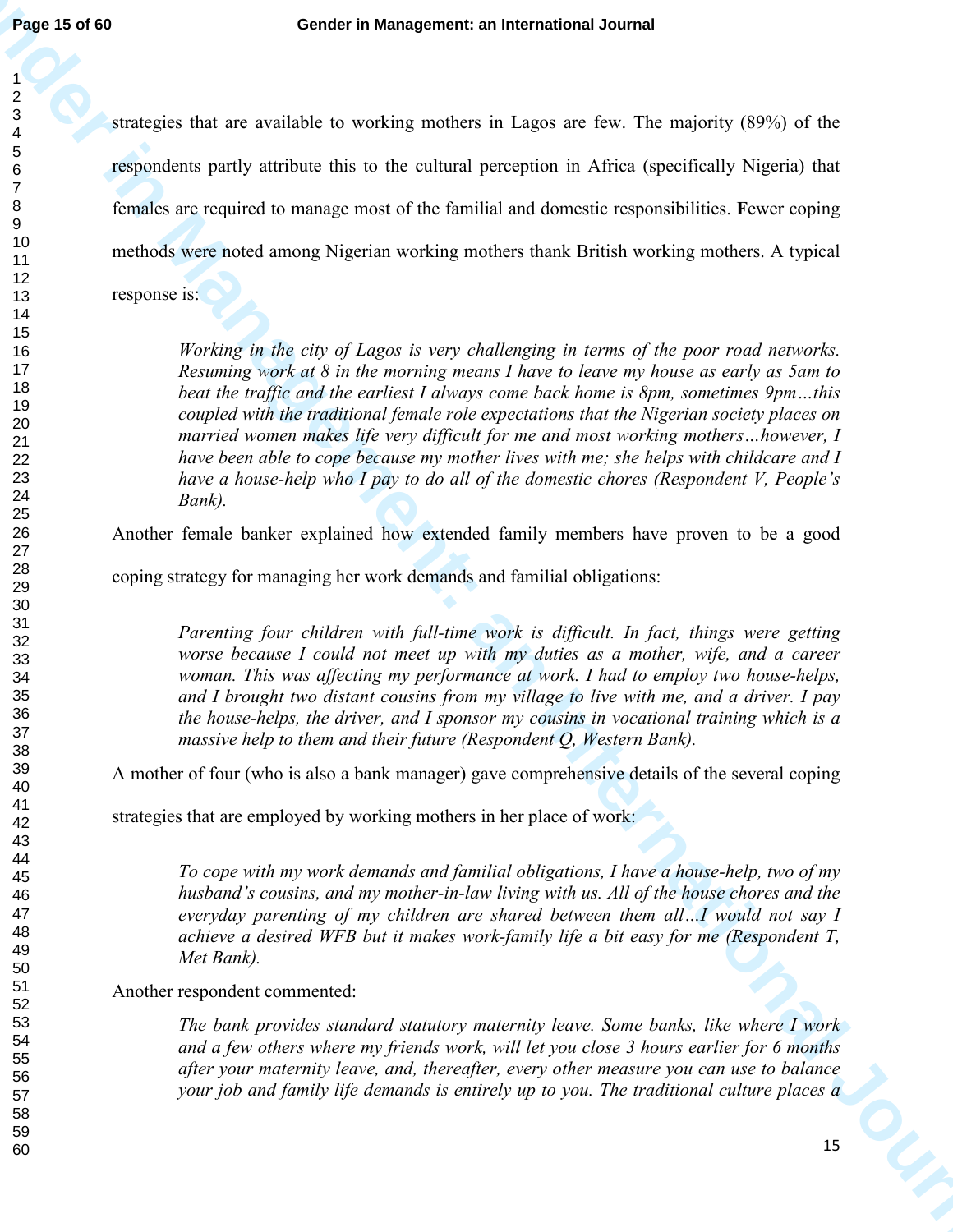strategies that are available to working mothers in Lagos are few. The majority (89%) of the respondents partly attribute this to the cultural perception in Africa (specifically Nigeria) that females are required to manage most of the familial and domestic responsibilities. **F**ewer coping methods were noted among Nigerian working mothers thank British working mothers. A typical response is:

> *Working in the city of Lagos is very challenging in terms of the poor road networks. Resuming work at 8 in the morning means I have to leave my house as early as 5am to beat the traffic and the earliest I always come back home is 8pm, sometimes 9pm…this coupled with the traditional female role expectations that the Nigerian society places on married women makes life very difficult for me and most working mothers…however, I have been able to cope because my mother lives with me; she helps with childcare and I have a house-help who I pay to do all of the domestic chores (Respondent V, People's Bank).*

Another female banker explained how extended family members have proven to be a good coping strategy for managing her work demands and familial obligations:

> *Parenting four children with full-time work is difficult. In fact, things were getting worse because I could not meet up with my duties as a mother, wife, and a career woman. This was affecting my performance at work. I had to employ two house-helps, and I brought two distant cousins from my village to live with me, and a driver. I pay the house-helps, the driver, and I sponsor my cousins in vocational training which is a massive help to them and their future (Respondent Q, Western Bank).*

A mother of four (who is also a bank manager) gave comprehensive details of the several coping strategies that are employed by working mothers in her place of work:

> *To cope with my work demands and familial obligations, I have a house-help, two of my husband's cousins, and my mother-in-law living with us. All of the house chores and the everyday parenting of my children are shared between them all…I would not say I achieve a desired WFB but it makes work-family life a bit easy for me (Respondent T, Met Bank).*

Another respondent commented:

> *The bank provides standard statutory maternity leave. Some banks, like where I work and a few others where my friends work, will let you close 3 hours earlier for 6 months after your maternity leave, and, thereafter, every other measure you can use to balance your job and family life demands is entirely up to you. The traditional culture places a*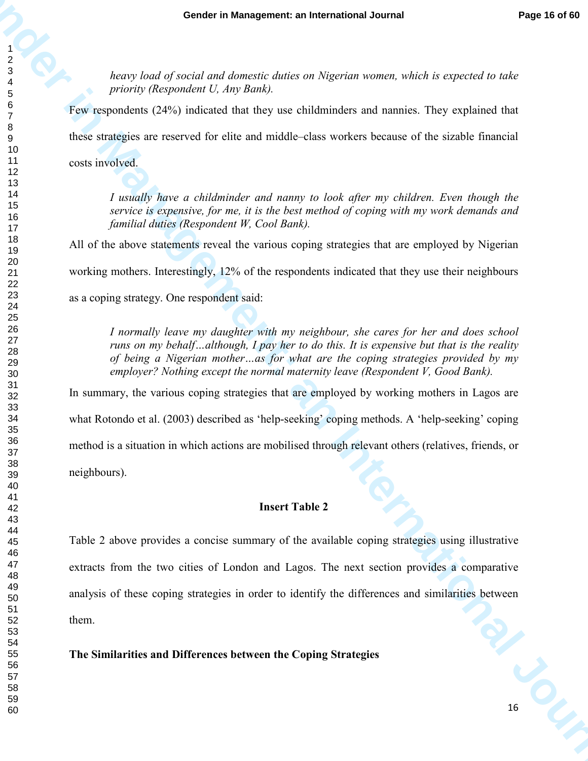*heavy load of social and domestic duties on Nigerian women, which is expected to take priority (Respondent U, Any Bank).*

Few respondents (24%) indicated that they use childminders and nannies. They explained that these strategies are reserved for elite and middle–class workers because of the sizable financial costs involved.

> *I usually have a childminder and nanny to look after my children. Even though the service is expensive, for me, it is the best method of coping with my work demands and familial duties (Respondent W, Cool Bank).*

All of the above statements reveal the various coping strategies that are employed by Nigerian working mothers. Interestingly, 12% of the respondents indicated that they use their neighbours as a coping strategy. One respondent said:

> *I normally leave my daughter with my neighbour, she cares for her and does school runs on my behalf…although, I pay her to do this. It is expensive but that is the reality of being a Nigerian mother…as for what are the coping strategies provided by my employer? Nothing except the normal maternity leave (Respondent V, Good Bank).*

In summary, the various coping strategies that are employed by working mothers in Lagos are what Rotondo et al. (2003) described as 'help-seeking' coping methods. A 'help-seeking' coping method is a situation in which actions are mobilised through relevant others (relatives, friends, or neighbours).

**Insert Table 2**

Table 2 above provides a concise summary of the available coping strategies using illustrative extracts from the two cities of London and Lagos. The next section provides a comparative analysis of these coping strategies in order to identify the differences and similarities between them.

**The Similarities and Differences between the Coping Strategies**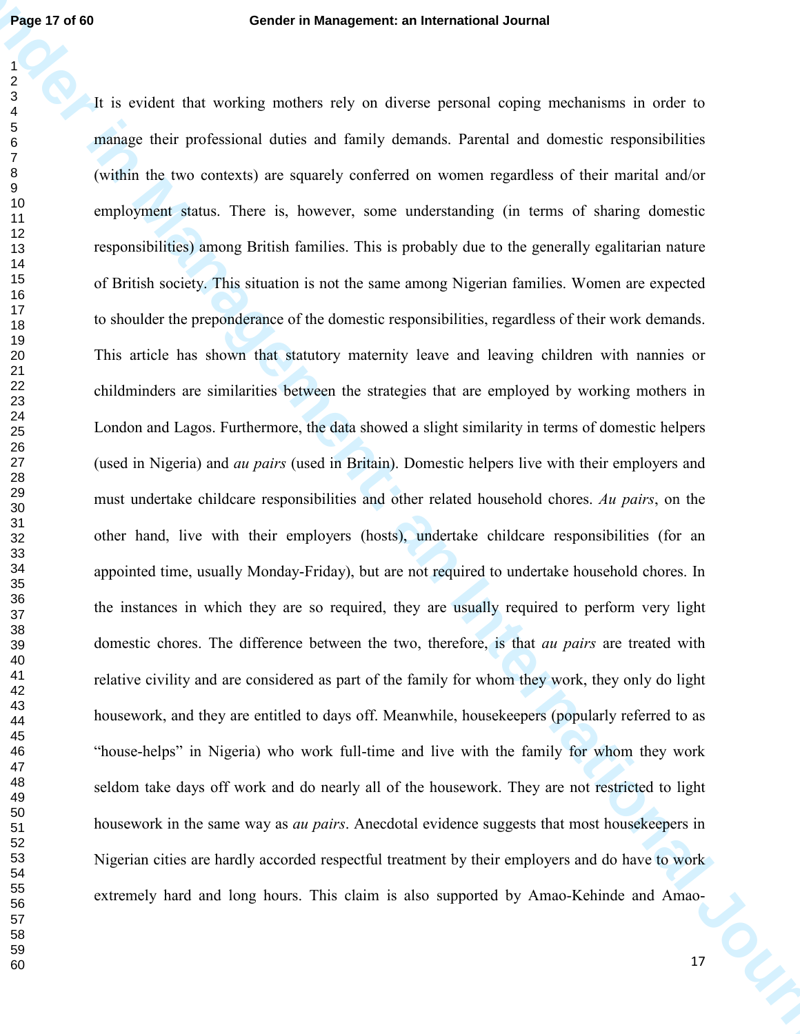It is evident that working mothers rely on diverse personal coping mechanisms in order to manage their professional duties and family demands. Parental and domestic responsibilities (within the two contexts) are squarely conferred on women regardless of their marital and/or employment status. There is, however, some understanding (in terms of sharing domestic responsibilities) among British families. This is probably due to the generally egalitarian nature of British society. This situation is not the same among Nigerian families. Women are expected to shoulder the preponderance of the domestic responsibilities, regardless of their work demands. This article has shown that statutory maternity leave and leaving children with nannies or childminders are similarities between the strategies that are employed by working mothers in London and Lagos. Furthermore, the data showed a slight similarity in terms of domestic helpers (used in Nigeria) and *au pairs* (used in Britain). Domestic helpers live with their employers and must undertake childcare responsibilities and other related household chores. *Au pairs*, on the other hand, live with their employers (hosts), undertake childcare responsibilities (for an appointed time, usually Monday-Friday), but are not required to undertake household chores. In the instances in which they are so required, they are usually required to perform very light domestic chores. The difference between the two, therefore, is that *au pairs* are treated with relative civility and are considered as part of the family for whom they work, they only do light housework, and they are entitled to days off. Meanwhile, housekeepers (popularly referred to as "house-helps" in Nigeria) who work full-time and live with the family for whom they work seldom take days off work and do nearly all of the housework. They are not restricted to light housework in the same way as *au pairs*. Anecdotal evidence suggests that most housekeepers in Nigerian cities are hardly accorded respectful treatment by their employers and do have to work extremely hard and long hours. This claim is also supported by Amao-Kehinde and Amao-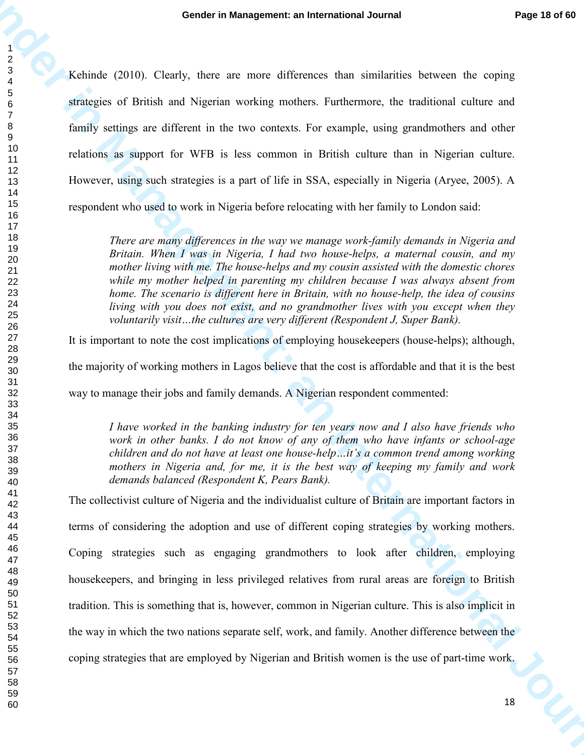Kehinde (2010). Clearly, there are more differences than similarities between the coping strategies of British and Nigerian working mothers. Furthermore, the traditional culture and family settings are different in the two contexts. For example, using grandmothers and other relations as support for WFB is less common in British culture than in Nigerian culture. However, using such strategies is a part of life in SSA, especially in Nigeria (Aryee, 2005). A respondent who used to work in Nigeria before relocating with her family to London said:

> *There are many differences in the way we manage work-family demands in Nigeria and Britain. When I was in Nigeria, I had two house-helps, a maternal cousin, and my mother living with me. The house-helps and my cousin assisted with the domestic chores while my mother helped in parenting my children because I was always absent from home. The scenario is different here in Britain, with no house-help, the idea of cousins living with you does not exist, and no grandmother lives with you except when they voluntarily visit…the cultures are very different (Respondent J, Super Bank).*

It is important to note the cost implications of employing housekeepers (house-helps); although, the majority of working mothers in Lagos believe that the cost is affordable and that it is the best way to manage their jobs and family demands. A Nigerian respondent commented:

> *I have worked in the banking industry for ten years now and I also have friends who work in other banks. I do not know of any of them who have infants or school-age children and do not have at least one house-help…it's a common trend among working mothers in Nigeria and, for me, it is the best way of keeping my family and work demands balanced (Respondent K, Pears Bank).*

The collectivist culture of Nigeria and the individualist culture of Britain are important factors in terms of considering the adoption and use of different coping strategies by working mothers. Coping strategies such as engaging grandmothers to look after children, employing housekeepers, and bringing in less privileged relatives from rural areas are foreign to British tradition. This is something that is, however, common in Nigerian culture. This is also implicit in the way in which the two nations separate self, work, and family. Another difference between the coping strategies that are employed by Nigerian and British women is the use of part-time work.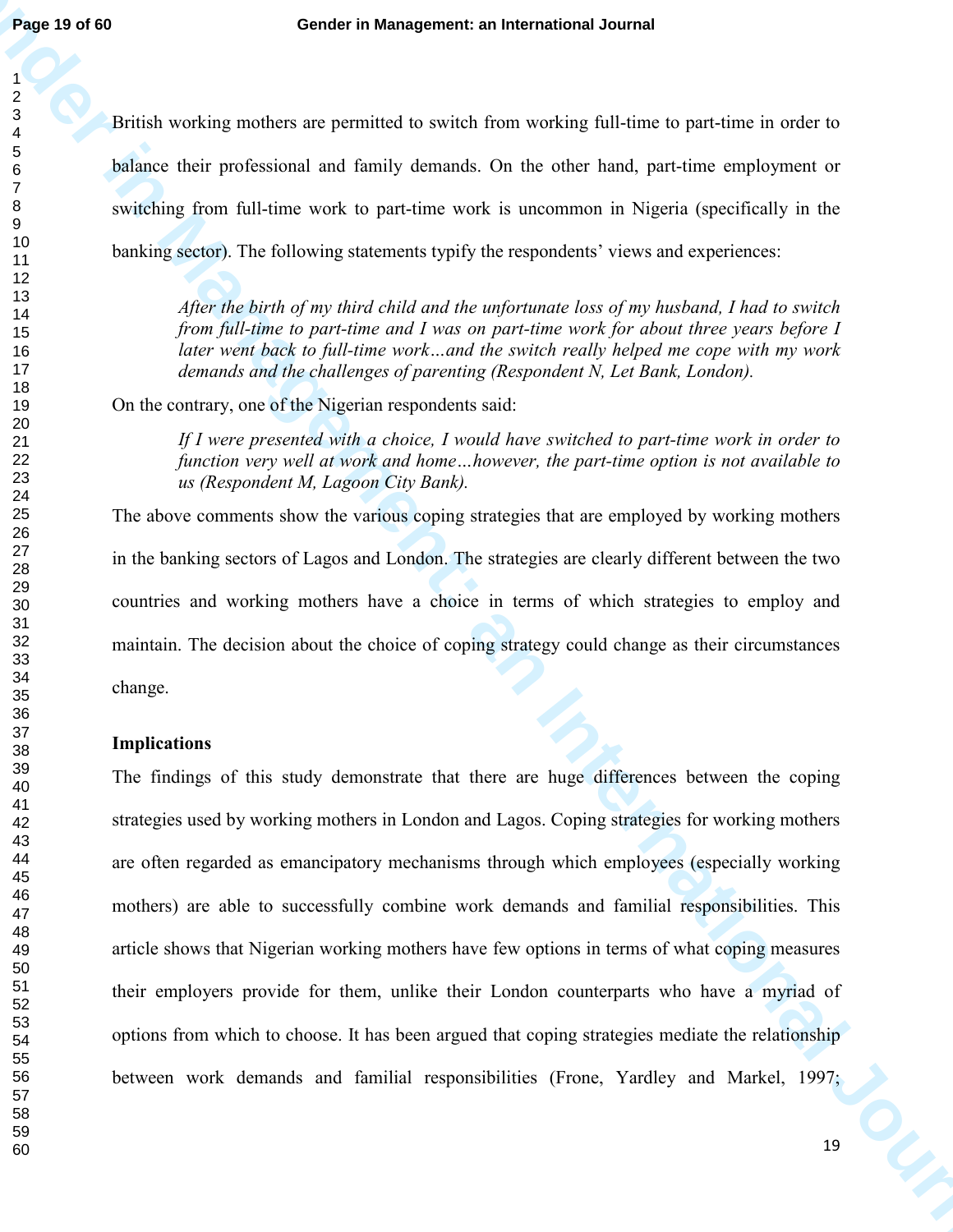British working mothers are permitted to switch from working full-time to part-time in order to balance their professional and family demands. On the other hand, part-time employment or switching from full-time work to part-time work is uncommon in Nigeria (specifically in the banking sector). The following statements typify the respondents' views and experiences:

> *After the birth of my third child and the unfortunate loss of my husband, I had to switch from full-time to part-time and I was on part-time work for about three years before I later went back to full-time work…and the switch really helped me cope with my work demands and the challenges of parenting (Respondent N, Let Bank, London).*

On the contrary, one of the Nigerian respondents said:

> *If I were presented with a choice, I would have switched to part-time work in order to function very well at work and home…however, the part-time option is not available to us (Respondent M, Lagoon City Bank).*

The above comments show the various coping strategies that are employed by working mothers in the banking sectors of Lagos and London. The strategies are clearly different between the two countries and working mothers have a choice in terms of which strategies to employ and maintain. The decision about the choice of coping strategy could change as their circumstances change.

**Implications**

The findings of this study demonstrate that there are huge differences between the coping strategies used by working mothers in London and Lagos. Coping strategies for working mothers are often regarded as emancipatory mechanisms through which employees (especially working mothers) are able to successfully combine work demands and familial responsibilities. This article shows that Nigerian working mothers have few options in terms of what coping measures their employers provide for them, unlike their London counterparts who have a myriad of options from which to choose. It has been argued that coping strategies mediate the relationship between work demands and familial responsibilities (Frone, Yardley and Markel, 1997;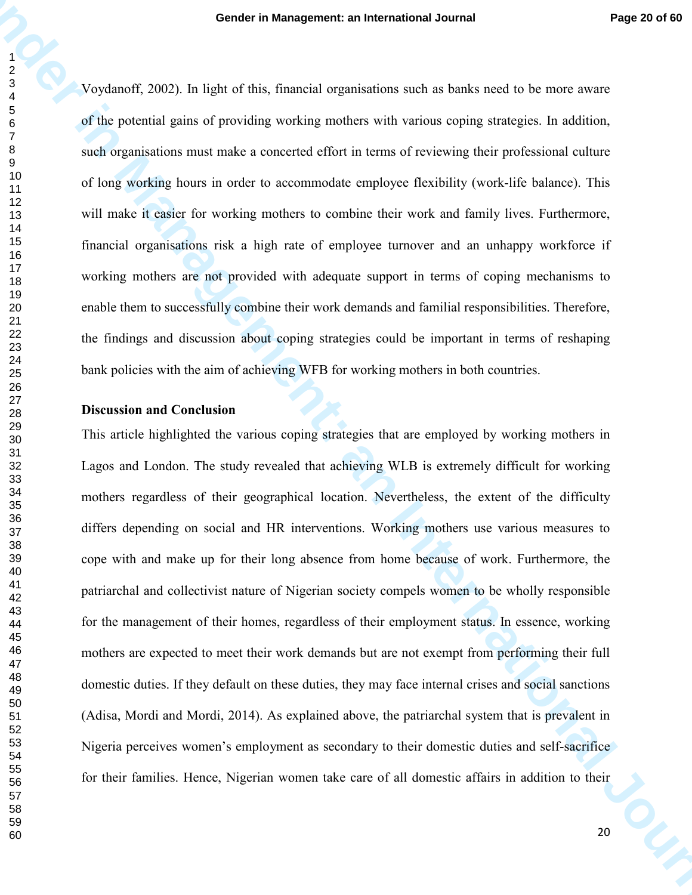Voydanoff, 2002). In light of this, financial organisations such as banks need to be more aware of the potential gains of providing working mothers with various coping strategies. In addition, such organisations must make a concerted effort in terms of reviewing their professional culture of long working hours in order to accommodate employee flexibility (work-life balance). This will make it easier for working mothers to combine their work and family lives. Furthermore, financial organisations risk a high rate of employee turnover and an unhappy workforce if working mothers are not provided with adequate support in terms of coping mechanisms to enable them to successfully combine their work demands and familial responsibilities. Therefore, the findings and discussion about coping strategies could be important in terms of reshaping bank policies with the aim of achieving WFB for working mothers in both countries.

**Discussion and Conclusion**

This article highlighted the various coping strategies that are employed by working mothers in Lagos and London. The study revealed that achieving WLB is extremely difficult for working mothers regardless of their geographical location. Nevertheless, the extent of the difficulty differs depending on social and HR interventions. Working mothers use various measures to cope with and make up for their long absence from home because of work. Furthermore, the patriarchal and collectivist nature of Nigerian society compels women to be wholly responsible for the management of their homes, regardless of their employment status. In essence, working mothers are expected to meet their work demands but are not exempt from performing their full domestic duties. If they default on these duties, they may face internal crises and social sanctions (Adisa, Mordi and Mordi, 2014). As explained above, the patriarchal system that is prevalent in Nigeria perceives women's employment as secondary to their domestic duties and self-sacrifice for their families. Hence, Nigerian women take care of all domestic affairs in addition to their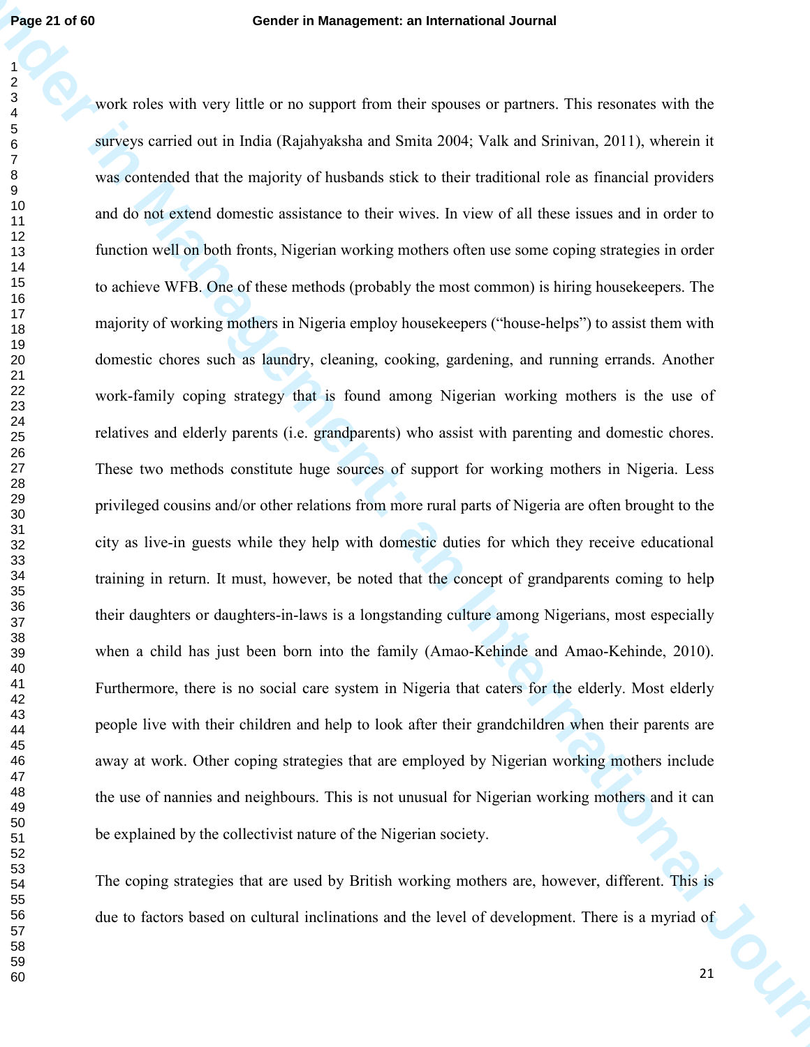work roles with very little or no support from their spouses or partners. This resonates with the surveys carried out in India (Rajahyaksha and Smita 2004; Valk and Srinivan, 2011), wherein it was contended that the majority of husbands stick to their traditional role as financial providers and do not extend domestic assistance to their wives. In view of all these issues and in order to function well on both fronts, Nigerian working mothers often use some coping strategies in order to achieve WFB. One of these methods (probably the most common) is hiring housekeepers. The majority of working mothers in Nigeria employ housekeepers ("house-helps") to assist them with domestic chores such as laundry, cleaning, cooking, gardening, and running errands. Another work-family coping strategy that is found among Nigerian working mothers is the use of relatives and elderly parents (i.e. grandparents) who assist with parenting and domestic chores. These two methods constitute huge sources of support for working mothers in Nigeria. Less privileged cousins and/or other relations from more rural parts of Nigeria are often brought to the city as live-in guests while they help with domestic duties for which they receive educational training in return. It must, however, be noted that the concept of grandparents coming to help their daughters or daughters-in-laws is a longstanding culture among Nigerians, most especially when a child has just been born into the family (Amao-Kehinde and Amao-Kehinde, 2010). Furthermore, there is no social care system in Nigeria that caters for the elderly. Most elderly people live with their children and help to look after their grandchildren when their parents are away at work. Other coping strategies that are employed by Nigerian working mothers include the use of nannies and neighbours. This is not unusual for Nigerian working mothers and it can be explained by the collectivist nature of the Nigerian society.

The coping strategies that are used by British working mothers are, however, different. This is due to factors based on cultural inclinations and the level of development. There is a myriad of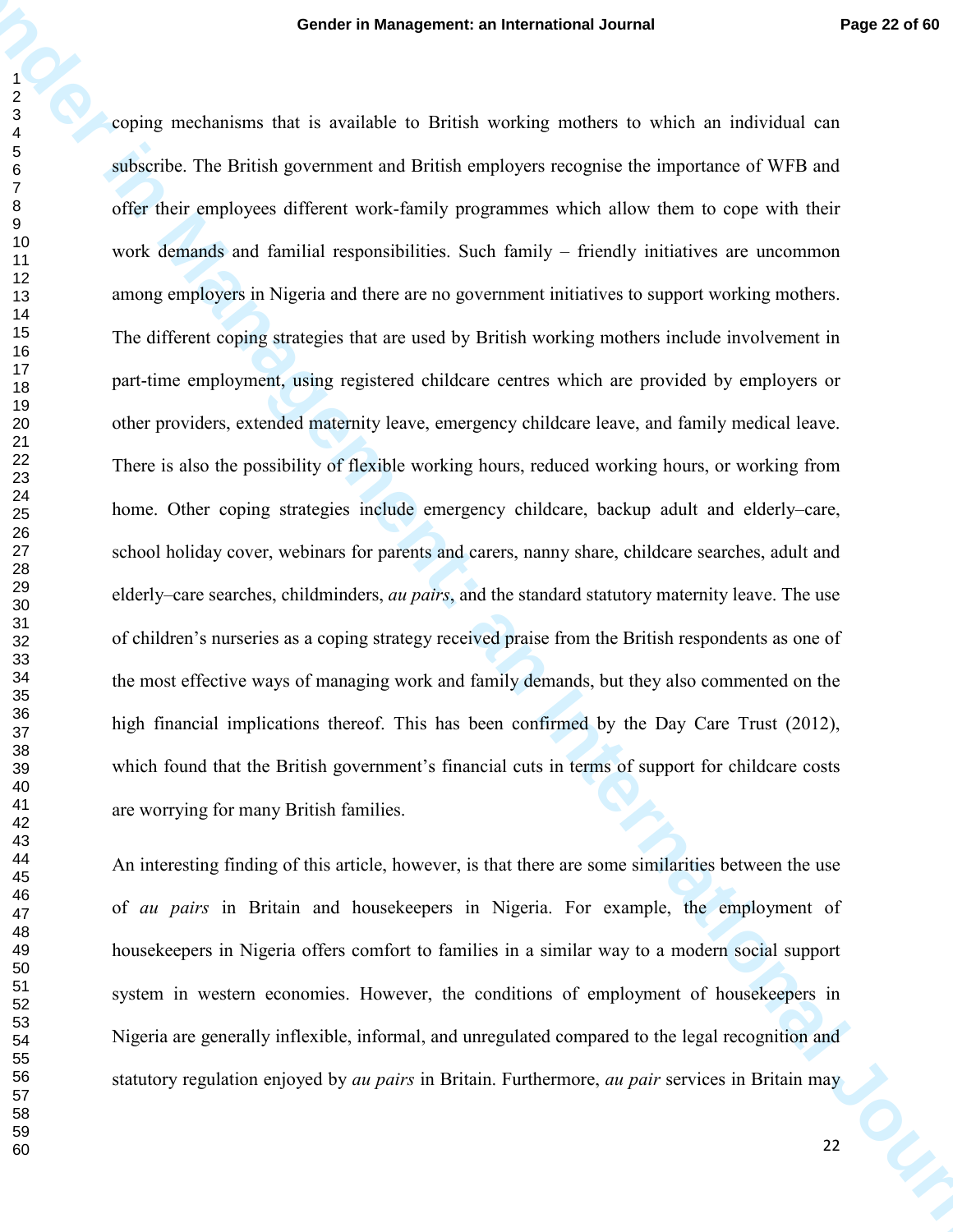coping mechanisms that is available to British working mothers to which an individual can subscribe. The British government and British employers recognise the importance of WFB and offer their employees different work-family programmes which allow them to cope with their work demands and familial responsibilities. Such family – friendly initiatives are uncommon among employers in Nigeria and there are no government initiatives to support working mothers. The different coping strategies that are used by British working mothers include involvement in part-time employment, using registered childcare centres which are provided by employers or other providers, extended maternity leave, emergency childcare leave, and family medical leave. There is also the possibility of flexible working hours, reduced working hours, or working from home. Other coping strategies include emergency childcare, backup adult and elderly–care, school holiday cover, webinars for parents and carers, nanny share, childcare searches, adult and elderly–care searches, childminders, *au pairs*, and the standard statutory maternity leave. The use of children's nurseries as a coping strategy received praise from the British respondents as one of the most effective ways of managing work and family demands, but they also commented on the high financial implications thereof. This has been confirmed by the Day Care Trust (2012), which found that the British government's financial cuts in terms of support for childcare costs are worrying for many British families.

An interesting finding of this article, however, is that there are some similarities between the use of *au pairs* in Britain and housekeepers in Nigeria. For example, the employment of housekeepers in Nigeria offers comfort to families in a similar way to a modern social support system in western economies. However, the conditions of employment of housekeepers in Nigeria are generally inflexible, informal, and unregulated compared to the legal recognition and statutory regulation enjoyed by *au pairs* in Britain. Furthermore, *au pair* services in Britain may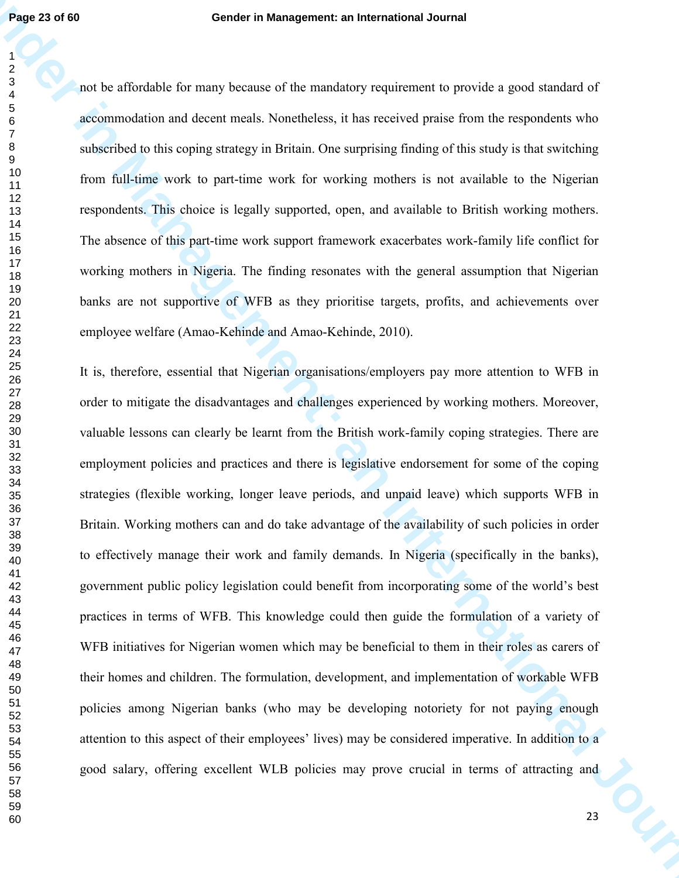not be affordable for many because of the mandatory requirement to provide a good standard of accommodation and decent meals. Nonetheless, it has received praise from the respondents who subscribed to this coping strategy in Britain. One surprising finding of this study is that switching from full-time work to part-time work for working mothers is not available to the Nigerian respondents. This choice is legally supported, open, and available to British working mothers. The absence of this part-time work support framework exacerbates work-family life conflict for working mothers in Nigeria. The finding resonates with the general assumption that Nigerian banks are not supportive of WFB as they prioritise targets, profits, and achievements over employee welfare (Amao-Kehinde and Amao-Kehinde, 2010).

It is, therefore, essential that Nigerian organisations/employers pay more attention to WFB in order to mitigate the disadvantages and challenges experienced by working mothers. Moreover, valuable lessons can clearly be learnt from the British work-family coping strategies. There are employment policies and practices and there is legislative endorsement for some of the coping strategies (flexible working, longer leave periods, and unpaid leave) which supports WFB in Britain. Working mothers can and do take advantage of the availability of such policies in order to effectively manage their work and family demands. In Nigeria (specifically in the banks), government public policy legislation could benefit from incorporating some of the world's best practices in terms of WFB. This knowledge could then guide the formulation of a variety of WFB initiatives for Nigerian women which may be beneficial to them in their roles as carers of their homes and children. The formulation, development, and implementation of workable WFB policies among Nigerian banks (who may be developing notoriety for not paying enough attention to this aspect of their employees' lives) may be considered imperative. In addition to a good salary, offering excellent WLB policies may prove crucial in terms of attracting and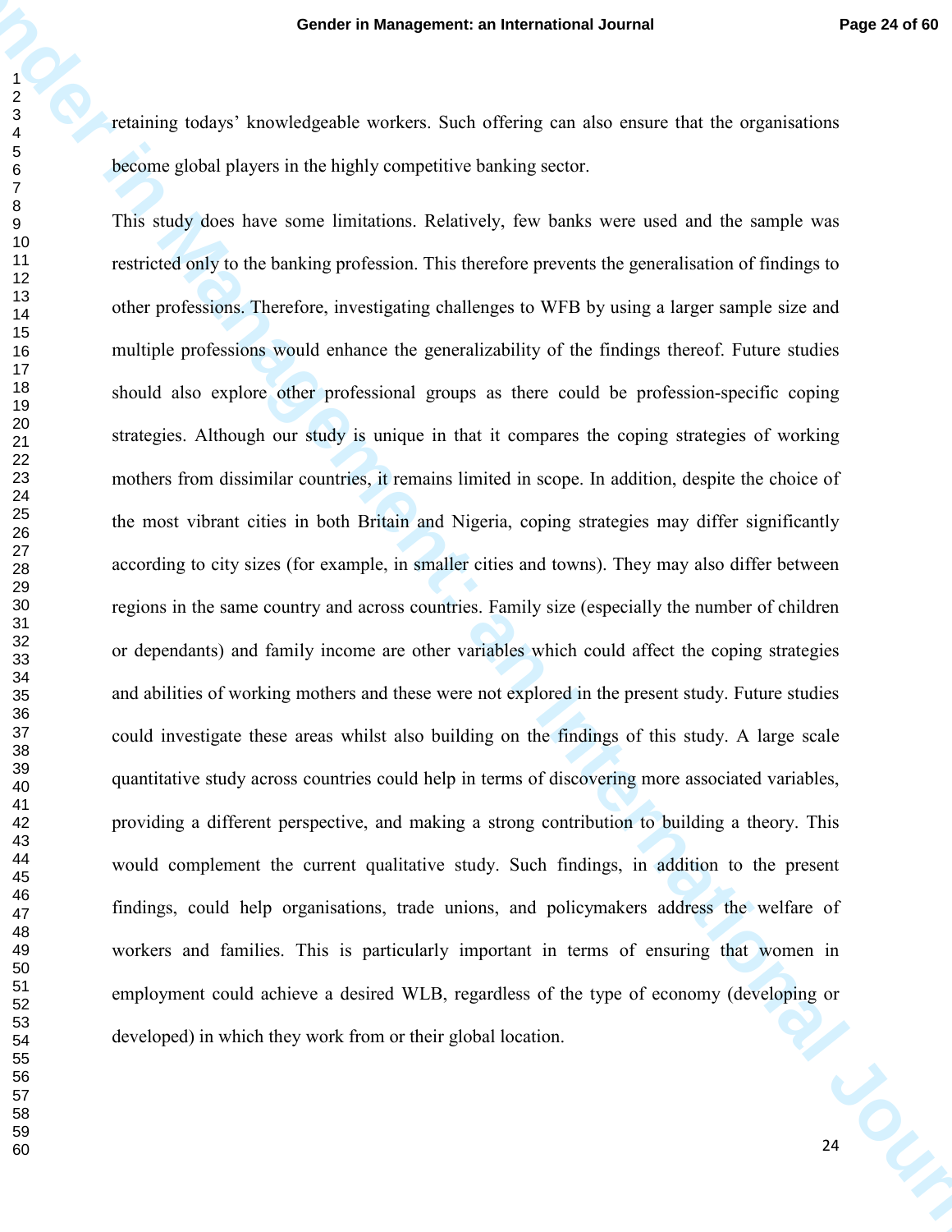retaining todays' knowledgeable workers. Such offering can also ensure that the organisations become global players in the highly competitive banking sector.

This study does have some limitations. Relatively, few banks were used and the sample was restricted only to the banking profession. This therefore prevents the generalisation of findings to other professions. Therefore, investigating challenges to WFB by using a larger sample size and multiple professions would enhance the generalizability of the findings thereof. Future studies should also explore other professional groups as there could be profession-specific coping strategies. Although our study is unique in that it compares the coping strategies of working mothers from dissimilar countries, it remains limited in scope. In addition, despite the choice of the most vibrant cities in both Britain and Nigeria, coping strategies may differ significantly according to city sizes (for example, in smaller cities and towns). They may also differ between regions in the same country and across countries. Family size (especially the number of children or dependants) and family income are other variables which could affect the coping strategies and abilities of working mothers and these were not explored in the present study. Future studies could investigate these areas whilst also building on the findings of this study. A large scale quantitative study across countries could help in terms of discovering more associated variables, providing a different perspective, and making a strong contribution to building a theory. This would complement the current qualitative study. Such findings, in addition to the present findings, could help organisations, trade unions, and policymakers address the welfare of workers and families. This is particularly important in terms of ensuring that women in employment could achieve a desired WLB, regardless of the type of economy (developing or developed) in which they work from or their global location.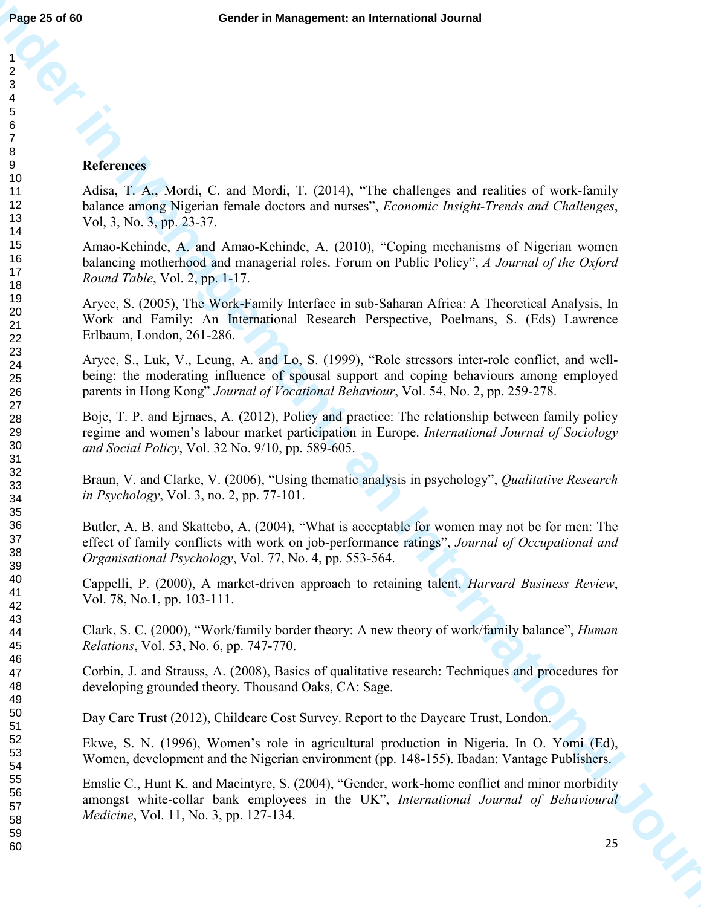## References

Adisa, T. A., Mordi, C. and Mordi, T. (2014), "The challenges and realities of work-family balance among Nigerian female doctors and nurses", *Economic Insight-Trends and Challenges*, Vol, 3, No. 3, pp. 23-37.

Amao-Kehinde, A. and Amao-Kehinde, A. (2010), "Coping mechanisms of Nigerian women balancing motherhood and managerial roles. Forum on Public Policy", *A Journal of the Oxford Round Table*, Vol. 2, pp. 1-17.

Aryee, S. (2005), The Work-Family Interface in sub-Saharan Africa: A Theoretical Analysis, In Work and Family: An International Research Perspective, Poelmans, S. (Eds) Lawrence Erlbaum, London, 261-286.

Aryee, S., Luk, V., Leung, A. and Lo, S. (1999), "Role stressors inter-role conflict, and well-being: the moderating influence of spousal support and coping behaviours among employed parents in Hong Kong" *Journal of Vocational Behaviour*, Vol. 54, No. 2, pp. 259-278.

Boje, T. P. and Ejrnaes, A. (2012), Policy and practice: The relationship between family policy regime and women's labour market participation in Europe. *International Journal of Sociology and Social Policy*, Vol. 32 No. 9/10, pp. 589-605.

Braun, V. and Clarke, V. (2006), "Using thematic analysis in psychology", *Qualitative Research in Psychology*, Vol. 3, no. 2, pp. 77-101.

Butler, A. B. and Skattebo, A. (2004), "What is acceptable for women may not be for men: The effect of family conflicts with work on job-performance ratings", *Journal of Occupational and Organisational Psychology*, Vol. 77, No. 4, pp. 553-564.

Cappelli, P. (2000), A market-driven approach to retaining talent. *Harvard Business Review*, Vol. 78, No.1, pp. 103-111.

Clark, S. C. (2000), "Work/family border theory: A new theory of work/family balance", *Human Relations*, Vol. 53, No. 6, pp. 747-770.

Corbin, J. and Strauss, A. (2008), Basics of qualitative research: Techniques and procedures for developing grounded theory. Thousand Oaks, CA: Sage.

Day Care Trust (2012), Childcare Cost Survey. Report to the Daycare Trust, London.

Ekwe, S. N. (1996), Women's role in agricultural production in Nigeria. In O. Yomi (Ed), Women, development and the Nigerian environment (pp. 148-155). Ibadan: Vantage Publishers.

Emslie C., Hunt K. and Macintyre, S. (2004), "Gender, work-home conflict and minor morbidity amongst white-collar bank employees in the UK", *International Journal of Behavioural Medicine*, Vol. 11, No. 3, pp. 127-134.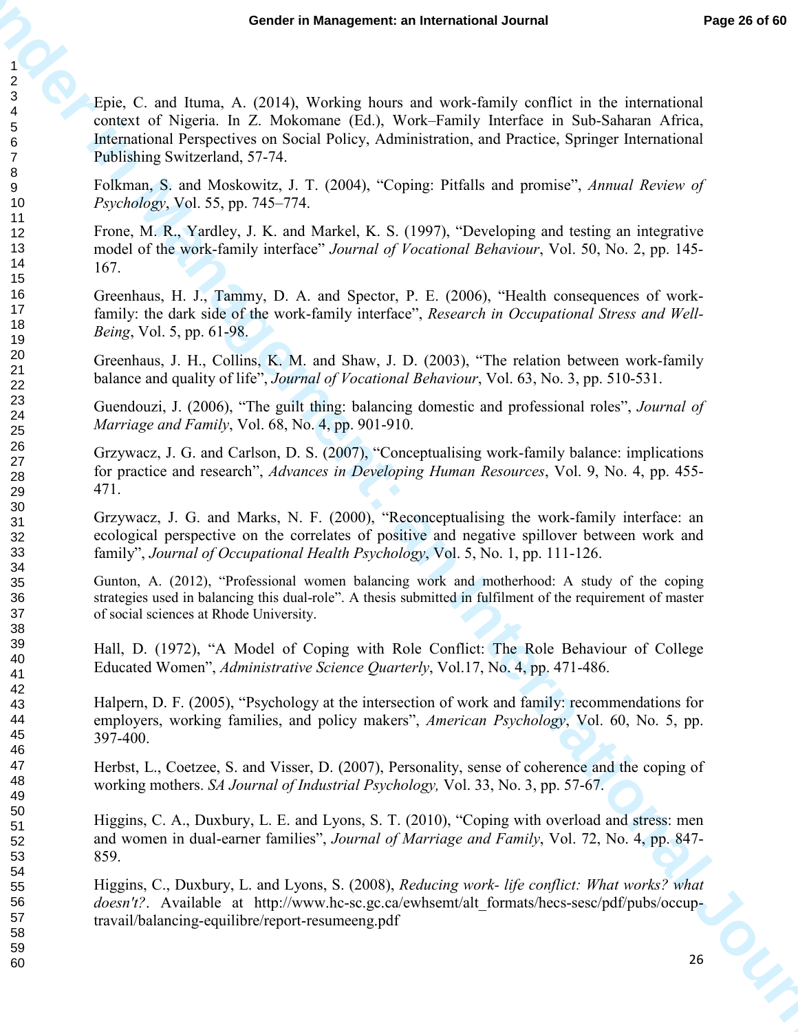Epie, C. and Ituma, A. (2014), Working hours and work-family conflict in the international context of Nigeria. In Z. Mokomane (Ed.), Work–Family Interface in Sub-Saharan Africa, International Perspectives on Social Policy, Administration, and Practice, Springer International Publishing Switzerland, 57-74.

Folkman, S. and Moskowitz, J. T. (2004), "Coping: Pitfalls and promise", *Annual Review of Psychology*, Vol. 55, pp. 745–774.

Frone, M. R., Yardley, J. K. and Markel, K. S. (1997), "Developing and testing an integrative model of the work-family interface" *Journal of Vocational Behaviour*, Vol. 50, No. 2, pp. 145-167.

Greenhaus, H. J., Tammy, D. A. and Spector, P. E. (2006), "Health consequences of work-family: the dark side of the work-family interface", *Research in Occupational Stress and Well-Being*, Vol. 5, pp. 61-98.

Greenhaus, J. H., Collins, K. M. and Shaw, J. D. (2003), "The relation between work-family balance and quality of life", *Journal of Vocational Behaviour*, Vol. 63, No. 3, pp. 510-531.

Guendouzi, J. (2006), "The guilt thing: balancing domestic and professional roles", *Journal of Marriage and Family*, Vol. 68, No. 4, pp. 901-910.

Grzywacz, J. G. and Carlson, D. S. (2007), "Conceptualising work-family balance: implications for practice and research", *Advances in Developing Human Resources*, Vol. 9, No. 4, pp. 455-471.

Grzywacz, J. G. and Marks, N. F. (2000), "Reconceptualising the work-family interface: an ecological perspective on the correlates of positive and negative spillover between work and family", *Journal of Occupational Health Psychology*, Vol. 5, No. 1, pp. 111-126.

Gunton, A. (2012), "Professional women balancing work and motherhood: A study of the coping strategies used in balancing this dual-role". A thesis submitted in fulfilment of the requirement of master of social sciences at Rhode University.

Hall, D. (1972), "A Model of Coping with Role Conflict: The Role Behaviour of College Educated Women", *Administrative Science Quarterly*, Vol.17, No. 4, pp. 471-486.

Halpern, D. F. (2005), "Psychology at the intersection of work and family: recommendations for employers, working families, and policy makers", *American Psychology*, Vol. 60, No. 5, pp. 397-400.

Herbst, L., Coetzee, S. and Visser, D. (2007), Personality, sense of coherence and the coping of working mothers. *SA Journal of Industrial Psychology,* Vol. 33, No. 3, pp. 57-67.

Higgins, C. A., Duxbury, L. E. and Lyons, S. T. (2010), "Coping with overload and stress: men and women in dual-earner families", *Journal of Marriage and Family*, Vol. 72, No. 4, pp. 847-859.

Higgins, C., Duxbury, L. and Lyons, S. (2008), *Reducing work- life conflict: What works? what doesn't?*. Available at http://www.hc-sc.gc.ca/ewhsemt/alt_formats/hecs-sesc/pdf/pubs/occup-travail/balancing-equilibre/report-resumeeng.pdf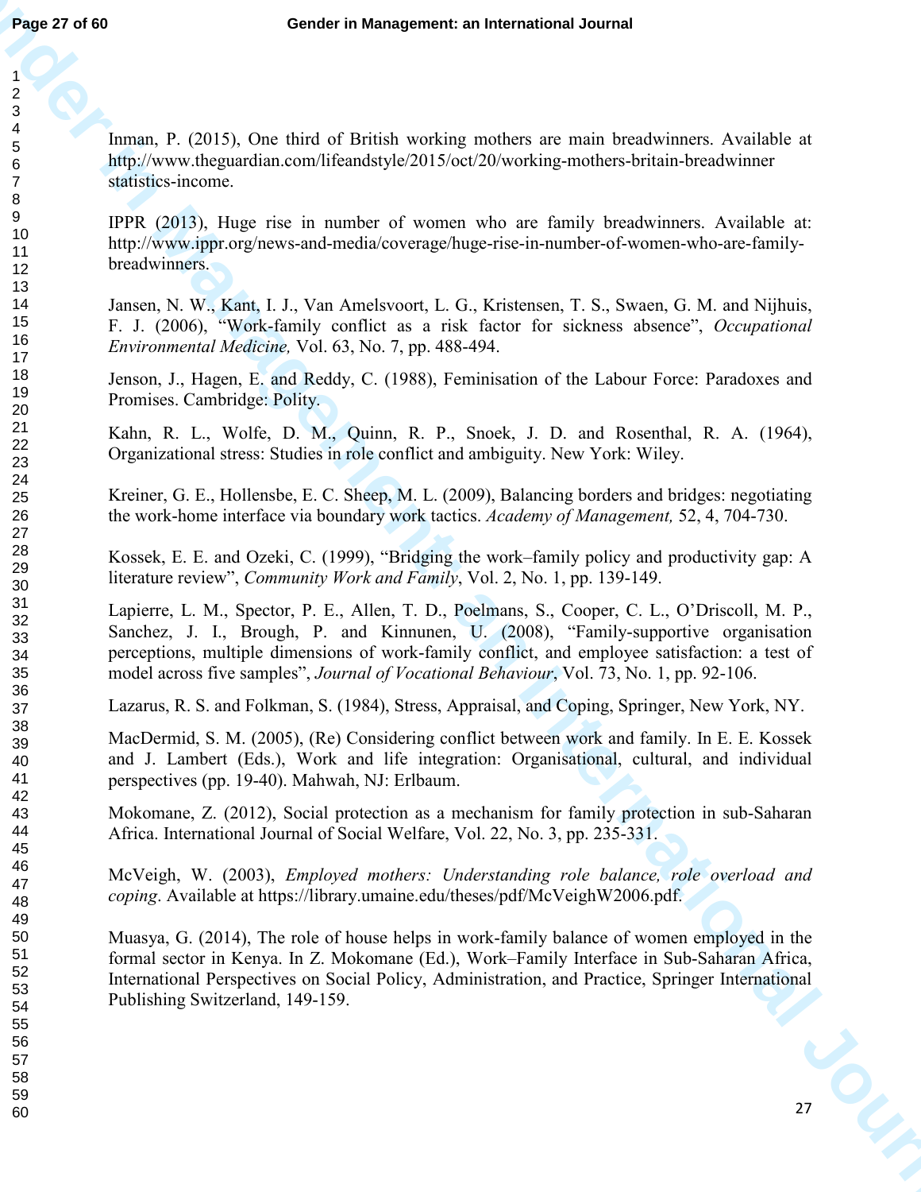Inman, P. (2015), One third of British working mothers are main breadwinners. Available at http://www.theguardian.com/lifeandstyle/2015/oct/20/working-mothers-britain-breadwinner statistics-income.

IPPR (2013), Huge rise in number of women who are family breadwinners. Available at: http://www.ippr.org/news-and-media/coverage/huge-rise-in-number-of-women-who-are-family-breadwinners.

Jansen, N. W., Kant, I. J., Van Amelsvoort, L. G., Kristensen, T. S., Swaen, G. M. and Nijhuis, F. J. (2006), "Work-family conflict as a risk factor for sickness absence", *Occupational Environmental Medicine,* Vol. 63, No. 7, pp. 488-494.

Jenson, J., Hagen, E. and Reddy, C. (1988), Feminisation of the Labour Force: Paradoxes and Promises. Cambridge: Polity.

Kahn, R. L., Wolfe, D. M., Quinn, R. P., Snoek, J. D. and Rosenthal, R. A. (1964), Organizational stress: Studies in role conflict and ambiguity. New York: Wiley.

Kreiner, G. E., Hollensbe, E. C. Sheep, M. L. (2009), Balancing borders and bridges: negotiating the work-home interface via boundary work tactics. *Academy of Management,* 52, 4, 704-730.

Kossek, E. E. and Ozeki, C. (1999), "Bridging the work–family policy and productivity gap: A literature review", *Community Work and Family*, Vol. 2, No. 1, pp. 139-149.

Lapierre, L. M., Spector, P. E., Allen, T. D., Poelmans, S., Cooper, C. L., O'Driscoll, M. P., Sanchez, J. I., Brough, P. and Kinnunen, U. (2008), "Family-supportive organisation perceptions, multiple dimensions of work-family conflict, and employee satisfaction: a test of model across five samples", *Journal of Vocational Behaviour*, Vol. 73, No. 1, pp. 92-106.

Lazarus, R. S. and Folkman, S. (1984), Stress, Appraisal, and Coping, Springer, New York, NY.

MacDermid, S. M. (2005), (Re) Considering conflict between work and family. In E. E. Kossek and J. Lambert (Eds.), Work and life integration: Organisational, cultural, and individual perspectives (pp. 19-40). Mahwah, NJ: Erlbaum.

Mokomane, Z. (2012), Social protection as a mechanism for family protection in sub-Saharan Africa. International Journal of Social Welfare, Vol. 22, No. 3, pp. 235-331.

McVeigh, W. (2003), *Employed mothers: Understanding role balance, role overload and coping*. Available at https://library.umaine.edu/theses/pdf/McVeighW2006.pdf.

Muasya, G. (2014), The role of house helps in work-family balance of women employed in the formal sector in Kenya. In Z. Mokomane (Ed.), Work–Family Interface in Sub-Saharan Africa, International Perspectives on Social Policy, Administration, and Practice, Springer International Publishing Switzerland, 149-159.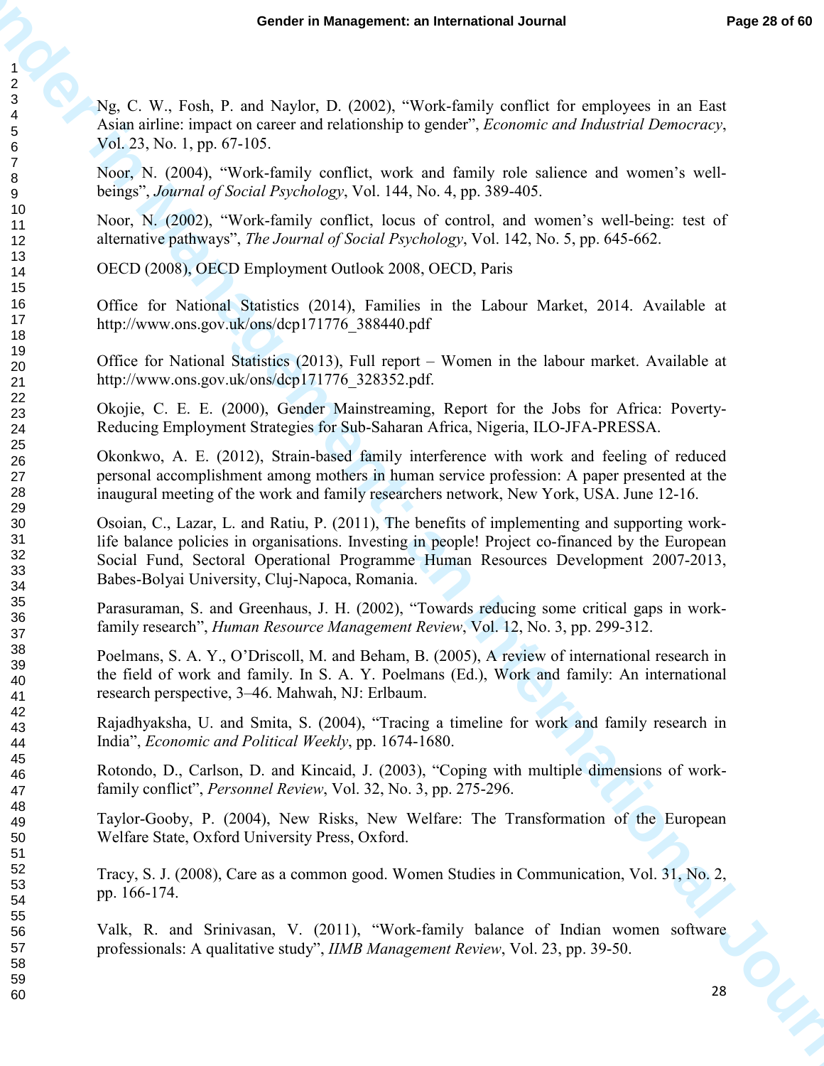Ng, C. W., Fosh, P. and Naylor, D. (2002), "Work-family conflict for employees in an East Asian airline: impact on career and relationship to gender", *Economic and Industrial Democracy*, Vol. 23, No. 1, pp. 67-105.

Noor, N. (2004), "Work-family conflict, work and family role salience and women's well-beings", *Journal of Social Psychology*, Vol. 144, No. 4, pp. 389-405.

Noor, N. (2002), "Work-family conflict, locus of control, and women's well-being: test of alternative pathways", *The Journal of Social Psychology*, Vol. 142, No. 5, pp. 645-662.

OECD (2008), OECD Employment Outlook 2008, OECD, Paris

Office for National Statistics (2014), Families in the Labour Market, 2014. Available at http://www.ons.gov.uk/ons/dcp171776_388440.pdf

Office for National Statistics (2013), Full report – Women in the labour market. Available at http://www.ons.gov.uk/ons/dcp171776_328352.pdf.

Okojie, C. E. E. (2000), Gender Mainstreaming, Report for the Jobs for Africa: Poverty-Reducing Employment Strategies for Sub-Saharan Africa, Nigeria, ILO-JFA-PRESSA.

Okonkwo, A. E. (2012), Strain-based family interference with work and feeling of reduced personal accomplishment among mothers in human service profession: A paper presented at the inaugural meeting of the work and family researchers network, New York, USA. June 12-16.

Osoian, C., Lazar, L. and Ratiu, P. (2011), The benefits of implementing and supporting work-life balance policies in organisations. Investing in people! Project co-financed by the European Social Fund, Sectoral Operational Programme Human Resources Development 2007-2013, Babes-Bolyai University, Cluj-Napoca, Romania.

Parasuraman, S. and Greenhaus, J. H. (2002), "Towards reducing some critical gaps in work-family research", *Human Resource Management Review*, Vol. 12, No. 3, pp. 299-312.

Poelmans, S. A. Y., O'Driscoll, M. and Beham, B. (2005), A review of international research in the field of work and family. In S. A. Y. Poelmans (Ed.), Work and family: An international research perspective, 3–46. Mahwah, NJ: Erlbaum.

Rajadhyaksha, U. and Smita, S. (2004), "Tracing a timeline for work and family research in India", *Economic and Political Weekly*, pp. 1674-1680.

Rotondo, D., Carlson, D. and Kincaid, J. (2003), "Coping with multiple dimensions of work-family conflict", *Personnel Review*, Vol. 32, No. 3, pp. 275-296.

Taylor-Gooby, P. (2004), New Risks, New Welfare: The Transformation of the European Welfare State, Oxford University Press, Oxford.

Tracy, S. J. (2008), Care as a common good. Women Studies in Communication, Vol. 31, No. 2, pp. 166-174.

Valk, R. and Srinivasan, V. (2011), "Work-family balance of Indian women software professionals: A qualitative study", *IIMB Management Review*, Vol. 23, pp. 39-50.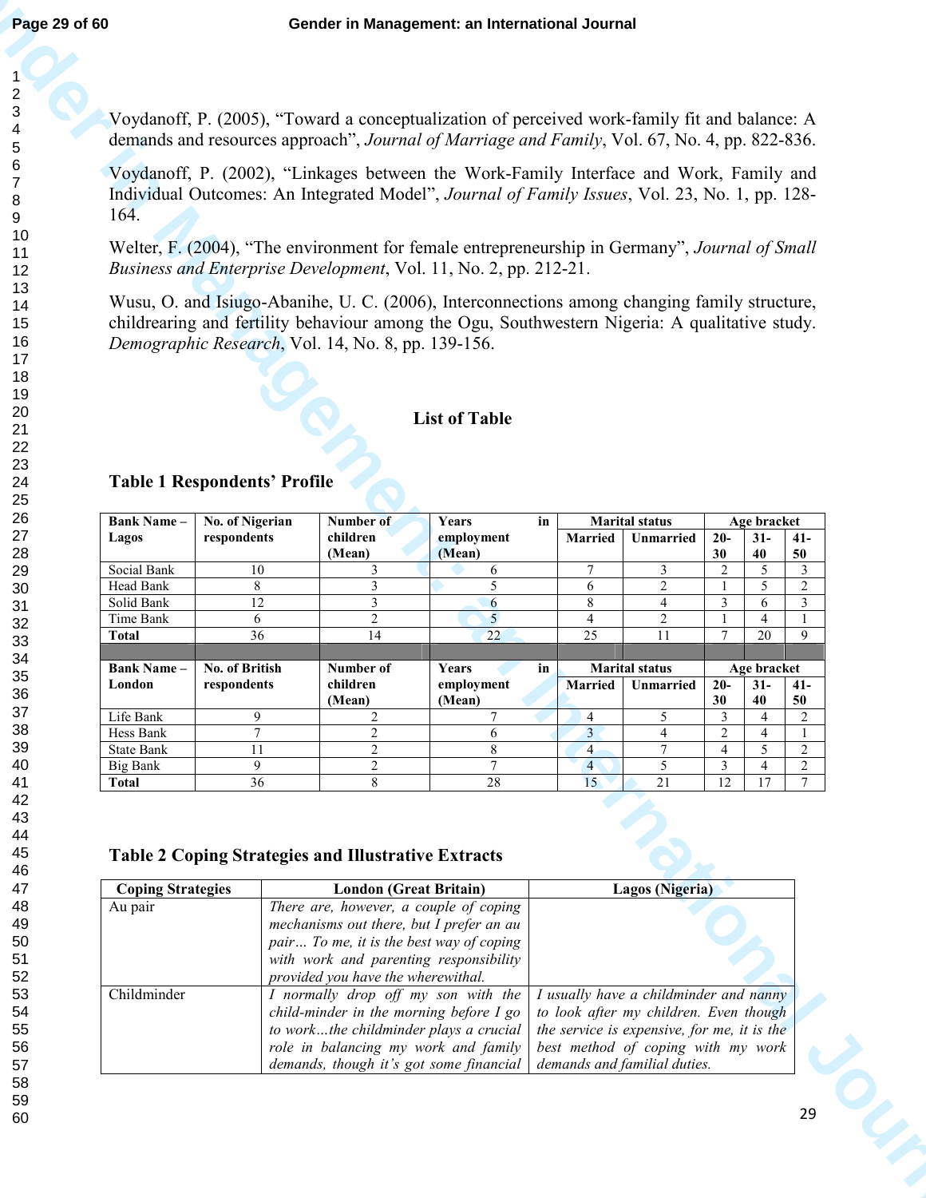Voydanoff, P. (2005), "Toward a conceptualization of perceived work-family fit and balance: A demands and resources approach", *Journal of Marriage and Family*, Vol. 67, No. 4, pp. 822-836.

Voydanoff, P. (2002), "Linkages between the Work-Family Interface and Work, Family and Individual Outcomes: An Integrated Model", *Journal of Family Issues*, Vol. 23, No. 1, pp. 128-164.

Welter, F. (2004), "The environment for female entrepreneurship in Germany", *Journal of Small Business and Enterprise Development*, Vol. 11, No. 2, pp. 212-21.

Wusu, O. and Isiugo-Abanihe, U. C. (2006), Interconnections among changing family structure, childrearing and fertility behaviour among the Ogu, Southwestern Nigeria: A qualitative study. *Demographic Research*, Vol. 14, No. 8, pp. 139-156.

## List of Table

### Table 1 Respondents' Profile

| Bank Name – Lagos | No. of Nigerian respondents | Number of children (Mean) | Years in employment (Mean) | Marital status | | Age bracket | | |
|---|---|---|---|---|---|---|---|---|
| | | | | Married | Unmarried | 20-30 | 31-40 | 41-50 |
| Social Bank | 10 | 3 | 6 | 7 | 3 | 2 | 5 | 3 |
| Head Bank | 8 | 3 | 5 | 6 | 2 | 1 | 5 | 2 |
| Solid Bank | 12 | 3 | 6 | 8 | 4 | 3 | 6 | 3 |
| Time Bank | 6 | 2 | 5 | 4 | 2 | 1 | 4 | 1 |
| **Total** | 36 | 14 | 22 | 25 | 11 | 7 | 20 | 9 |
| **Bank Name – London** | **No. of British respondents** | **Number of children (Mean)** | **Years in employment (Mean)** | **Marital status** | | **Age bracket** | | |
| | | | | **Married** | **Unmarried** | **20-30** | **31-40** | **41-50** |
| Life Bank | 9 | 2 | 7 | 4 | 5 | 3 | 4 | 2 |
| Hess Bank | 7 | 2 | 6 | 3 | 4 | 2 | 4 | 1 |
| State Bank | 11 | 2 | 8 | 4 | 7 | 4 | 5 | 2 |
| Big Bank | 9 | 2 | 7 | 4 | 5 | 3 | 4 | 2 |
| **Total** | 36 | 8 | 28 | 15 | 21 | 12 | 17 | 7 |

### Table 2 Coping Strategies and Illustrative Extracts

| Coping Strategies | London (Great Britain) | Lagos (Nigeria) |
|---|---|---|
| Au pair | *There are, however, a couple of coping mechanisms out there, but I prefer an au pair… To me, it is the best way of coping with work and parenting responsibility provided you have the wherewithal.* | |
| Childminder | *I normally drop off my son with the child-minder in the morning before I go to work…the childminder plays a crucial role in balancing my work and family demands, though it's got some financial* | *I usually have a childminder and nanny to look after my children. Even though the service is expensive, for me, it is the best method of coping with my work demands and familial duties.* |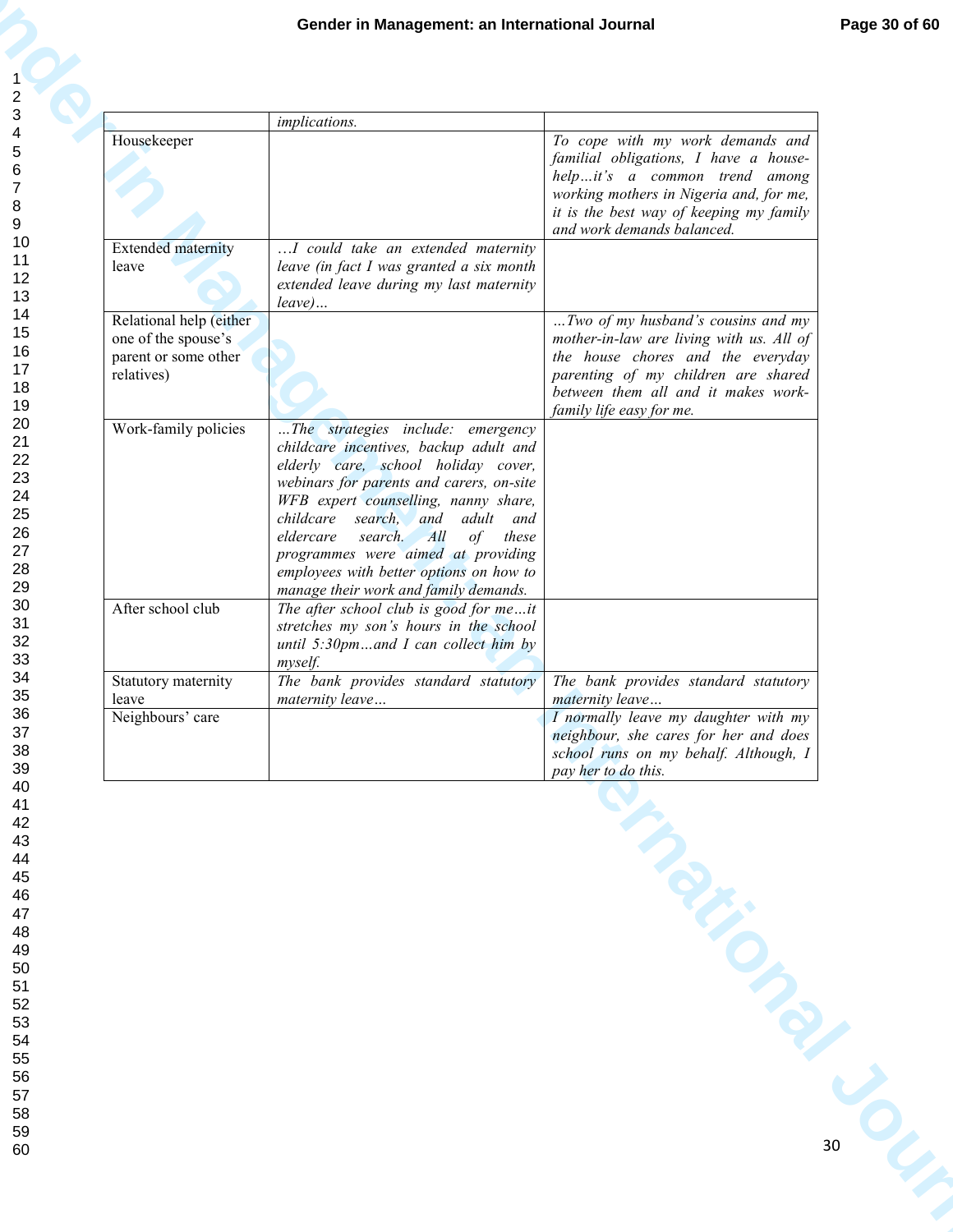| | | |
|---|---|---|
| | *implications.* | |
| Housekeeper | | *To cope with my work demands and familial obligations, I have a house-help…it's a common trend among working mothers in Nigeria and, for me, it is the best way of keeping my family and work demands balanced.* |
| Extended maternity leave | *…I could take an extended maternity leave (in fact I was granted a six month extended leave during my last maternity leave)…* | |
| Relational help (either one of the spouse's parent or some other relatives) | | *…Two of my husband's cousins and my mother-in-law are living with us. All of the house chores and the everyday parenting of my children are shared between them all and it makes work-family life easy for me.* |
| Work-family policies | *…The strategies include: emergency childcare incentives, backup adult and elderly care, school holiday cover, webinars for parents and carers, on-site WFB expert counselling, nanny share, childcare search, and adult and eldercare search. All of these programmes were aimed at providing employees with better options on how to manage their work and family demands.* | |
| After school club | *The after school club is good for me…it stretches my son's hours in the school until 5:30pm…and I can collect him by myself.* | |
| Statutory maternity leave | *The bank provides standard statutory maternity leave…* | *The bank provides standard statutory maternity leave…* |
| Neighbours' care | | *I normally leave my daughter with my neighbour, she cares for her and does school runs on my behalf. Although, I pay her to do this.* |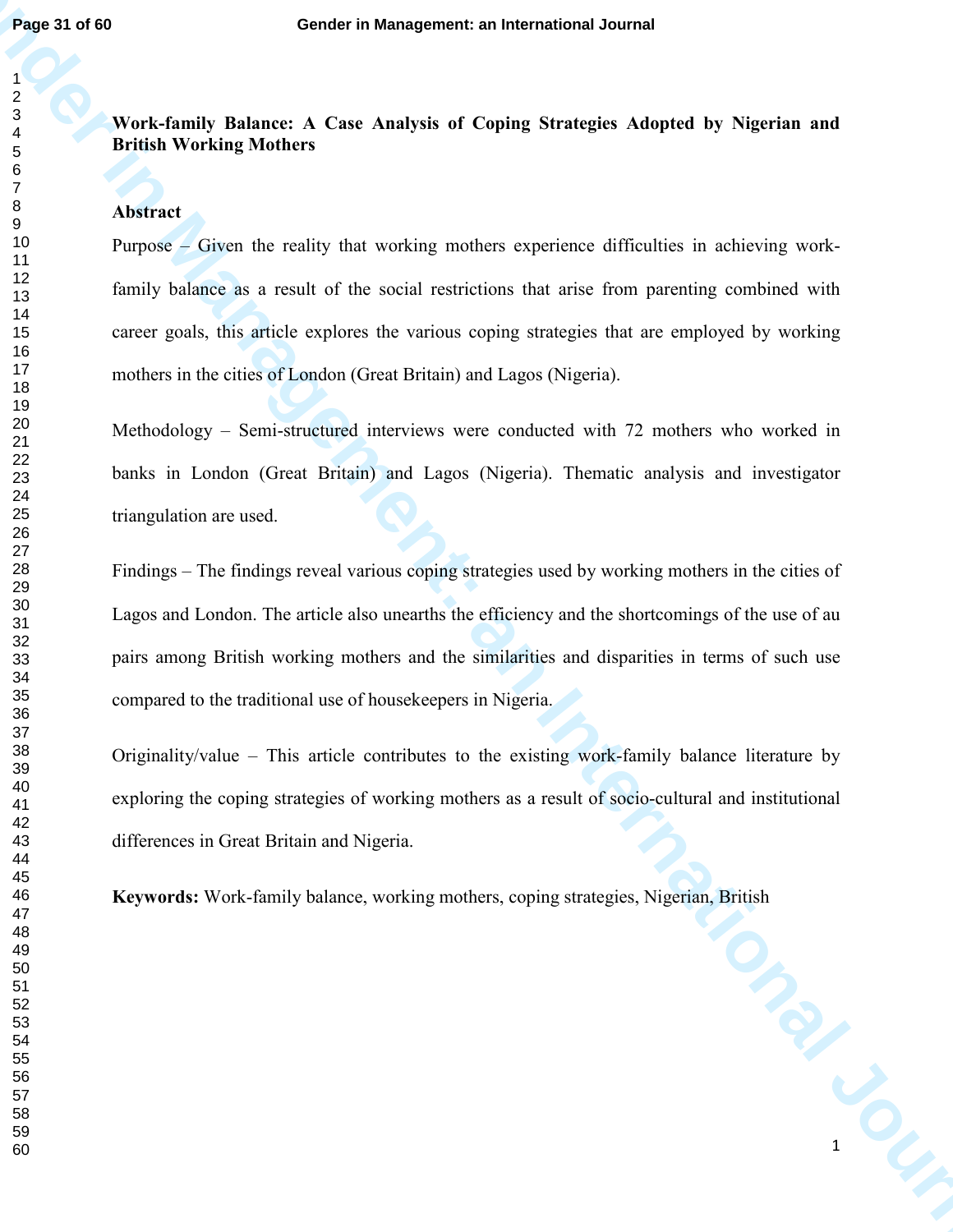**Work-family Balance: A Case Analysis of Coping Strategies Adopted by Nigerian and British Working Mothers**

**Abstract**

Purpose – Given the reality that working mothers experience difficulties in achieving work-family balance as a result of the social restrictions that arise from parenting combined with career goals, this article explores the various coping strategies that are employed by working mothers in the cities of London (Great Britain) and Lagos (Nigeria).

Methodology – Semi-structured interviews were conducted with 72 mothers who worked in banks in London (Great Britain) and Lagos (Nigeria). Thematic analysis and investigator triangulation are used.

Findings – The findings reveal various coping strategies used by working mothers in the cities of Lagos and London. The article also unearths the efficiency and the shortcomings of the use of au pairs among British working mothers and the similarities and disparities in terms of such use compared to the traditional use of housekeepers in Nigeria.

Originality/value – This article contributes to the existing work-family balance literature by exploring the coping strategies of working mothers as a result of socio-cultural and institutional differences in Great Britain and Nigeria.

**Keywords:** Work-family balance, working mothers, coping strategies, Nigerian, British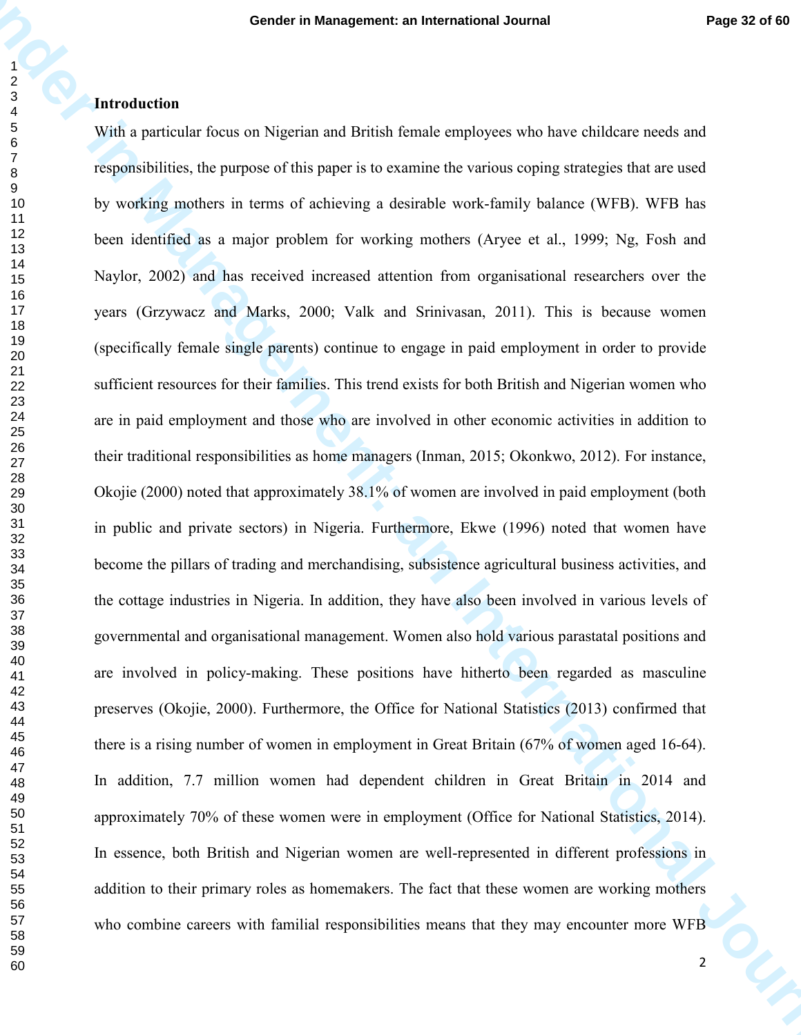## Introduction

With a particular focus on Nigerian and British female employees who have childcare needs and responsibilities, the purpose of this paper is to examine the various coping strategies that are used by working mothers in terms of achieving a desirable work-family balance (WFB). WFB has been identified as a major problem for working mothers (Aryee et al., 1999; Ng, Fosh and Naylor, 2002) and has received increased attention from organisational researchers over the years (Grzywacz and Marks, 2000; Valk and Srinivasan, 2011). This is because women (specifically female single parents) continue to engage in paid employment in order to provide sufficient resources for their families. This trend exists for both British and Nigerian women who are in paid employment and those who are involved in other economic activities in addition to their traditional responsibilities as home managers (Inman, 2015; Okonkwo, 2012). For instance, Okojie (2000) noted that approximately 38.1% of women are involved in paid employment (both in public and private sectors) in Nigeria. Furthermore, Ekwe (1996) noted that women have become the pillars of trading and merchandising, subsistence agricultural business activities, and the cottage industries in Nigeria. In addition, they have also been involved in various levels of governmental and organisational management. Women also hold various parastatal positions and are involved in policy-making. These positions have hitherto been regarded as masculine preserves (Okojie, 2000). Furthermore, the Office for National Statistics (2013) confirmed that there is a rising number of women in employment in Great Britain (67% of women aged 16-64). In addition, 7.7 million women had dependent children in Great Britain in 2014 and approximately 70% of these women were in employment (Office for National Statistics, 2014). In essence, both British and Nigerian women are well-represented in different professions in addition to their primary roles as homemakers. The fact that these women are working mothers who combine careers with familial responsibilities means that they may encounter more WFB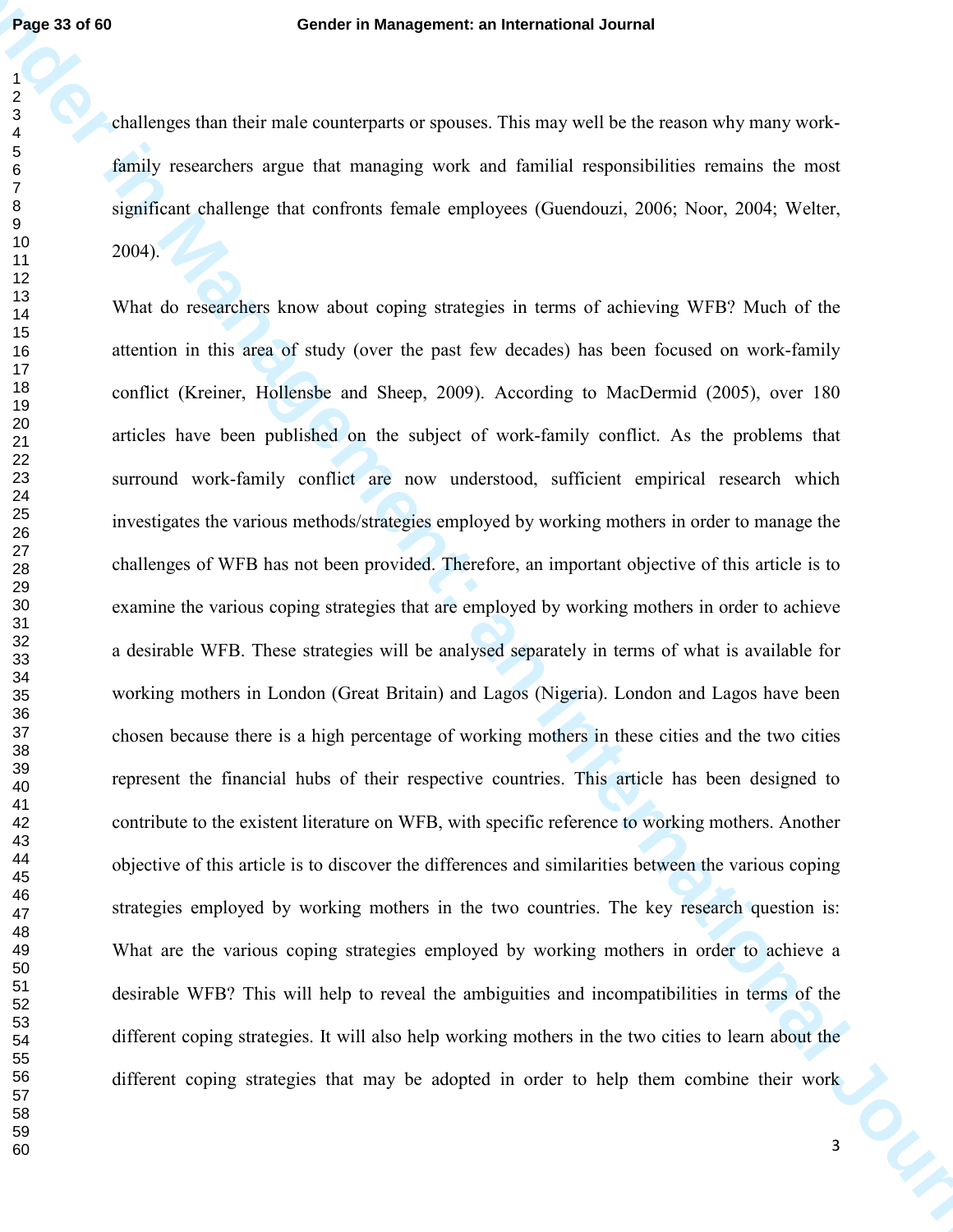challenges than their male counterparts or spouses. This may well be the reason why many work-family researchers argue that managing work and familial responsibilities remains the most significant challenge that confronts female employees (Guendouzi, 2006; Noor, 2004; Welter, 2004).

What do researchers know about coping strategies in terms of achieving WFB? Much of the attention in this area of study (over the past few decades) has been focused on work-family conflict (Kreiner, Hollensbe and Sheep, 2009). According to MacDermid (2005), over 180 articles have been published on the subject of work-family conflict. As the problems that surround work-family conflict are now understood, sufficient empirical research which investigates the various methods/strategies employed by working mothers in order to manage the challenges of WFB has not been provided. Therefore, an important objective of this article is to examine the various coping strategies that are employed by working mothers in order to achieve a desirable WFB. These strategies will be analysed separately in terms of what is available for working mothers in London (Great Britain) and Lagos (Nigeria). London and Lagos have been chosen because there is a high percentage of working mothers in these cities and the two cities represent the financial hubs of their respective countries. This article has been designed to contribute to the existent literature on WFB, with specific reference to working mothers. Another objective of this article is to discover the differences and similarities between the various coping strategies employed by working mothers in the two countries. The key research question is: What are the various coping strategies employed by working mothers in order to achieve a desirable WFB? This will help to reveal the ambiguities and incompatibilities in terms of the different coping strategies. It will also help working mothers in the two cities to learn about the different coping strategies that may be adopted in order to help them combine their work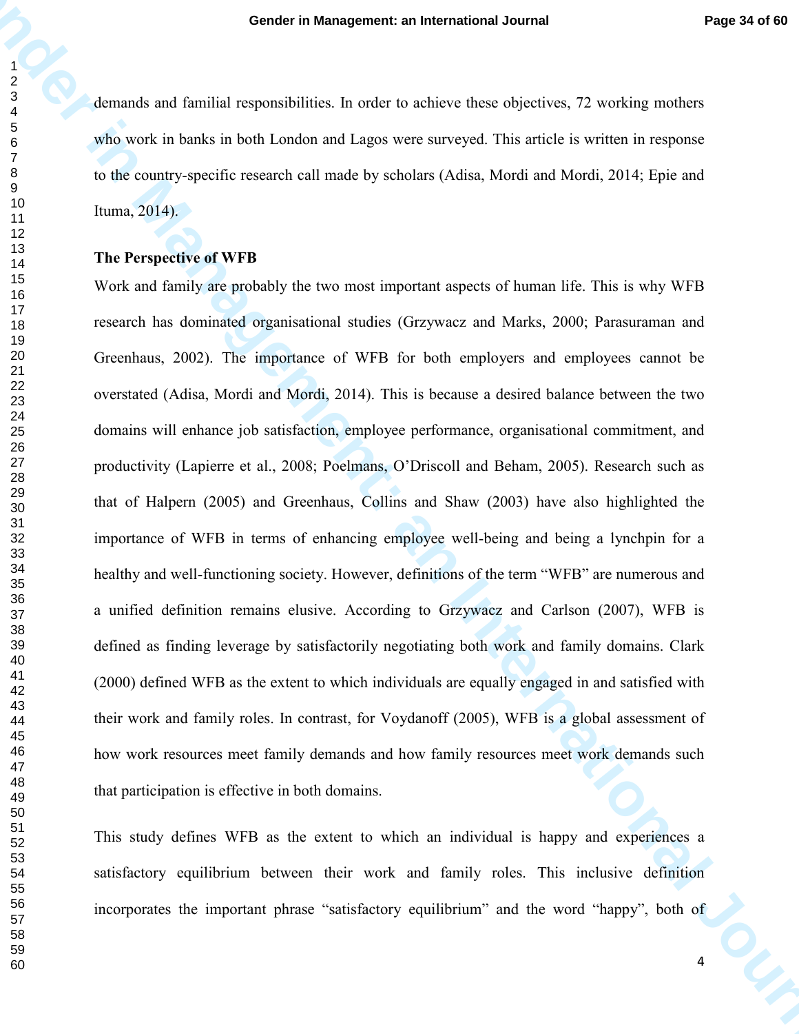demands and familial responsibilities. In order to achieve these objectives, 72 working mothers who work in banks in both London and Lagos were surveyed. This article is written in response to the country-specific research call made by scholars (Adisa, Mordi and Mordi, 2014; Epie and Ituma, 2014).

**The Perspective of WFB**

Work and family are probably the two most important aspects of human life. This is why WFB research has dominated organisational studies (Grzywacz and Marks, 2000; Parasuraman and Greenhaus, 2002). The importance of WFB for both employers and employees cannot be overstated (Adisa, Mordi and Mordi, 2014). This is because a desired balance between the two domains will enhance job satisfaction, employee performance, organisational commitment, and productivity (Lapierre et al., 2008; Poelmans, O'Driscoll and Beham, 2005). Research such as that of Halpern (2005) and Greenhaus, Collins and Shaw (2003) have also highlighted the importance of WFB in terms of enhancing employee well-being and being a lynchpin for a healthy and well-functioning society. However, definitions of the term "WFB" are numerous and a unified definition remains elusive. According to Grzywacz and Carlson (2007), WFB is defined as finding leverage by satisfactorily negotiating both work and family domains. Clark (2000) defined WFB as the extent to which individuals are equally engaged in and satisfied with their work and family roles. In contrast, for Voydanoff (2005), WFB is a global assessment of how work resources meet family demands and how family resources meet work demands such that participation is effective in both domains.

This study defines WFB as the extent to which an individual is happy and experiences a satisfactory equilibrium between their work and family roles. This inclusive definition incorporates the important phrase "satisfactory equilibrium" and the word "happy", both of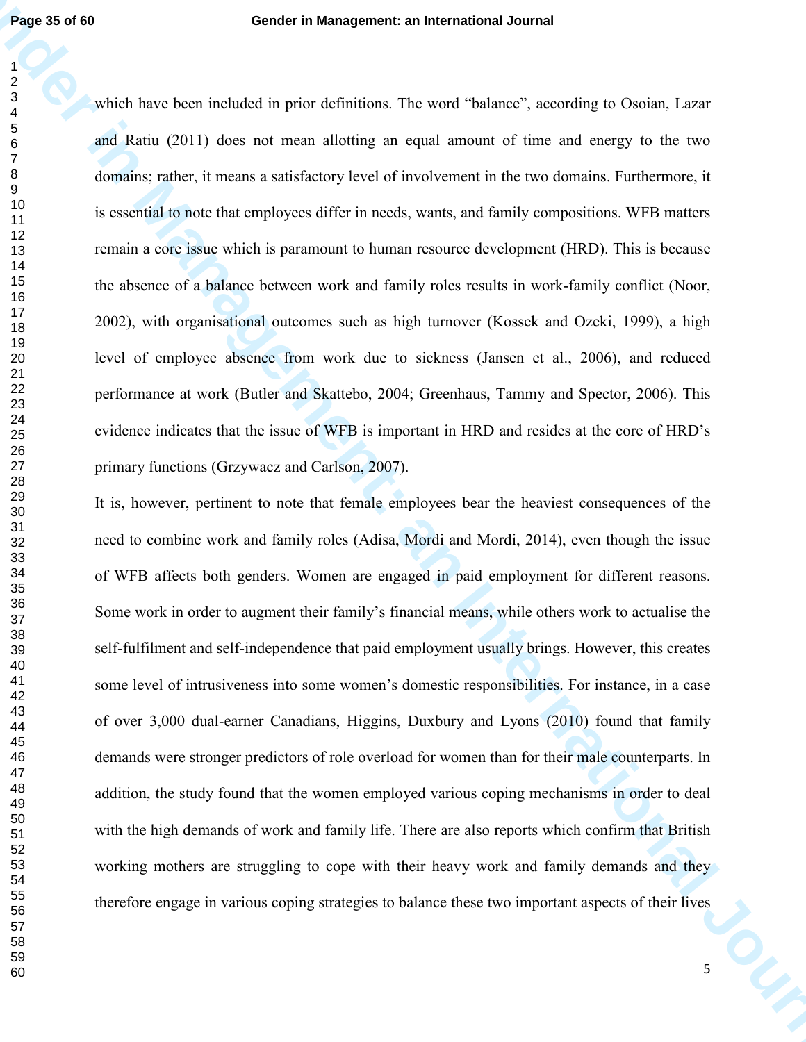which have been included in prior definitions. The word "balance", according to Osoian, Lazar and Ratiu (2011) does not mean allotting an equal amount of time and energy to the two domains; rather, it means a satisfactory level of involvement in the two domains. Furthermore, it is essential to note that employees differ in needs, wants, and family compositions. WFB matters remain a core issue which is paramount to human resource development (HRD). This is because the absence of a balance between work and family roles results in work-family conflict (Noor, 2002), with organisational outcomes such as high turnover (Kossek and Ozeki, 1999), a high level of employee absence from work due to sickness (Jansen et al., 2006), and reduced performance at work (Butler and Skattebo, 2004; Greenhaus, Tammy and Spector, 2006). This evidence indicates that the issue of WFB is important in HRD and resides at the core of HRD's primary functions (Grzywacz and Carlson, 2007).

It is, however, pertinent to note that female employees bear the heaviest consequences of the need to combine work and family roles (Adisa, Mordi and Mordi, 2014), even though the issue of WFB affects both genders. Women are engaged in paid employment for different reasons. Some work in order to augment their family's financial means, while others work to actualise the self-fulfilment and self-independence that paid employment usually brings. However, this creates some level of intrusiveness into some women's domestic responsibilities. For instance, in a case of over 3,000 dual-earner Canadians, Higgins, Duxbury and Lyons (2010) found that family demands were stronger predictors of role overload for women than for their male counterparts. In addition, the study found that the women employed various coping mechanisms in order to deal with the high demands of work and family life. There are also reports which confirm that British working mothers are struggling to cope with their heavy work and family demands and they therefore engage in various coping strategies to balance these two important aspects of their lives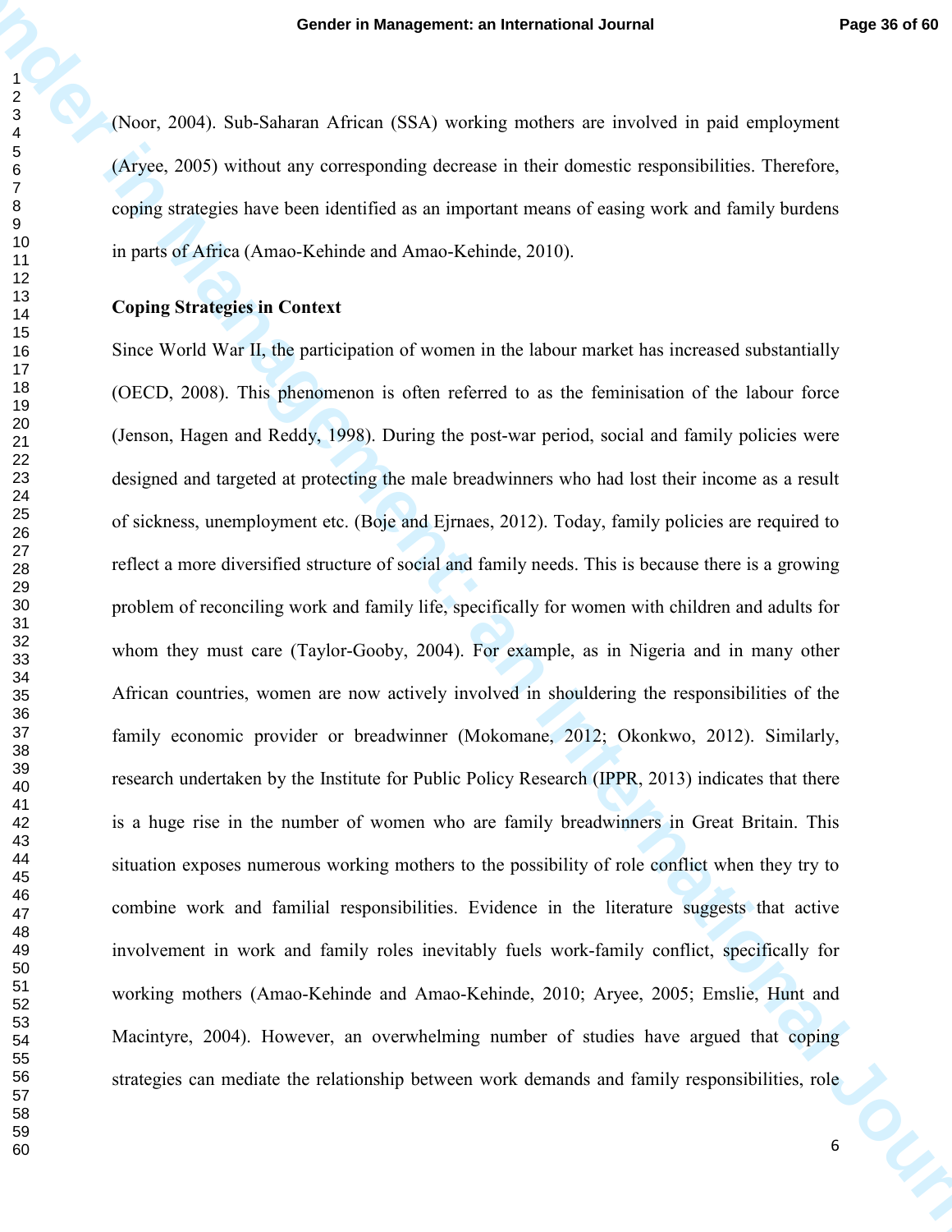(Noor, 2004). Sub-Saharan African (SSA) working mothers are involved in paid employment (Aryee, 2005) without any corresponding decrease in their domestic responsibilities. Therefore, coping strategies have been identified as an important means of easing work and family burdens in parts of Africa (Amao-Kehinde and Amao-Kehinde, 2010).

**Coping Strategies in Context**

Since World War II, the participation of women in the labour market has increased substantially (OECD, 2008). This phenomenon is often referred to as the feminisation of the labour force (Jenson, Hagen and Reddy, 1998). During the post-war period, social and family policies were designed and targeted at protecting the male breadwinners who had lost their income as a result of sickness, unemployment etc. (Boje and Ejrnaes, 2012). Today, family policies are required to reflect a more diversified structure of social and family needs. This is because there is a growing problem of reconciling work and family life, specifically for women with children and adults for whom they must care (Taylor-Gooby, 2004). For example, as in Nigeria and in many other African countries, women are now actively involved in shouldering the responsibilities of the family economic provider or breadwinner (Mokomane, 2012; Okonkwo, 2012). Similarly, research undertaken by the Institute for Public Policy Research (IPPR, 2013) indicates that there is a huge rise in the number of women who are family breadwinners in Great Britain. This situation exposes numerous working mothers to the possibility of role conflict when they try to combine work and familial responsibilities. Evidence in the literature suggests that active involvement in work and family roles inevitably fuels work-family conflict, specifically for working mothers (Amao-Kehinde and Amao-Kehinde, 2010; Aryee, 2005; Emslie, Hunt and Macintyre, 2004). However, an overwhelming number of studies have argued that coping strategies can mediate the relationship between work demands and family responsibilities, role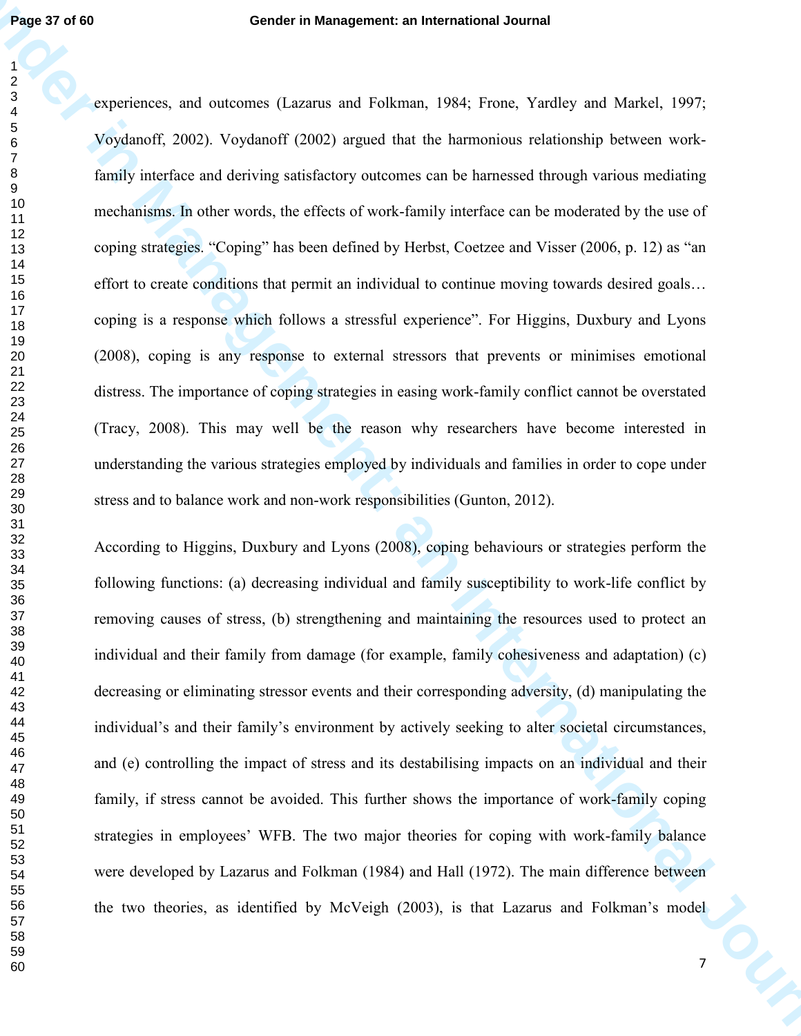experiences, and outcomes (Lazarus and Folkman, 1984; Frone, Yardley and Markel, 1997; Voydanoff, 2002). Voydanoff (2002) argued that the harmonious relationship between work-family interface and deriving satisfactory outcomes can be harnessed through various mediating mechanisms. In other words, the effects of work-family interface can be moderated by the use of coping strategies. "Coping" has been defined by Herbst, Coetzee and Visser (2006, p. 12) as "an effort to create conditions that permit an individual to continue moving towards desired goals… coping is a response which follows a stressful experience". For Higgins, Duxbury and Lyons (2008), coping is any response to external stressors that prevents or minimises emotional distress. The importance of coping strategies in easing work-family conflict cannot be overstated (Tracy, 2008). This may well be the reason why researchers have become interested in understanding the various strategies employed by individuals and families in order to cope under stress and to balance work and non-work responsibilities (Gunton, 2012).

According to Higgins, Duxbury and Lyons (2008), coping behaviours or strategies perform the following functions: (a) decreasing individual and family susceptibility to work-life conflict by removing causes of stress, (b) strengthening and maintaining the resources used to protect an individual and their family from damage (for example, family cohesiveness and adaptation) (c) decreasing or eliminating stressor events and their corresponding adversity, (d) manipulating the individual's and their family's environment by actively seeking to alter societal circumstances, and (e) controlling the impact of stress and its destabilising impacts on an individual and their family, if stress cannot be avoided. This further shows the importance of work-family coping strategies in employees' WFB. The two major theories for coping with work-family balance were developed by Lazarus and Folkman (1984) and Hall (1972). The main difference between the two theories, as identified by McVeigh (2003), is that Lazarus and Folkman's model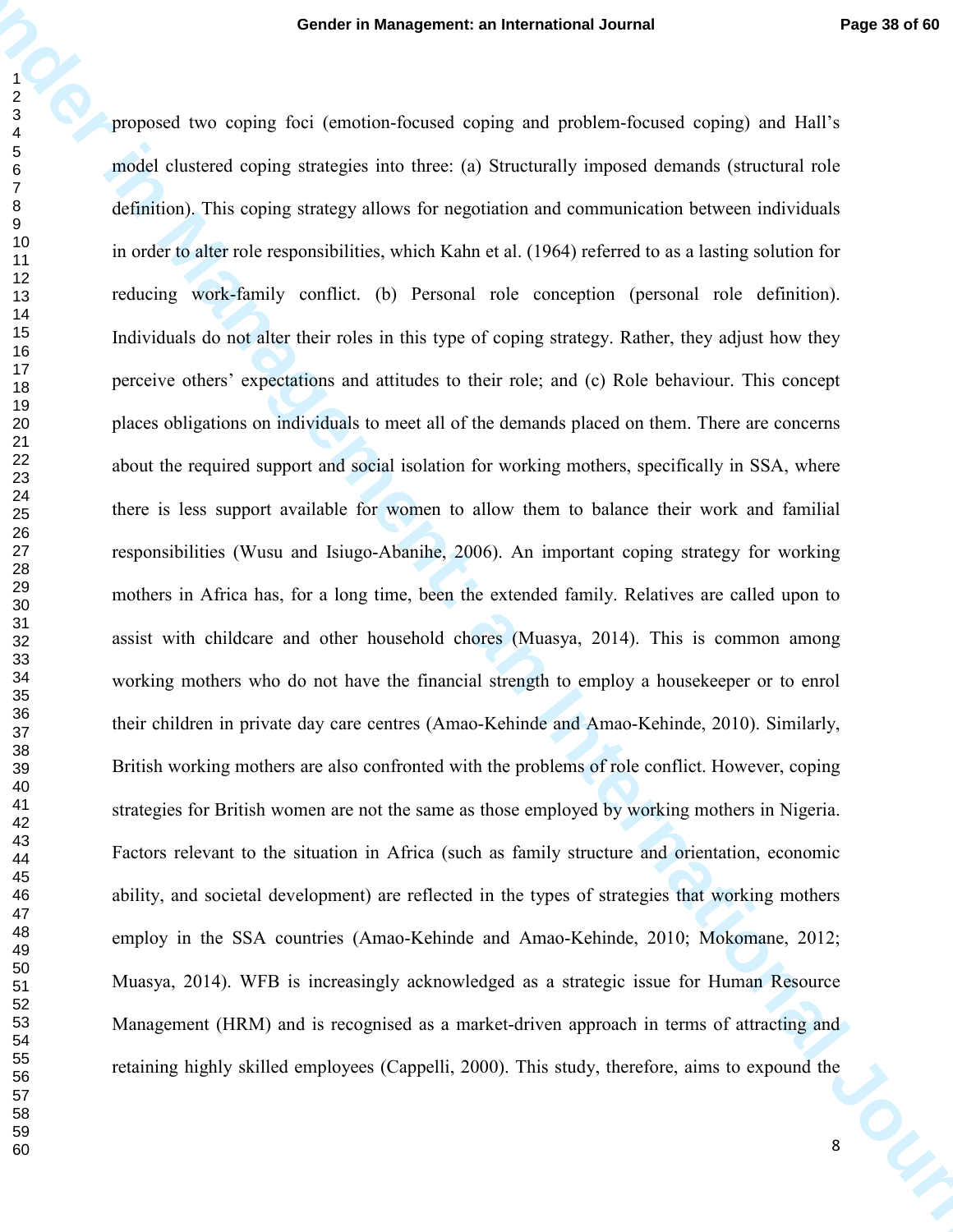proposed two coping foci (emotion-focused coping and problem-focused coping) and Hall's model clustered coping strategies into three: (a) Structurally imposed demands (structural role definition). This coping strategy allows for negotiation and communication between individuals in order to alter role responsibilities, which Kahn et al. (1964) referred to as a lasting solution for reducing work-family conflict. (b) Personal role conception (personal role definition). Individuals do not alter their roles in this type of coping strategy. Rather, they adjust how they perceive others' expectations and attitudes to their role; and (c) Role behaviour. This concept places obligations on individuals to meet all of the demands placed on them. There are concerns about the required support and social isolation for working mothers, specifically in SSA, where there is less support available for women to allow them to balance their work and familial responsibilities (Wusu and Isiugo-Abanihe, 2006). An important coping strategy for working mothers in Africa has, for a long time, been the extended family. Relatives are called upon to assist with childcare and other household chores (Muasya, 2014). This is common among working mothers who do not have the financial strength to employ a housekeeper or to enrol their children in private day care centres (Amao-Kehinde and Amao-Kehinde, 2010). Similarly, British working mothers are also confronted with the problems of role conflict. However, coping strategies for British women are not the same as those employed by working mothers in Nigeria. Factors relevant to the situation in Africa (such as family structure and orientation, economic ability, and societal development) are reflected in the types of strategies that working mothers employ in the SSA countries (Amao-Kehinde and Amao-Kehinde, 2010; Mokomane, 2012; Muasya, 2014). WFB is increasingly acknowledged as a strategic issue for Human Resource Management (HRM) and is recognised as a market-driven approach in terms of attracting and retaining highly skilled employees (Cappelli, 2000). This study, therefore, aims to expound the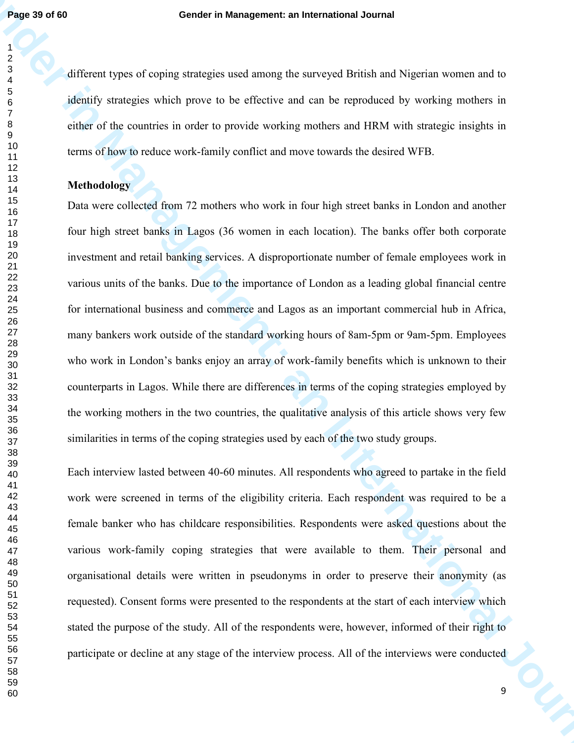different types of coping strategies used among the surveyed British and Nigerian women and to identify strategies which prove to be effective and can be reproduced by working mothers in either of the countries in order to provide working mothers and HRM with strategic insights in terms of how to reduce work-family conflict and move towards the desired WFB.

**Methodology**

Data were collected from 72 mothers who work in four high street banks in London and another four high street banks in Lagos (36 women in each location). The banks offer both corporate investment and retail banking services. A disproportionate number of female employees work in various units of the banks. Due to the importance of London as a leading global financial centre for international business and commerce and Lagos as an important commercial hub in Africa, many bankers work outside of the standard working hours of 8am-5pm or 9am-5pm. Employees who work in London's banks enjoy an array of work-family benefits which is unknown to their counterparts in Lagos. While there are differences in terms of the coping strategies employed by the working mothers in the two countries, the qualitative analysis of this article shows very few similarities in terms of the coping strategies used by each of the two study groups.

Each interview lasted between 40-60 minutes. All respondents who agreed to partake in the field work were screened in terms of the eligibility criteria. Each respondent was required to be a female banker who has childcare responsibilities. Respondents were asked questions about the various work-family coping strategies that were available to them. Their personal and organisational details were written in pseudonyms in order to preserve their anonymity (as requested). Consent forms were presented to the respondents at the start of each interview which stated the purpose of the study. All of the respondents were, however, informed of their right to participate or decline at any stage of the interview process. All of the interviews were conducted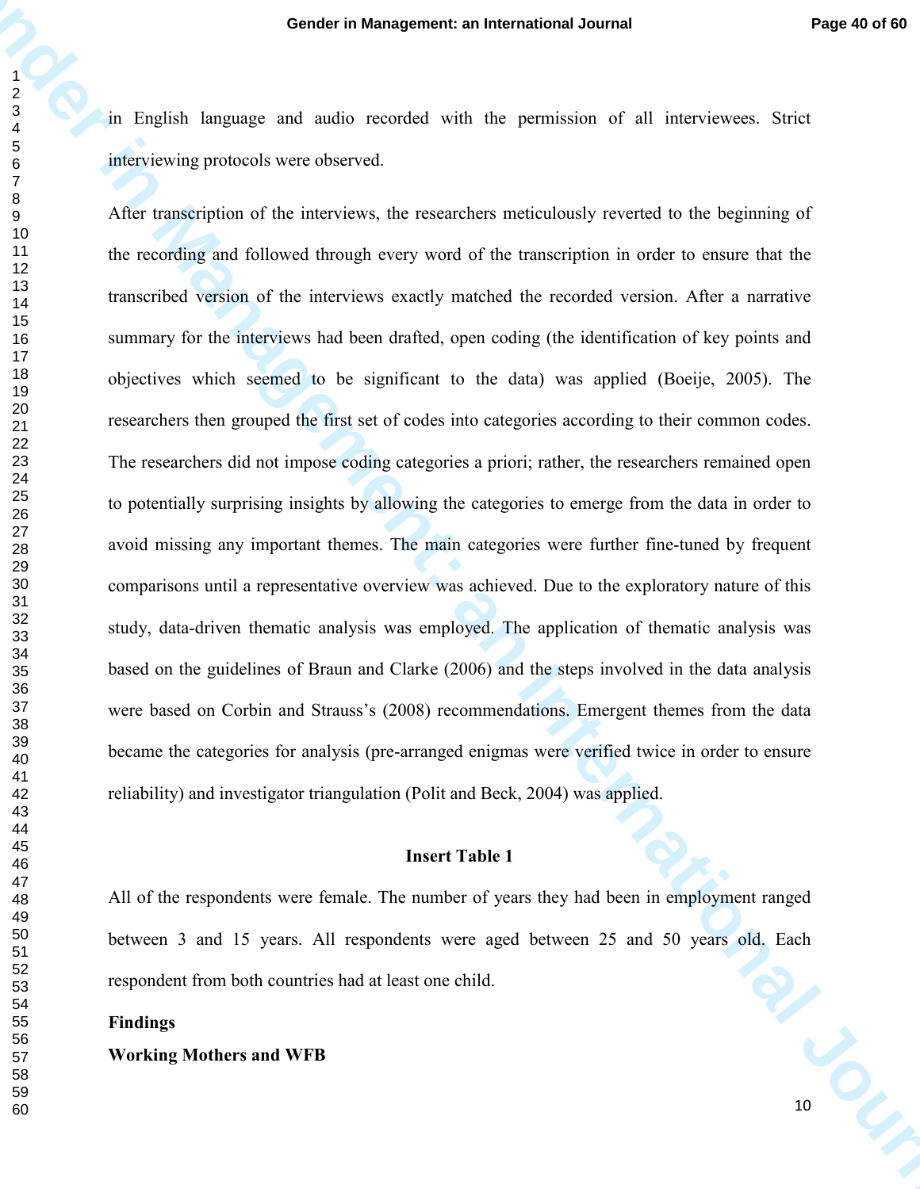in English language and audio recorded with the permission of all interviewees. Strict interviewing protocols were observed.

After transcription of the interviews, the researchers meticulously reverted to the beginning of the recording and followed through every word of the transcription in order to ensure that the transcribed version of the interviews exactly matched the recorded version. After a narrative summary for the interviews had been drafted, open coding (the identification of key points and objectives which seemed to be significant to the data) was applied (Boeije, 2005). The researchers then grouped the first set of codes into categories according to their common codes. The researchers did not impose coding categories a priori; rather, the researchers remained open to potentially surprising insights by allowing the categories to emerge from the data in order to avoid missing any important themes. The main categories were further fine-tuned by frequent comparisons until a representative overview was achieved. Due to the exploratory nature of this study, data-driven thematic analysis was employed. The application of thematic analysis was based on the guidelines of Braun and Clarke (2006) and the steps involved in the data analysis were based on Corbin and Strauss's (2008) recommendations. Emergent themes from the data became the categories for analysis (pre-arranged enigmas were verified twice in order to ensure reliability) and investigator triangulation (Polit and Beck, 2004) was applied.

**Insert Table 1**

All of the respondents were female. The number of years they had been in employment ranged between 3 and 15 years. All respondents were aged between 25 and 50 years old. Each respondent from both countries had at least one child.

## Findings

### Working Mothers and WFB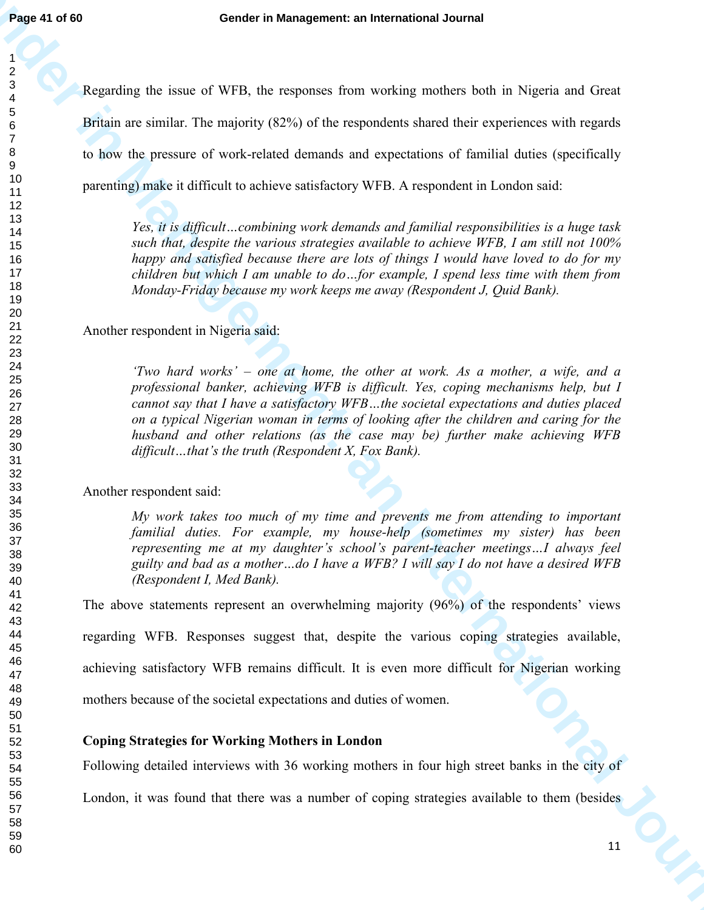Regarding the issue of WFB, the responses from working mothers both in Nigeria and Great Britain are similar. The majority (82%) of the respondents shared their experiences with regards to how the pressure of work-related demands and expectations of familial duties (specifically parenting) make it difficult to achieve satisfactory WFB. A respondent in London said:

> *Yes, it is difficult…combining work demands and familial responsibilities is a huge task such that, despite the various strategies available to achieve WFB, I am still not 100% happy and satisfied because there are lots of things I would have loved to do for my children but which I am unable to do…for example, I spend less time with them from Monday-Friday because my work keeps me away (Respondent J, Quid Bank).*

Another respondent in Nigeria said:

> *'Two hard works' – one at home, the other at work. As a mother, a wife, and a professional banker, achieving WFB is difficult. Yes, coping mechanisms help, but I cannot say that I have a satisfactory WFB…the societal expectations and duties placed on a typical Nigerian woman in terms of looking after the children and caring for the husband and other relations (as the case may be) further make achieving WFB difficult…that's the truth (Respondent X, Fox Bank).*

Another respondent said:

> *My work takes too much of my time and prevents me from attending to important familial duties. For example, my house-help (sometimes my sister) has been representing me at my daughter's school's parent-teacher meetings…I always feel guilty and bad as a mother…do I have a WFB? I will say I do not have a desired WFB (Respondent I, Med Bank).*

The above statements represent an overwhelming majority (96%) of the respondents' views regarding WFB. Responses suggest that, despite the various coping strategies available, achieving satisfactory WFB remains difficult. It is even more difficult for Nigerian working mothers because of the societal expectations and duties of women.

**Coping Strategies for Working Mothers in London**

Following detailed interviews with 36 working mothers in four high street banks in the city of London, it was found that there was a number of coping strategies available to them (besides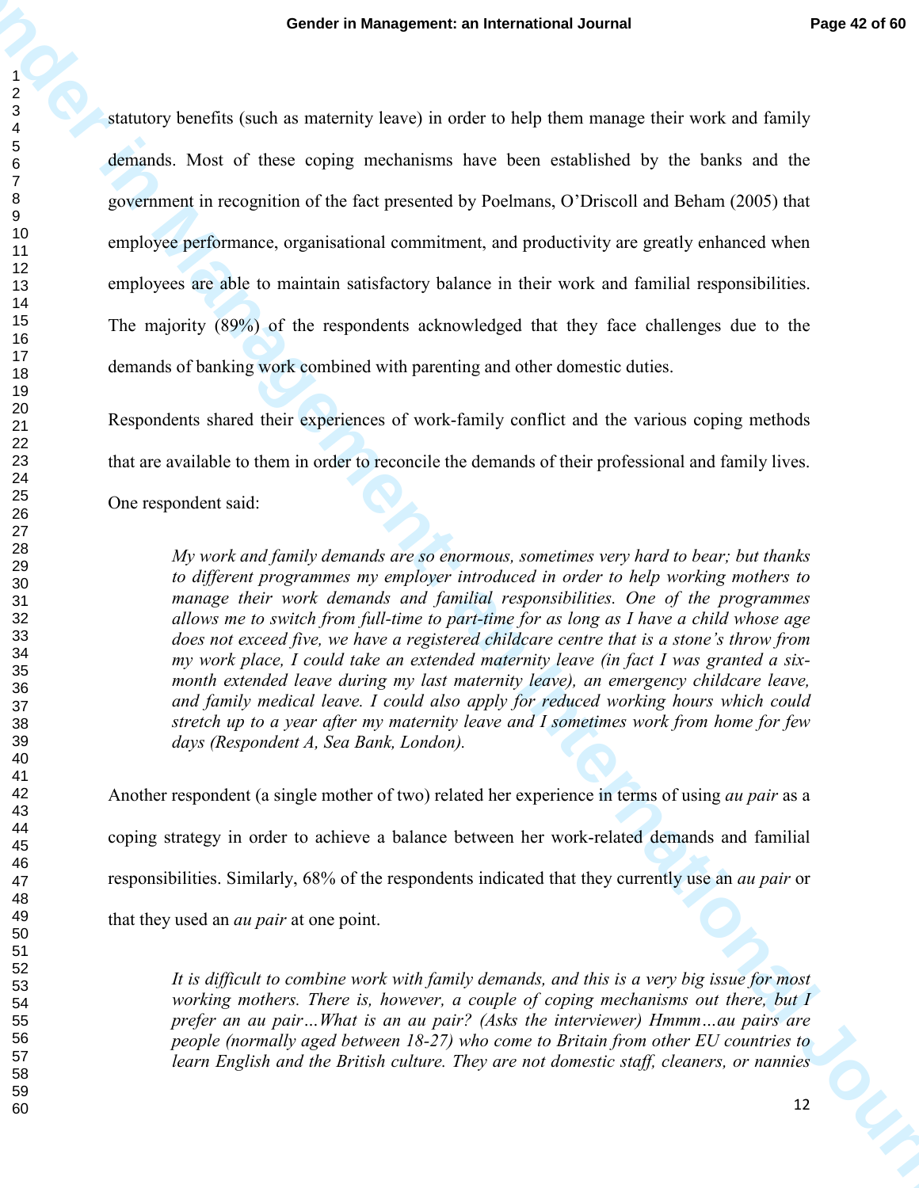statutory benefits (such as maternity leave) in order to help them manage their work and family demands. Most of these coping mechanisms have been established by the banks and the government in recognition of the fact presented by Poelmans, O'Driscoll and Beham (2005) that employee performance, organisational commitment, and productivity are greatly enhanced when employees are able to maintain satisfactory balance in their work and familial responsibilities. The majority (89%) of the respondents acknowledged that they face challenges due to the demands of banking work combined with parenting and other domestic duties.

Respondents shared their experiences of work-family conflict and the various coping methods that are available to them in order to reconcile the demands of their professional and family lives. One respondent said:

> *My work and family demands are so enormous, sometimes very hard to bear; but thanks to different programmes my employer introduced in order to help working mothers to manage their work demands and familial responsibilities. One of the programmes allows me to switch from full-time to part-time for as long as I have a child whose age does not exceed five, we have a registered childcare centre that is a stone's throw from my work place, I could take an extended maternity leave (in fact I was granted a six-month extended leave during my last maternity leave), an emergency childcare leave, and family medical leave. I could also apply for reduced working hours which could stretch up to a year after my maternity leave and I sometimes work from home for few days (Respondent A, Sea Bank, London).*

Another respondent (a single mother of two) related her experience in terms of using *au pair* as a coping strategy in order to achieve a balance between her work-related demands and familial responsibilities. Similarly, 68% of the respondents indicated that they currently use an *au pair* or that they used an *au pair* at one point.

> *It is difficult to combine work with family demands, and this is a very big issue for most working mothers. There is, however, a couple of coping mechanisms out there, but I prefer an au pair…What is an au pair? (Asks the interviewer) Hmmm…au pairs are people (normally aged between 18-27) who come to Britain from other EU countries to learn English and the British culture. They are not domestic staff, cleaners, or nannies*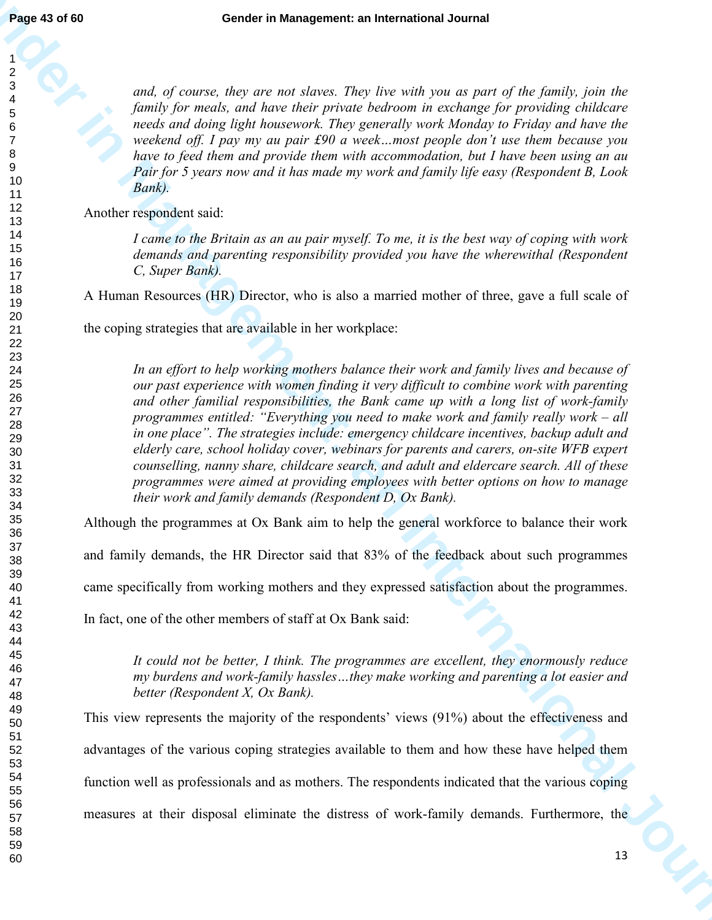*and, of course, they are not slaves. They live with you as part of the family, join the family for meals, and have their private bedroom in exchange for providing childcare needs and doing light housework. They generally work Monday to Friday and have the weekend off. I pay my au pair £90 a week…most people don't use them because you have to feed them and provide them with accommodation, but I have been using an au Pair for 5 years now and it has made my work and family life easy (Respondent B, Look Bank).*

Another respondent said:

> *I came to the Britain as an au pair myself. To me, it is the best way of coping with work demands and parenting responsibility provided you have the wherewithal (Respondent C, Super Bank).*

A Human Resources (HR) Director, who is also a married mother of three, gave a full scale of the coping strategies that are available in her workplace:

> *In an effort to help working mothers balance their work and family lives and because of our past experience with women finding it very difficult to combine work with parenting and other familial responsibilities, the Bank came up with a long list of work-family programmes entitled: "Everything you need to make work and family really work – all in one place". The strategies include: emergency childcare incentives, backup adult and elderly care, school holiday cover, webinars for parents and carers, on-site WFB expert counselling, nanny share, childcare search, and adult and eldercare search. All of these programmes were aimed at providing employees with better options on how to manage their work and family demands (Respondent D, Ox Bank).*

Although the programmes at Ox Bank aim to help the general workforce to balance their work and family demands, the HR Director said that 83% of the feedback about such programmes came specifically from working mothers and they expressed satisfaction about the programmes. In fact, one of the other members of staff at Ox Bank said:

> *It could not be better, I think. The programmes are excellent, they enormously reduce my burdens and work-family hassles…they make working and parenting a lot easier and better (Respondent X, Ox Bank).*

This view represents the majority of the respondents' views (91%) about the effectiveness and advantages of the various coping strategies available to them and how these have helped them function well as professionals and as mothers. The respondents indicated that the various coping measures at their disposal eliminate the distress of work-family demands. Furthermore, the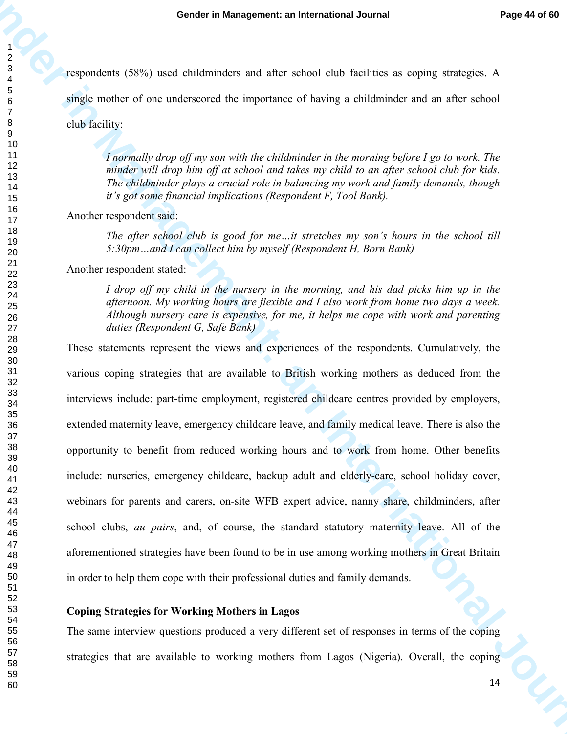respondents (58%) used childminders and after school club facilities as coping strategies. A single mother of one underscored the importance of having a childminder and an after school club facility:

> *I normally drop off my son with the childminder in the morning before I go to work. The minder will drop him off at school and takes my child to an after school club for kids. The childminder plays a crucial role in balancing my work and family demands, though it's got some financial implications (Respondent F, Tool Bank).*

Another respondent said:

> *The after school club is good for me…it stretches my son's hours in the school till 5:30pm…and I can collect him by myself (Respondent H, Born Bank)*

Another respondent stated:

> *I drop off my child in the nursery in the morning, and his dad picks him up in the afternoon. My working hours are flexible and I also work from home two days a week. Although nursery care is expensive, for me, it helps me cope with work and parenting duties (Respondent G, Safe Bank)*

These statements represent the views and experiences of the respondents. Cumulatively, the various coping strategies that are available to British working mothers as deduced from the interviews include: part-time employment, registered childcare centres provided by employers, extended maternity leave, emergency childcare leave, and family medical leave. There is also the opportunity to benefit from reduced working hours and to work from home. Other benefits include: nurseries, emergency childcare, backup adult and elderly-care, school holiday cover, webinars for parents and carers, on-site WFB expert advice, nanny share, childminders, after school clubs, *au pairs*, and, of course, the standard statutory maternity leave. All of the aforementioned strategies have been found to be in use among working mothers in Great Britain in order to help them cope with their professional duties and family demands.

**Coping Strategies for Working Mothers in Lagos**

The same interview questions produced a very different set of responses in terms of the coping strategies that are available to working mothers from Lagos (Nigeria). Overall, the coping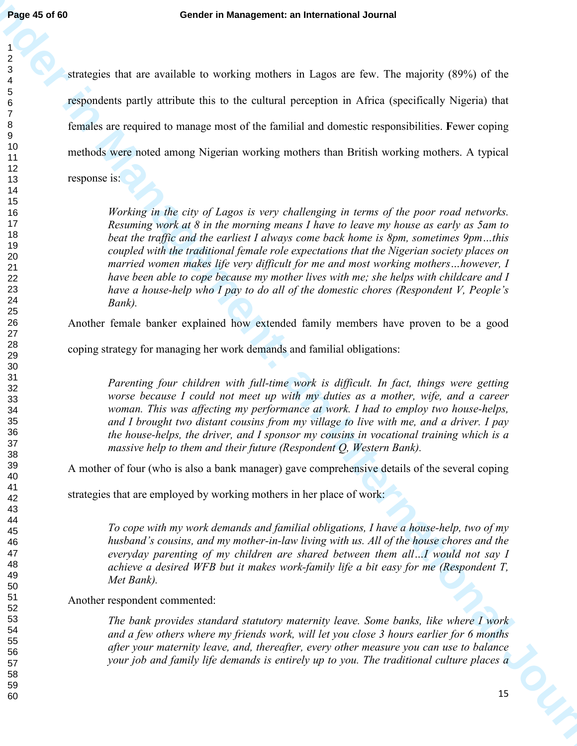strategies that are available to working mothers in Lagos are few. The majority (89%) of the respondents partly attribute this to the cultural perception in Africa (specifically Nigeria) that females are required to manage most of the familial and domestic responsibilities. **F**ewer coping methods were noted among Nigerian working mothers than British working mothers. A typical response is:

> *Working in the city of Lagos is very challenging in terms of the poor road networks. Resuming work at 8 in the morning means I have to leave my house as early as 5am to beat the traffic and the earliest I always come back home is 8pm, sometimes 9pm…this coupled with the traditional female role expectations that the Nigerian society places on married women makes life very difficult for me and most working mothers…however, I have been able to cope because my mother lives with me; she helps with childcare and I have a house-help who I pay to do all of the domestic chores (Respondent V, People's Bank).*

Another female banker explained how extended family members have proven to be a good coping strategy for managing her work demands and familial obligations:

> *Parenting four children with full-time work is difficult. In fact, things were getting worse because I could not meet up with my duties as a mother, wife, and a career woman. This was affecting my performance at work. I had to employ two house-helps, and I brought two distant cousins from my village to live with me, and a driver. I pay the house-helps, the driver, and I sponsor my cousins in vocational training which is a massive help to them and their future (Respondent Q, Western Bank).*

A mother of four (who is also a bank manager) gave comprehensive details of the several coping strategies that are employed by working mothers in her place of work:

> *To cope with my work demands and familial obligations, I have a house-help, two of my husband's cousins, and my mother-in-law living with us. All of the house chores and the everyday parenting of my children are shared between them all…I would not say I achieve a desired WFB but it makes work-family life a bit easy for me (Respondent T, Met Bank).*

Another respondent commented:

> *The bank provides standard statutory maternity leave. Some banks, like where I work and a few others where my friends work, will let you close 3 hours earlier for 6 months after your maternity leave, and, thereafter, every other measure you can use to balance your job and family life demands is entirely up to you. The traditional culture places a*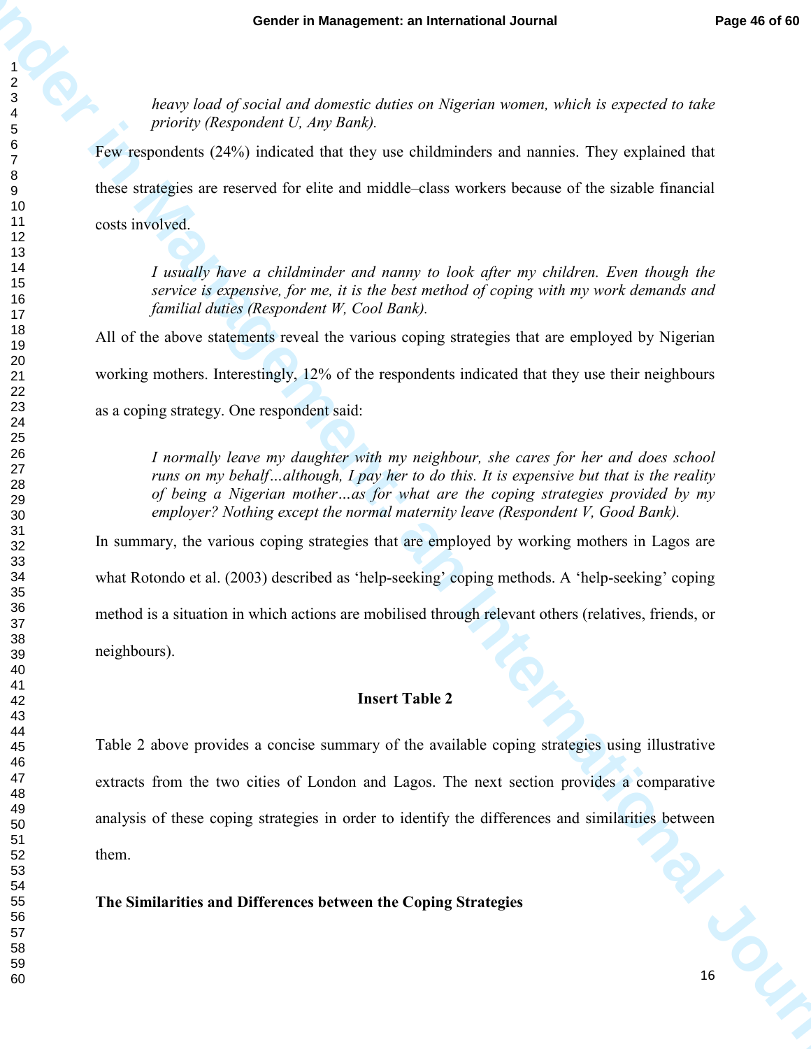> *heavy load of social and domestic duties on Nigerian women, which is expected to take priority (Respondent U, Any Bank).*

Few respondents (24%) indicated that they use childminders and nannies. They explained that these strategies are reserved for elite and middle–class workers because of the sizable financial costs involved.

> *I usually have a childminder and nanny to look after my children. Even though the service is expensive, for me, it is the best method of coping with my work demands and familial duties (Respondent W, Cool Bank).*

All of the above statements reveal the various coping strategies that are employed by Nigerian working mothers. Interestingly, 12% of the respondents indicated that they use their neighbours as a coping strategy. One respondent said:

> *I normally leave my daughter with my neighbour, she cares for her and does school runs on my behalf…although, I pay her to do this. It is expensive but that is the reality of being a Nigerian mother…as for what are the coping strategies provided by my employer? Nothing except the normal maternity leave (Respondent V, Good Bank).*

In summary, the various coping strategies that are employed by working mothers in Lagos are what Rotondo et al. (2003) described as 'help-seeking' coping methods. A 'help-seeking' coping method is a situation in which actions are mobilised through relevant others (relatives, friends, or neighbours).

**Insert Table 2**

Table 2 above provides a concise summary of the available coping strategies using illustrative extracts from the two cities of London and Lagos. The next section provides a comparative analysis of these coping strategies in order to identify the differences and similarities between them.

### The Similarities and Differences between the Coping Strategies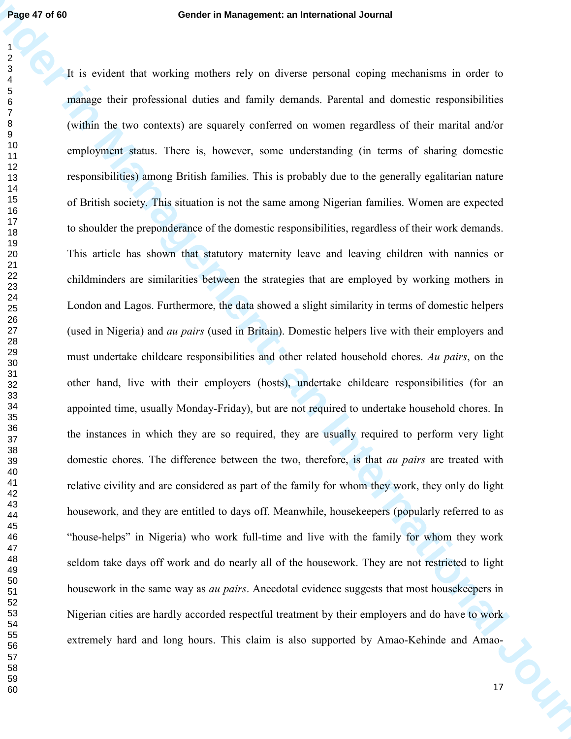It is evident that working mothers rely on diverse personal coping mechanisms in order to manage their professional duties and family demands. Parental and domestic responsibilities (within the two contexts) are squarely conferred on women regardless of their marital and/or employment status. There is, however, some understanding (in terms of sharing domestic responsibilities) among British families. This is probably due to the generally egalitarian nature of British society. This situation is not the same among Nigerian families. Women are expected to shoulder the preponderance of the domestic responsibilities, regardless of their work demands. This article has shown that statutory maternity leave and leaving children with nannies or childminders are similarities between the strategies that are employed by working mothers in London and Lagos. Furthermore, the data showed a slight similarity in terms of domestic helpers (used in Nigeria) and *au pairs* (used in Britain). Domestic helpers live with their employers and must undertake childcare responsibilities and other related household chores. *Au pairs*, on the other hand, live with their employers (hosts), undertake childcare responsibilities (for an appointed time, usually Monday-Friday), but are not required to undertake household chores. In the instances in which they are so required, they are usually required to perform very light domestic chores. The difference between the two, therefore, is that *au pairs* are treated with relative civility and are considered as part of the family for whom they work, they only do light housework, and they are entitled to days off. Meanwhile, housekeepers (popularly referred to as "house-helps" in Nigeria) who work full-time and live with the family for whom they work seldom take days off work and do nearly all of the housework. They are not restricted to light housework in the same way as *au pairs*. Anecdotal evidence suggests that most housekeepers in Nigerian cities are hardly accorded respectful treatment by their employers and do have to work extremely hard and long hours. This claim is also supported by Amao-Kehinde and Amao-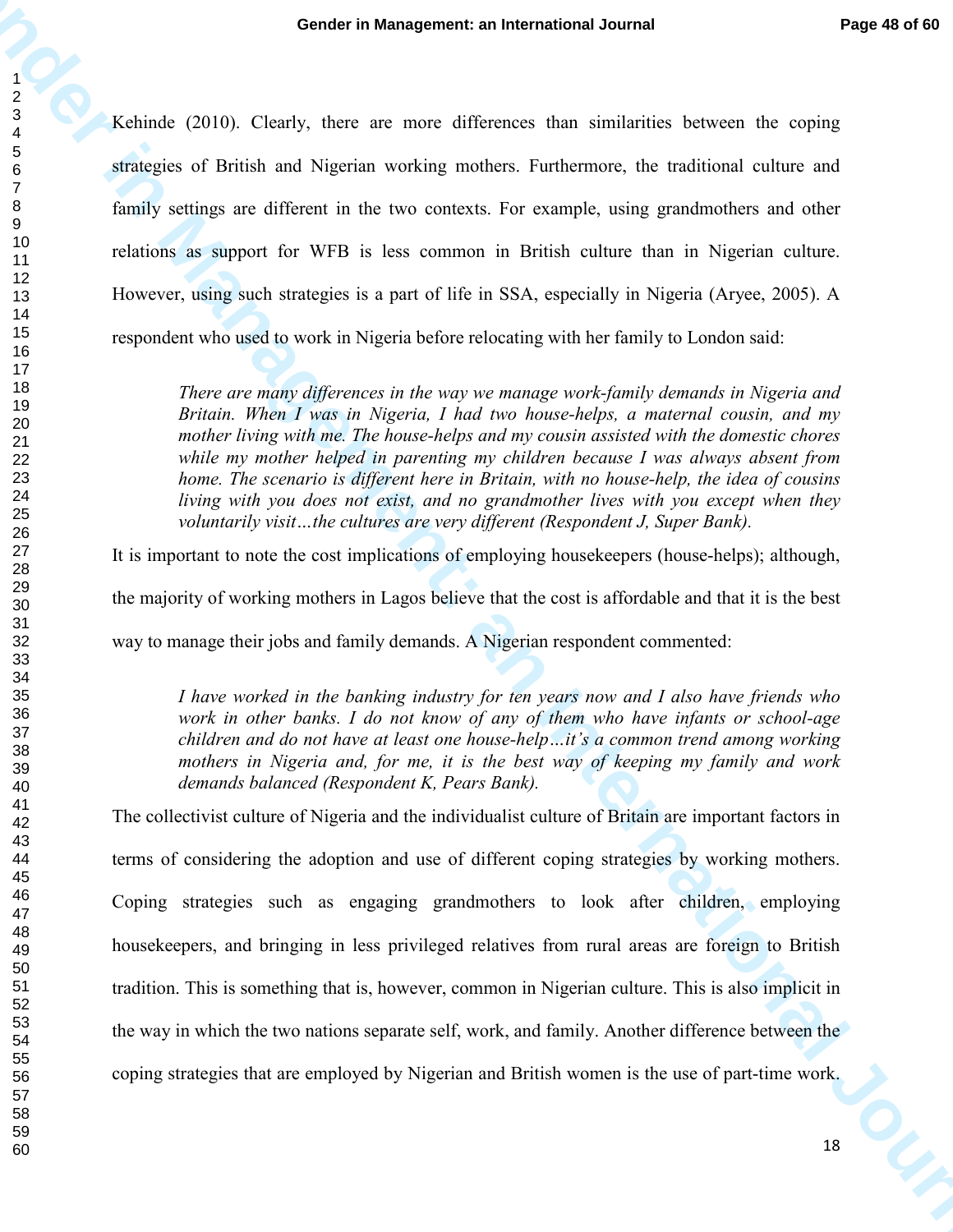Kehinde (2010). Clearly, there are more differences than similarities between the coping strategies of British and Nigerian working mothers. Furthermore, the traditional culture and family settings are different in the two contexts. For example, using grandmothers and other relations as support for WFB is less common in British culture than in Nigerian culture. However, using such strategies is a part of life in SSA, especially in Nigeria (Aryee, 2005). A respondent who used to work in Nigeria before relocating with her family to London said:

> *There are many differences in the way we manage work-family demands in Nigeria and Britain. When I was in Nigeria, I had two house-helps, a maternal cousin, and my mother living with me. The house-helps and my cousin assisted with the domestic chores while my mother helped in parenting my children because I was always absent from home. The scenario is different here in Britain, with no house-help, the idea of cousins living with you does not exist, and no grandmother lives with you except when they voluntarily visit…the cultures are very different (Respondent J, Super Bank).*

It is important to note the cost implications of employing housekeepers (house-helps); although, the majority of working mothers in Lagos believe that the cost is affordable and that it is the best way to manage their jobs and family demands. A Nigerian respondent commented:

> *I have worked in the banking industry for ten years now and I also have friends who work in other banks. I do not know of any of them who have infants or school-age children and do not have at least one house-help…it's a common trend among working mothers in Nigeria and, for me, it is the best way of keeping my family and work demands balanced (Respondent K, Pears Bank).*

The collectivist culture of Nigeria and the individualist culture of Britain are important factors in terms of considering the adoption and use of different coping strategies by working mothers. Coping strategies such as engaging grandmothers to look after children, employing housekeepers, and bringing in less privileged relatives from rural areas are foreign to British tradition. This is something that is, however, common in Nigerian culture. This is also implicit in the way in which the two nations separate self, work, and family. Another difference between the coping strategies that are employed by Nigerian and British women is the use of part-time work.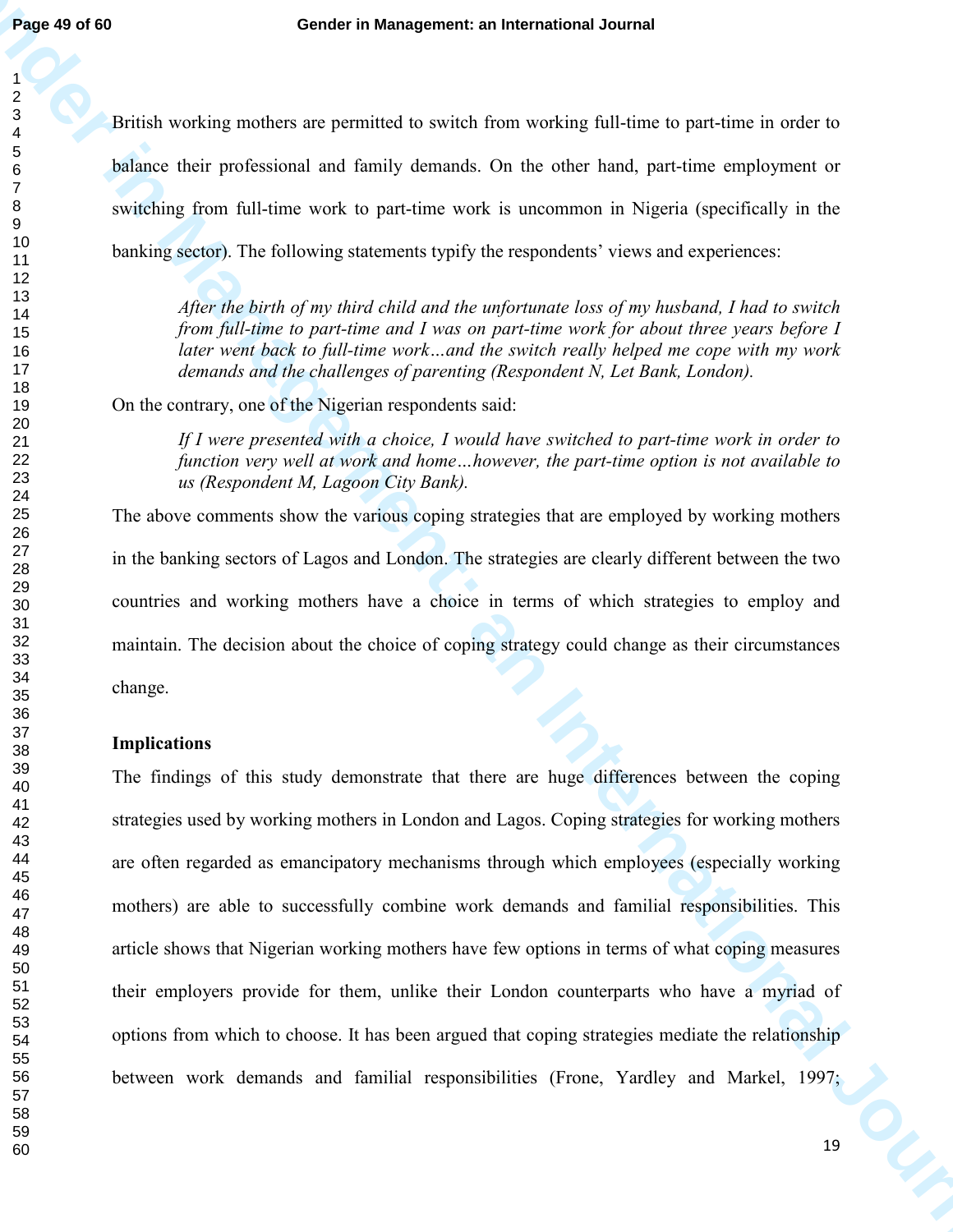British working mothers are permitted to switch from working full-time to part-time in order to balance their professional and family demands. On the other hand, part-time employment or switching from full-time work to part-time work is uncommon in Nigeria (specifically in the banking sector). The following statements typify the respondents' views and experiences:

> *After the birth of my third child and the unfortunate loss of my husband, I had to switch from full-time to part-time and I was on part-time work for about three years before I later went back to full-time work…and the switch really helped me cope with my work demands and the challenges of parenting (Respondent N, Let Bank, London).*

On the contrary, one of the Nigerian respondents said:

> *If I were presented with a choice, I would have switched to part-time work in order to function very well at work and home…however, the part-time option is not available to us (Respondent M, Lagoon City Bank).*

The above comments show the various coping strategies that are employed by working mothers in the banking sectors of Lagos and London. The strategies are clearly different between the two countries and working mothers have a choice in terms of which strategies to employ and maintain. The decision about the choice of coping strategy could change as their circumstances change.

**Implications**

The findings of this study demonstrate that there are huge differences between the coping strategies used by working mothers in London and Lagos. Coping strategies for working mothers are often regarded as emancipatory mechanisms through which employees (especially working mothers) are able to successfully combine work demands and familial responsibilities. This article shows that Nigerian working mothers have few options in terms of what coping measures their employers provide for them, unlike their London counterparts who have a myriad of options from which to choose. It has been argued that coping strategies mediate the relationship between work demands and familial responsibilities (Frone, Yardley and Markel, 1997;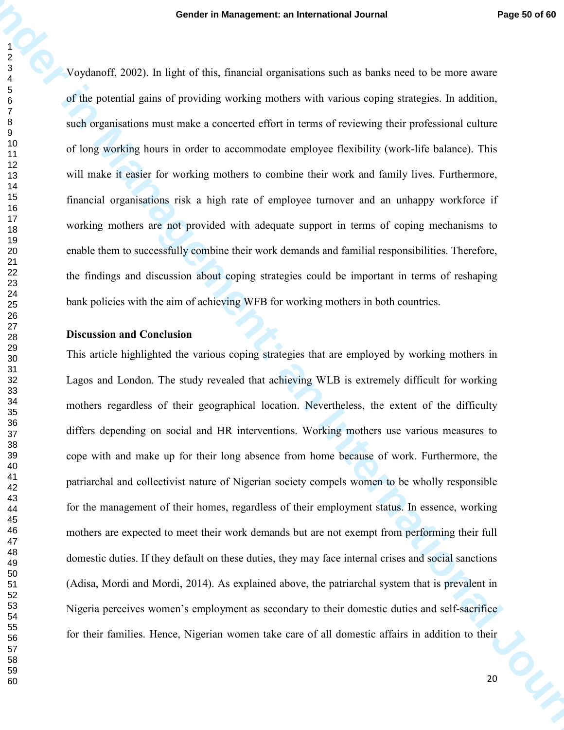Voydanoff, 2002). In light of this, financial organisations such as banks need to be more aware of the potential gains of providing working mothers with various coping strategies. In addition, such organisations must make a concerted effort in terms of reviewing their professional culture of long working hours in order to accommodate employee flexibility (work-life balance). This will make it easier for working mothers to combine their work and family lives. Furthermore, financial organisations risk a high rate of employee turnover and an unhappy workforce if working mothers are not provided with adequate support in terms of coping mechanisms to enable them to successfully combine their work demands and familial responsibilities. Therefore, the findings and discussion about coping strategies could be important in terms of reshaping bank policies with the aim of achieving WFB for working mothers in both countries.

**Discussion and Conclusion**

This article highlighted the various coping strategies that are employed by working mothers in Lagos and London. The study revealed that achieving WLB is extremely difficult for working mothers regardless of their geographical location. Nevertheless, the extent of the difficulty differs depending on social and HR interventions. Working mothers use various measures to cope with and make up for their long absence from home because of work. Furthermore, the patriarchal and collectivist nature of Nigerian society compels women to be wholly responsible for the management of their homes, regardless of their employment status. In essence, working mothers are expected to meet their work demands but are not exempt from performing their full domestic duties. If they default on these duties, they may face internal crises and social sanctions (Adisa, Mordi and Mordi, 2014). As explained above, the patriarchal system that is prevalent in Nigeria perceives women's employment as secondary to their domestic duties and self-sacrifice for their families. Hence, Nigerian women take care of all domestic affairs in addition to their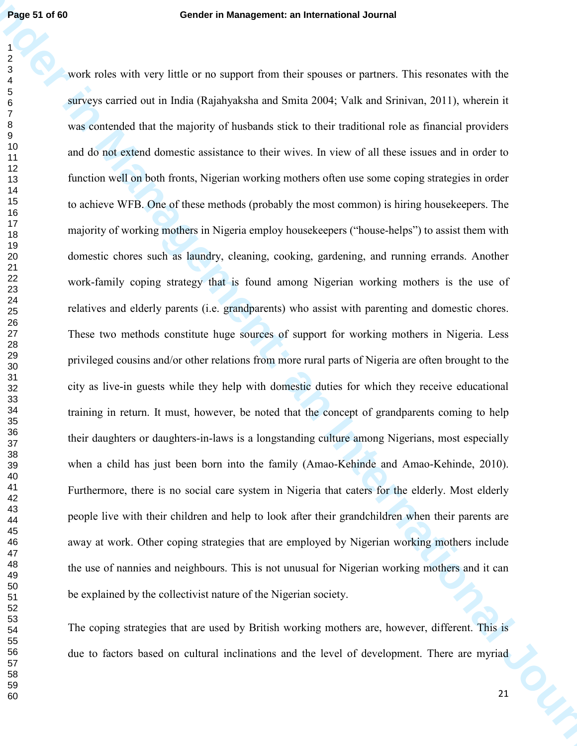work roles with very little or no support from their spouses or partners. This resonates with the surveys carried out in India (Rajahyaksha and Smita 2004; Valk and Srinivan, 2011), wherein it was contended that the majority of husbands stick to their traditional role as financial providers and do not extend domestic assistance to their wives. In view of all these issues and in order to function well on both fronts, Nigerian working mothers often use some coping strategies in order to achieve WFB. One of these methods (probably the most common) is hiring housekeepers. The majority of working mothers in Nigeria employ housekeepers ("house-helps") to assist them with domestic chores such as laundry, cleaning, cooking, gardening, and running errands. Another work-family coping strategy that is found among Nigerian working mothers is the use of relatives and elderly parents (i.e. grandparents) who assist with parenting and domestic chores. These two methods constitute huge sources of support for working mothers in Nigeria. Less privileged cousins and/or other relations from more rural parts of Nigeria are often brought to the city as live-in guests while they help with domestic duties for which they receive educational training in return. It must, however, be noted that the concept of grandparents coming to help their daughters or daughters-in-laws is a longstanding culture among Nigerians, most especially when a child has just been born into the family (Amao-Kehinde and Amao-Kehinde, 2010). Furthermore, there is no social care system in Nigeria that caters for the elderly. Most elderly people live with their children and help to look after their grandchildren when their parents are away at work. Other coping strategies that are employed by Nigerian working mothers include the use of nannies and neighbours. This is not unusual for Nigerian working mothers and it can be explained by the collectivist nature of the Nigerian society.

The coping strategies that are used by British working mothers are, however, different. This is due to factors based on cultural inclinations and the level of development. There are myriad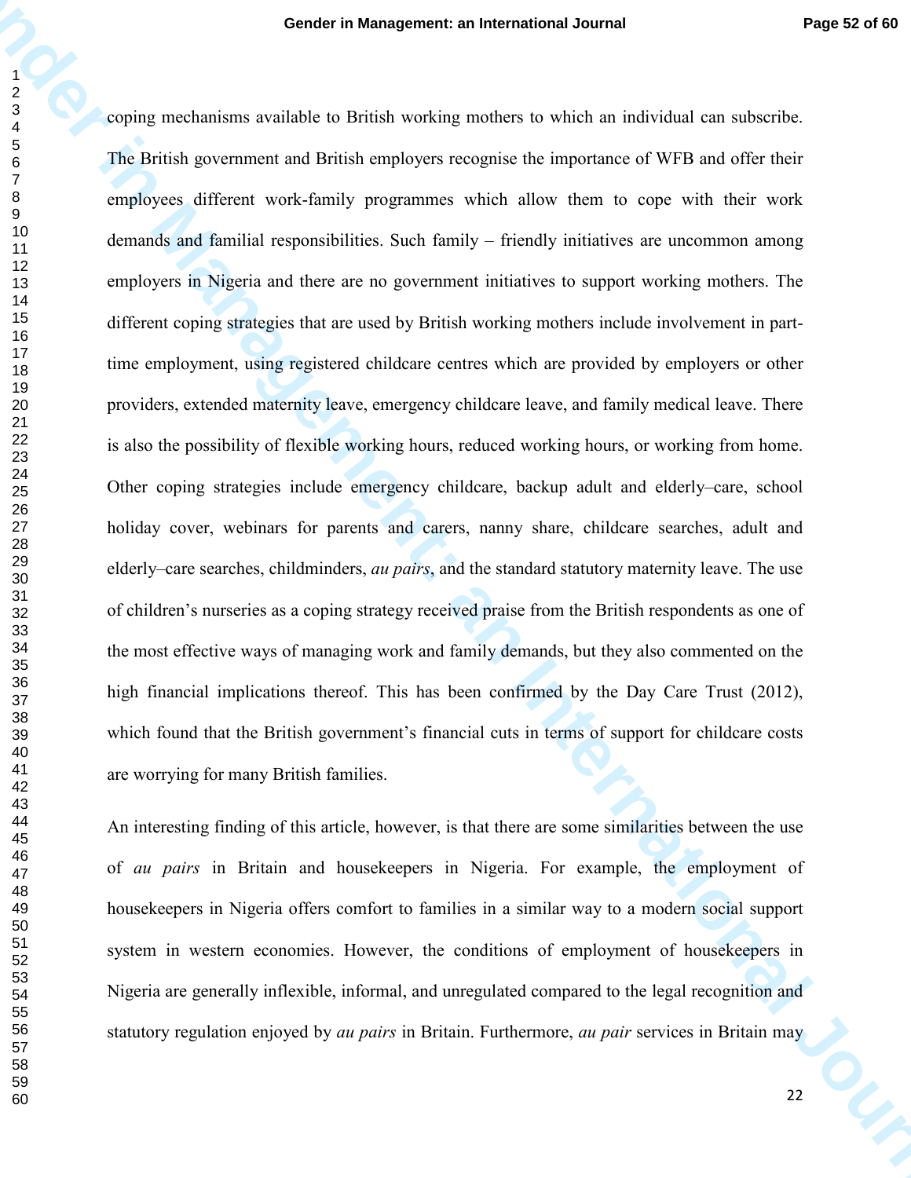coping mechanisms available to British working mothers to which an individual can subscribe. The British government and British employers recognise the importance of WFB and offer their employees different work-family programmes which allow them to cope with their work demands and familial responsibilities. Such family – friendly initiatives are uncommon among employers in Nigeria and there are no government initiatives to support working mothers. The different coping strategies that are used by British working mothers include involvement in part-time employment, using registered childcare centres which are provided by employers or other providers, extended maternity leave, emergency childcare leave, and family medical leave. There is also the possibility of flexible working hours, reduced working hours, or working from home. Other coping strategies include emergency childcare, backup adult and elderly–care, school holiday cover, webinars for parents and carers, nanny share, childcare searches, adult and elderly–care searches, childminders, *au pairs*, and the standard statutory maternity leave. The use of children's nurseries as a coping strategy received praise from the British respondents as one of the most effective ways of managing work and family demands, but they also commented on the high financial implications thereof. This has been confirmed by the Day Care Trust (2012), which found that the British government's financial cuts in terms of support for childcare costs are worrying for many British families.

An interesting finding of this article, however, is that there are some similarities between the use of *au pairs* in Britain and housekeepers in Nigeria. For example, the employment of housekeepers in Nigeria offers comfort to families in a similar way to a modern social support system in western economies. However, the conditions of employment of housekeepers in Nigeria are generally inflexible, informal, and unregulated compared to the legal recognition and statutory regulation enjoyed by *au pairs* in Britain. Furthermore, *au pair* services in Britain may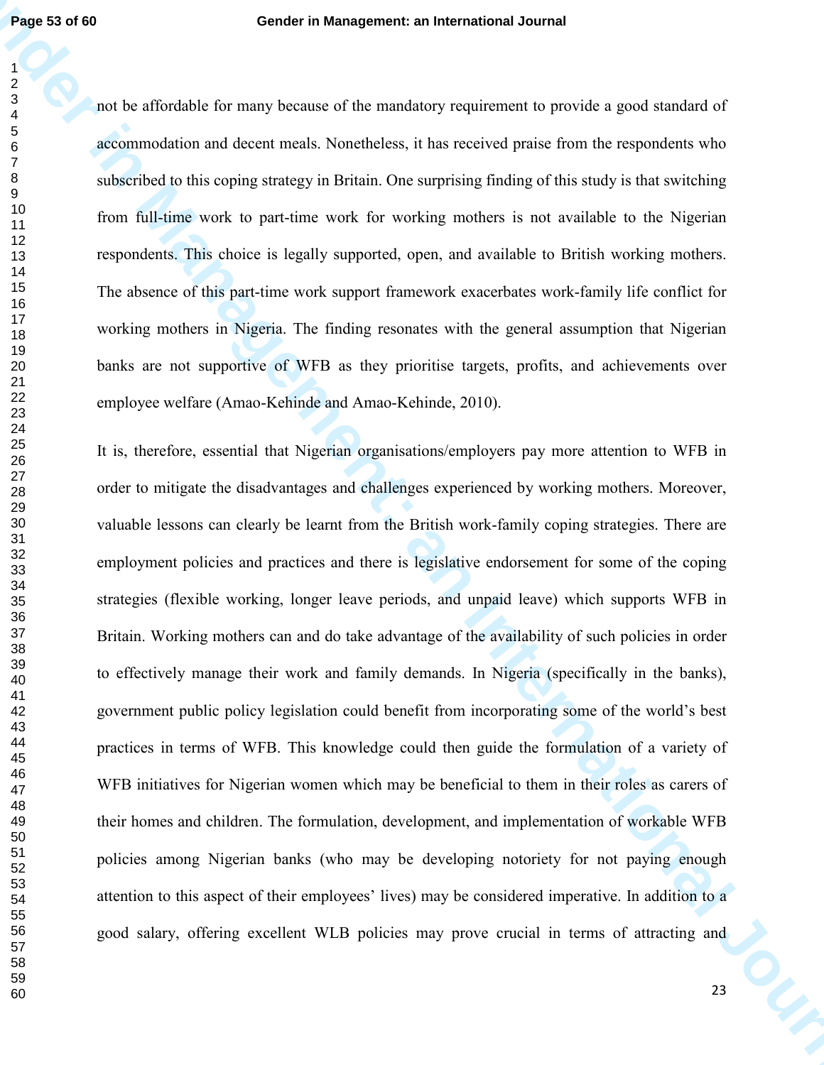not be affordable for many because of the mandatory requirement to provide a good standard of accommodation and decent meals. Nonetheless, it has received praise from the respondents who subscribed to this coping strategy in Britain. One surprising finding of this study is that switching from full-time work to part-time work for working mothers is not available to the Nigerian respondents. This choice is legally supported, open, and available to British working mothers. The absence of this part-time work support framework exacerbates work-family life conflict for working mothers in Nigeria. The finding resonates with the general assumption that Nigerian banks are not supportive of WFB as they prioritise targets, profits, and achievements over employee welfare (Amao-Kehinde and Amao-Kehinde, 2010).

It is, therefore, essential that Nigerian organisations/employers pay more attention to WFB in order to mitigate the disadvantages and challenges experienced by working mothers. Moreover, valuable lessons can clearly be learnt from the British work-family coping strategies. There are employment policies and practices and there is legislative endorsement for some of the coping strategies (flexible working, longer leave periods, and unpaid leave) which supports WFB in Britain. Working mothers can and do take advantage of the availability of such policies in order to effectively manage their work and family demands. In Nigeria (specifically in the banks), government public policy legislation could benefit from incorporating some of the world's best practices in terms of WFB. This knowledge could then guide the formulation of a variety of WFB initiatives for Nigerian women which may be beneficial to them in their roles as carers of their homes and children. The formulation, development, and implementation of workable WFB policies among Nigerian banks (who may be developing notoriety for not paying enough attention to this aspect of their employees' lives) may be considered imperative. In addition to a good salary, offering excellent WLB policies may prove crucial in terms of attracting and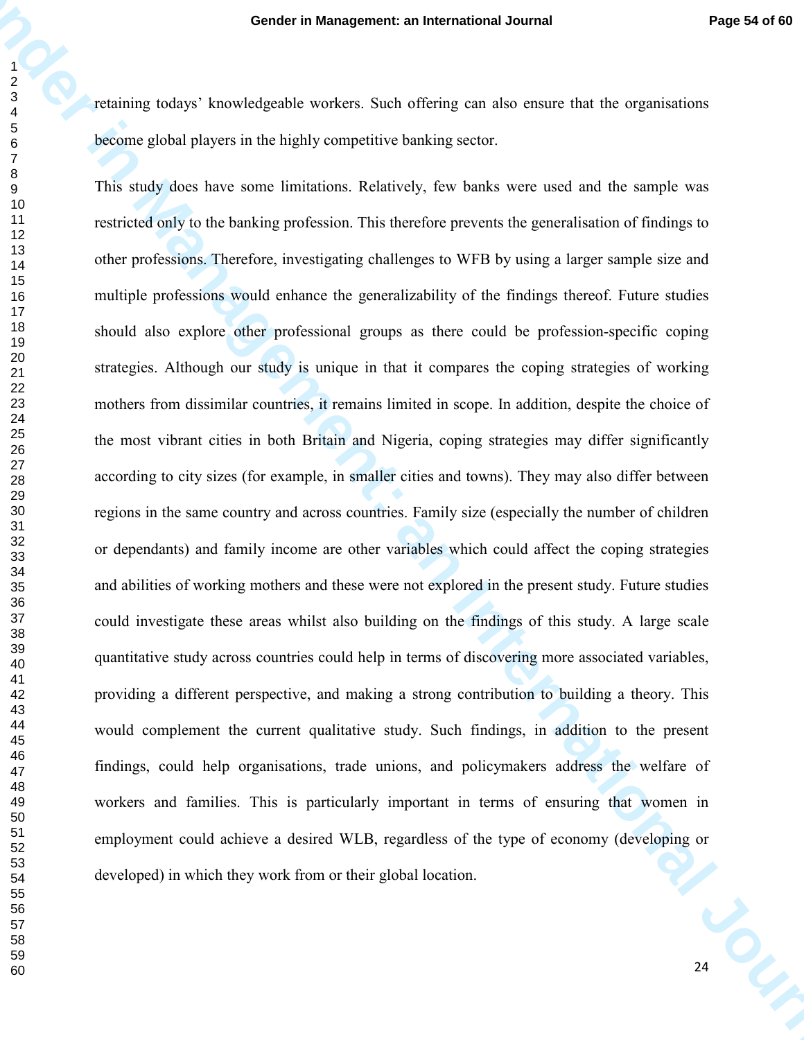retaining todays' knowledgeable workers. Such offering can also ensure that the organisations become global players in the highly competitive banking sector.

This study does have some limitations. Relatively, few banks were used and the sample was restricted only to the banking profession. This therefore prevents the generalisation of findings to other professions. Therefore, investigating challenges to WFB by using a larger sample size and multiple professions would enhance the generalizability of the findings thereof. Future studies should also explore other professional groups as there could be profession-specific coping strategies. Although our study is unique in that it compares the coping strategies of working mothers from dissimilar countries, it remains limited in scope. In addition, despite the choice of the most vibrant cities in both Britain and Nigeria, coping strategies may differ significantly according to city sizes (for example, in smaller cities and towns). They may also differ between regions in the same country and across countries. Family size (especially the number of children or dependants) and family income are other variables which could affect the coping strategies and abilities of working mothers and these were not explored in the present study. Future studies could investigate these areas whilst also building on the findings of this study. A large scale quantitative study across countries could help in terms of discovering more associated variables, providing a different perspective, and making a strong contribution to building a theory. This would complement the current qualitative study. Such findings, in addition to the present findings, could help organisations, trade unions, and policymakers address the welfare of workers and families. This is particularly important in terms of ensuring that women in employment could achieve a desired WLB, regardless of the type of economy (developing or developed) in which they work from or their global location.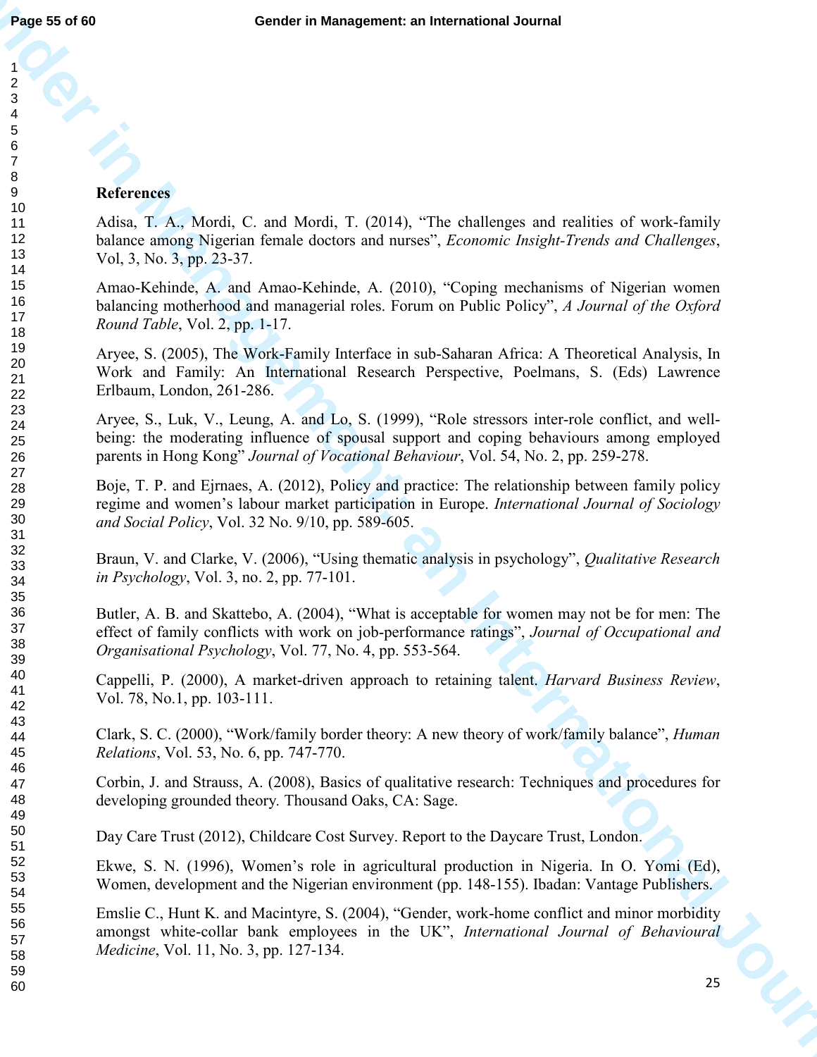## References

Adisa, T. A., Mordi, C. and Mordi, T. (2014), "The challenges and realities of work-family balance among Nigerian female doctors and nurses", *Economic Insight-Trends and Challenges*, Vol, 3, No. 3, pp. 23-37.

Amao-Kehinde, A. and Amao-Kehinde, A. (2010), "Coping mechanisms of Nigerian women balancing motherhood and managerial roles. Forum on Public Policy", *A Journal of the Oxford Round Table*, Vol. 2, pp. 1-17.

Aryee, S. (2005), The Work-Family Interface in sub-Saharan Africa: A Theoretical Analysis, In Work and Family: An International Research Perspective, Poelmans, S. (Eds) Lawrence Erlbaum, London, 261-286.

Aryee, S., Luk, V., Leung, A. and Lo, S. (1999), "Role stressors inter-role conflict, and well-being: the moderating influence of spousal support and coping behaviours among employed parents in Hong Kong" *Journal of Vocational Behaviour*, Vol. 54, No. 2, pp. 259-278.

Boje, T. P. and Ejrnaes, A. (2012), Policy and practice: The relationship between family policy regime and women's labour market participation in Europe. *International Journal of Sociology and Social Policy*, Vol. 32 No. 9/10, pp. 589-605.

Braun, V. and Clarke, V. (2006), "Using thematic analysis in psychology", *Qualitative Research in Psychology*, Vol. 3, no. 2, pp. 77-101.

Butler, A. B. and Skattebo, A. (2004), "What is acceptable for women may not be for men: The effect of family conflicts with work on job-performance ratings", *Journal of Occupational and Organisational Psychology*, Vol. 77, No. 4, pp. 553-564.

Cappelli, P. (2000), A market-driven approach to retaining talent. *Harvard Business Review*, Vol. 78, No.1, pp. 103-111.

Clark, S. C. (2000), "Work/family border theory: A new theory of work/family balance", *Human Relations*, Vol. 53, No. 6, pp. 747-770.

Corbin, J. and Strauss, A. (2008), Basics of qualitative research: Techniques and procedures for developing grounded theory. Thousand Oaks, CA: Sage.

Day Care Trust (2012), Childcare Cost Survey. Report to the Daycare Trust, London.

Ekwe, S. N. (1996), Women's role in agricultural production in Nigeria. In O. Yomi (Ed), Women, development and the Nigerian environment (pp. 148-155). Ibadan: Vantage Publishers.

Emslie C., Hunt K. and Macintyre, S. (2004), "Gender, work-home conflict and minor morbidity amongst white-collar bank employees in the UK", *International Journal of Behavioural Medicine*, Vol. 11, No. 3, pp. 127-134.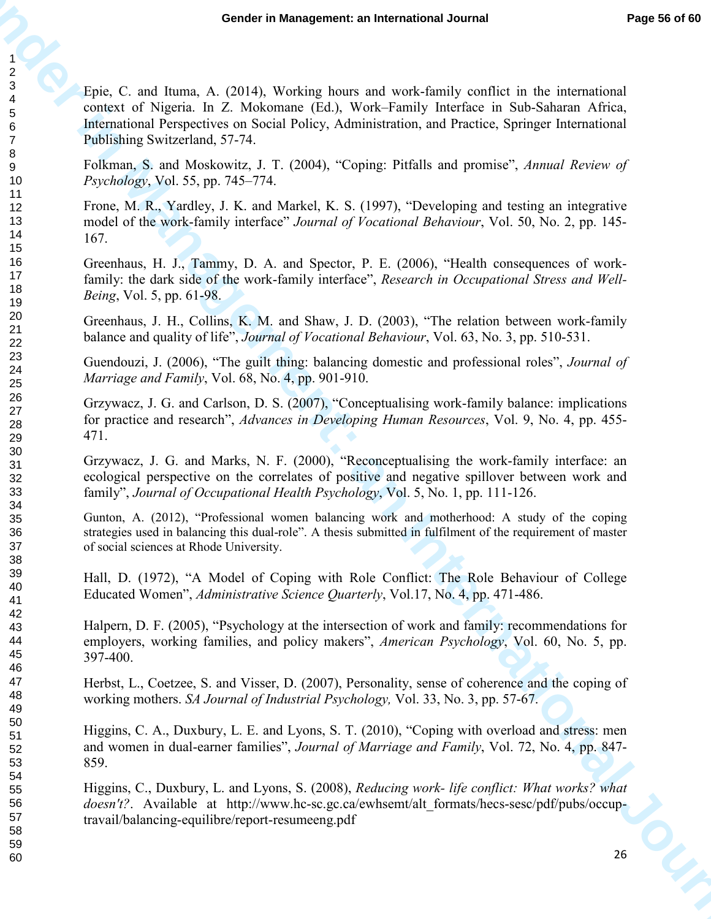Epie, C. and Ituma, A. (2014), Working hours and work-family conflict in the international context of Nigeria. In Z. Mokomane (Ed.), Work–Family Interface in Sub-Saharan Africa, International Perspectives on Social Policy, Administration, and Practice, Springer International Publishing Switzerland, 57-74.

Folkman, S. and Moskowitz, J. T. (2004), "Coping: Pitfalls and promise", *Annual Review of Psychology*, Vol. 55, pp. 745–774.

Frone, M. R., Yardley, J. K. and Markel, K. S. (1997), "Developing and testing an integrative model of the work-family interface" *Journal of Vocational Behaviour*, Vol. 50, No. 2, pp. 145-167.

Greenhaus, H. J., Tammy, D. A. and Spector, P. E. (2006), "Health consequences of work-family: the dark side of the work-family interface", *Research in Occupational Stress and Well-Being*, Vol. 5, pp. 61-98.

Greenhaus, J. H., Collins, K. M. and Shaw, J. D. (2003), "The relation between work-family balance and quality of life", *Journal of Vocational Behaviour*, Vol. 63, No. 3, pp. 510-531.

Guendouzi, J. (2006), "The guilt thing: balancing domestic and professional roles", *Journal of Marriage and Family*, Vol. 68, No. 4, pp. 901-910.

Grzywacz, J. G. and Carlson, D. S. (2007), "Conceptualising work-family balance: implications for practice and research", *Advances in Developing Human Resources*, Vol. 9, No. 4, pp. 455-471.

Grzywacz, J. G. and Marks, N. F. (2000), "Reconceptualising the work-family interface: an ecological perspective on the correlates of positive and negative spillover between work and family", *Journal of Occupational Health Psychology*, Vol. 5, No. 1, pp. 111-126.

Gunton, A. (2012), "Professional women balancing work and motherhood: A study of the coping strategies used in balancing this dual-role". A thesis submitted in fulfilment of the requirement of master of social sciences at Rhode University.

Hall, D. (1972), "A Model of Coping with Role Conflict: The Role Behaviour of College Educated Women", *Administrative Science Quarterly*, Vol.17, No. 4, pp. 471-486.

Halpern, D. F. (2005), "Psychology at the intersection of work and family: recommendations for employers, working families, and policy makers", *American Psychology*, Vol. 60, No. 5, pp. 397-400.

Herbst, L., Coetzee, S. and Visser, D. (2007), Personality, sense of coherence and the coping of working mothers. *SA Journal of Industrial Psychology,* Vol. 33, No. 3, pp. 57-67.

Higgins, C. A., Duxbury, L. E. and Lyons, S. T. (2010), "Coping with overload and stress: men and women in dual-earner families", *Journal of Marriage and Family*, Vol. 72, No. 4, pp. 847-859.

Higgins, C., Duxbury, L. and Lyons, S. (2008), *Reducing work- life conflict: What works? what doesn't?*. Available at http://www.hc-sc.gc.ca/ewhsemt/alt_formats/hecs-sesc/pdf/pubs/occup-travail/balancing-equilibre/report-resumeeng.pdf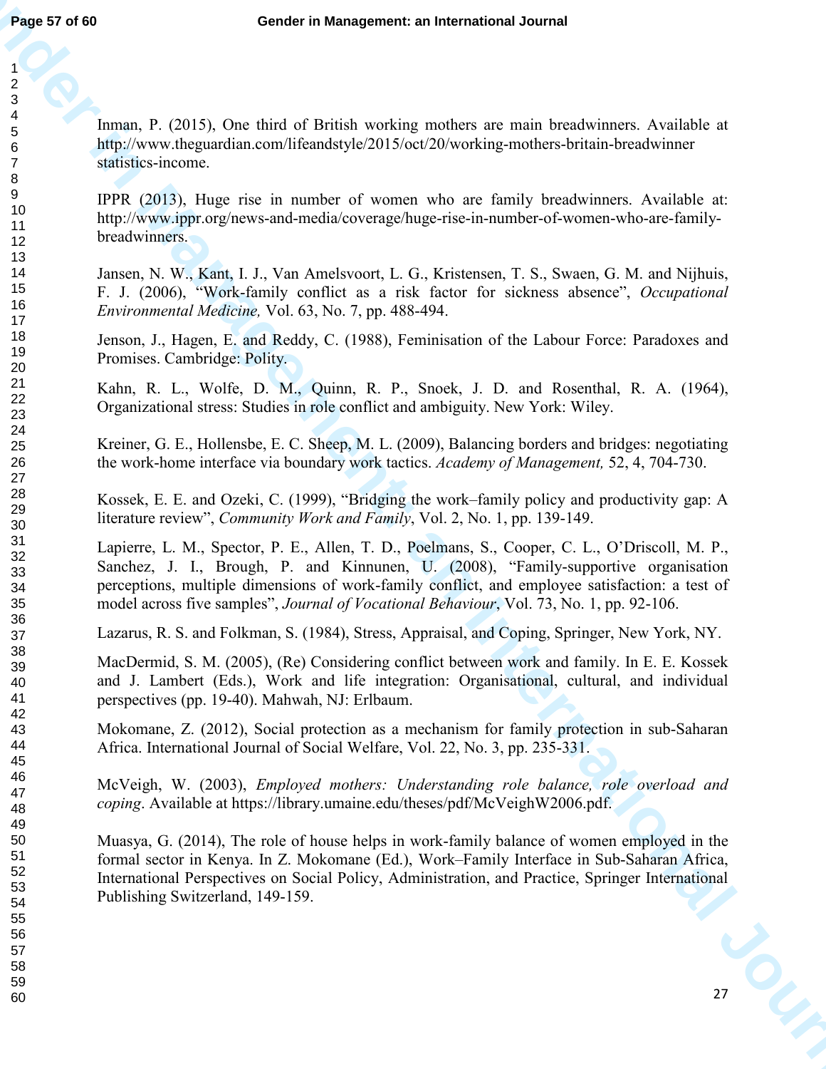Inman, P. (2015), One third of British working mothers are main breadwinners. Available at http://www.theguardian.com/lifeandstyle/2015/oct/20/working-mothers-britain-breadwinner statistics-income.

IPPR (2013), Huge rise in number of women who are family breadwinners. Available at: http://www.ippr.org/news-and-media/coverage/huge-rise-in-number-of-women-who-are-family-breadwinners.

Jansen, N. W., Kant, I. J., Van Amelsvoort, L. G., Kristensen, T. S., Swaen, G. M. and Nijhuis, F. J. (2006), "Work-family conflict as a risk factor for sickness absence", *Occupational Environmental Medicine,* Vol. 63, No. 7, pp. 488-494.

Jenson, J., Hagen, E. and Reddy, C. (1988), Feminisation of the Labour Force: Paradoxes and Promises. Cambridge: Polity.

Kahn, R. L., Wolfe, D. M., Quinn, R. P., Snoek, J. D. and Rosenthal, R. A. (1964), Organizational stress: Studies in role conflict and ambiguity. New York: Wiley.

Kreiner, G. E., Hollensbe, E. C. Sheep, M. L. (2009), Balancing borders and bridges: negotiating the work-home interface via boundary work tactics. *Academy of Management,* 52, 4, 704-730.

Kossek, E. E. and Ozeki, C. (1999), "Bridging the work–family policy and productivity gap: A literature review", *Community Work and Family*, Vol. 2, No. 1, pp. 139-149.

Lapierre, L. M., Spector, P. E., Allen, T. D., Poelmans, S., Cooper, C. L., O'Driscoll, M. P., Sanchez, J. I., Brough, P. and Kinnunen, U. (2008), "Family-supportive organisation perceptions, multiple dimensions of work-family conflict, and employee satisfaction: a test of model across five samples", *Journal of Vocational Behaviour*, Vol. 73, No. 1, pp. 92-106.

Lazarus, R. S. and Folkman, S. (1984), Stress, Appraisal, and Coping, Springer, New York, NY.

MacDermid, S. M. (2005), (Re) Considering conflict between work and family. In E. E. Kossek and J. Lambert (Eds.), Work and life integration: Organisational, cultural, and individual perspectives (pp. 19-40). Mahwah, NJ: Erlbaum.

Mokomane, Z. (2012), Social protection as a mechanism for family protection in sub-Saharan Africa. International Journal of Social Welfare, Vol. 22, No. 3, pp. 235-331.

McVeigh, W. (2003), *Employed mothers: Understanding role balance, role overload and coping*. Available at https://library.umaine.edu/theses/pdf/McVeighW2006.pdf.

Muasya, G. (2014), The role of house helps in work-family balance of women employed in the formal sector in Kenya. In Z. Mokomane (Ed.), Work–Family Interface in Sub-Saharan Africa, International Perspectives on Social Policy, Administration, and Practice, Springer International Publishing Switzerland, 149-159.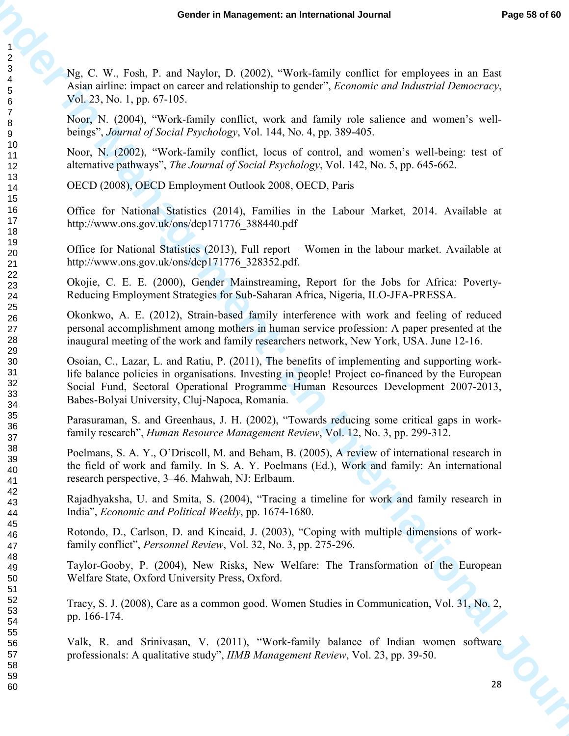Ng, C. W., Fosh, P. and Naylor, D. (2002), "Work-family conflict for employees in an East Asian airline: impact on career and relationship to gender", *Economic and Industrial Democracy*, Vol. 23, No. 1, pp. 67-105.

Noor, N. (2004), "Work-family conflict, work and family role salience and women's well-beings", *Journal of Social Psychology*, Vol. 144, No. 4, pp. 389-405.

Noor, N. (2002), "Work-family conflict, locus of control, and women's well-being: test of alternative pathways", *The Journal of Social Psychology*, Vol. 142, No. 5, pp. 645-662.

OECD (2008), OECD Employment Outlook 2008, OECD, Paris

Office for National Statistics (2014), Families in the Labour Market, 2014. Available at http://www.ons.gov.uk/ons/dcp171776_388440.pdf

Office for National Statistics (2013), Full report – Women in the labour market. Available at http://www.ons.gov.uk/ons/dcp171776_328352.pdf.

Okojie, C. E. E. (2000), Gender Mainstreaming, Report for the Jobs for Africa: Poverty-Reducing Employment Strategies for Sub-Saharan Africa, Nigeria, ILO-JFA-PRESSA.

Okonkwo, A. E. (2012), Strain-based family interference with work and feeling of reduced personal accomplishment among mothers in human service profession: A paper presented at the inaugural meeting of the work and family researchers network, New York, USA. June 12-16.

Osoian, C., Lazar, L. and Ratiu, P. (2011), The benefits of implementing and supporting work-life balance policies in organisations. Investing in people! Project co-financed by the European Social Fund, Sectoral Operational Programme Human Resources Development 2007-2013, Babes-Bolyai University, Cluj-Napoca, Romania.

Parasuraman, S. and Greenhaus, J. H. (2002), "Towards reducing some critical gaps in work-family research", *Human Resource Management Review*, Vol. 12, No. 3, pp. 299-312.

Poelmans, S. A. Y., O'Driscoll, M. and Beham, B. (2005), A review of international research in the field of work and family. In S. A. Y. Poelmans (Ed.), Work and family: An international research perspective, 3–46. Mahwah, NJ: Erlbaum.

Rajadhyaksha, U. and Smita, S. (2004), "Tracing a timeline for work and family research in India", *Economic and Political Weekly*, pp. 1674-1680.

Rotondo, D., Carlson, D. and Kincaid, J. (2003), "Coping with multiple dimensions of work-family conflict", *Personnel Review*, Vol. 32, No. 3, pp. 275-296.

Taylor-Gooby, P. (2004), New Risks, New Welfare: The Transformation of the European Welfare State, Oxford University Press, Oxford.

Tracy, S. J. (2008), Care as a common good. Women Studies in Communication, Vol. 31, No. 2, pp. 166-174.

Valk, R. and Srinivasan, V. (2011), "Work-family balance of Indian women software professionals: A qualitative study", *IIMB Management Review*, Vol. 23, pp. 39-50.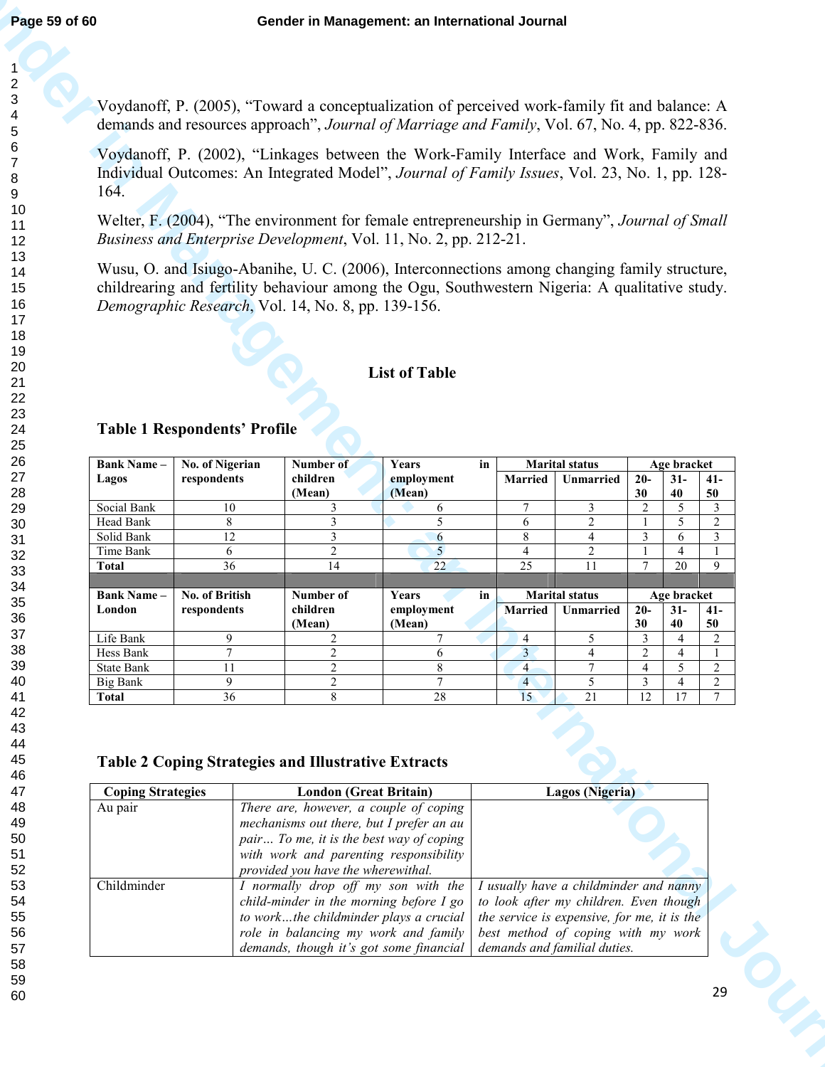Voydanoff, P. (2005), "Toward a conceptualization of perceived work-family fit and balance: A demands and resources approach", *Journal of Marriage and Family*, Vol. 67, No. 4, pp. 822-836.

Voydanoff, P. (2002), "Linkages between the Work-Family Interface and Work, Family and Individual Outcomes: An Integrated Model", *Journal of Family Issues*, Vol. 23, No. 1, pp. 128-164.

Welter, F. (2004), "The environment for female entrepreneurship in Germany", *Journal of Small Business and Enterprise Development*, Vol. 11, No. 2, pp. 212-21.

Wusu, O. and Isiugo-Abanihe, U. C. (2006), Interconnections among changing family structure, childrearing and fertility behaviour among the Ogu, Southwestern Nigeria: A qualitative study. *Demographic Research*, Vol. 14, No. 8, pp. 139-156.

## List of Table

### Table 1 Respondents' Profile

| Bank Name – Lagos | No. of Nigerian respondents | Number of children (Mean) | Years in employment (Mean) | Marital status | | Age bracket | | |
|---|---|---|---|---|---|---|---|---|
| | | | | Married | Unmarried | 20-30 | 31-40 | 41-50 |
| Social Bank | 10 | 3 | 6 | 7 | 3 | 2 | 5 | 3 |
| Head Bank | 8 | 3 | 5 | 6 | 2 | 1 | 5 | 2 |
| Solid Bank | 12 | 3 | 6 | 8 | 4 | 3 | 6 | 3 |
| Time Bank | 6 | 2 | 5 | 4 | 2 | 1 | 4 | 1 |
| **Total** | 36 | 14 | 22 | 25 | 11 | 7 | 20 | 9 |
| **Bank Name – London** | **No. of British respondents** | **Number of children (Mean)** | **Years in employment (Mean)** | **Marital status** | | **Age bracket** | | |
| | | | | **Married** | **Unmarried** | **20-30** | **31-40** | **41-50** |
| Life Bank | 9 | 2 | 7 | 4 | 5 | 3 | 4 | 2 |
| Hess Bank | 7 | 2 | 6 | 3 | 4 | 2 | 4 | 1 |
| State Bank | 11 | 2 | 8 | 4 | 7 | 4 | 5 | 2 |
| Big Bank | 9 | 2 | 7 | 4 | 5 | 3 | 4 | 2 |
| **Total** | 36 | 8 | 28 | 15 | 21 | 12 | 17 | 7 |

### Table 2 Coping Strategies and Illustrative Extracts

| Coping Strategies | London (Great Britain) | Lagos (Nigeria) |
|---|---|---|
| Au pair | *There are, however, a couple of coping mechanisms out there, but I prefer an au pair… To me, it is the best way of coping with work and parenting responsibility provided you have the wherewithal.* | |
| Childminder | *I normally drop off my son with the child-minder in the morning before I go to work…the childminder plays a crucial role in balancing my work and family demands, though it's got some financial* | *I usually have a childminder and nanny to look after my children. Even though the service is expensive, for me, it is the best method of coping with my work demands and familial duties.* |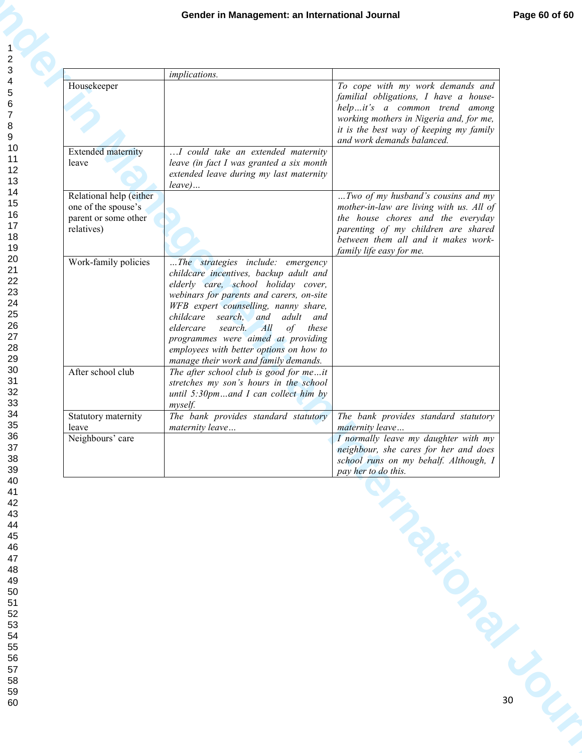| | | |
|---|---|---|
| | *implications.* | |
| Housekeeper | | *To cope with my work demands and familial obligations, I have a house-help…it's a common trend among working mothers in Nigeria and, for me, it is the best way of keeping my family and work demands balanced.* |
| Extended maternity leave | *…I could take an extended maternity leave (in fact I was granted a six month extended leave during my last maternity leave)…* | |
| Relational help (either one of the spouse's parent or some other relatives) | | *…Two of my husband's cousins and my mother-in-law are living with us. All of the house chores and the everyday parenting of my children are shared between them all and it makes work-family life easy for me.* |
| Work-family policies | *…The strategies include: emergency childcare incentives, backup adult and elderly care, school holiday cover, webinars for parents and carers, on-site WFB expert counselling, nanny share, childcare search, and adult and eldercare search. All of these programmes were aimed at providing employees with better options on how to manage their work and family demands.* | |
| After school club | *The after school club is good for me…it stretches my son's hours in the school until 5:30pm…and I can collect him by myself.* | |
| Statutory maternity leave | *The bank provides standard statutory maternity leave…* | *The bank provides standard statutory maternity leave…* |
| Neighbours' care | | *I normally leave my daughter with my neighbour, she cares for her and does school runs on my behalf. Although, I pay her to do this.* |